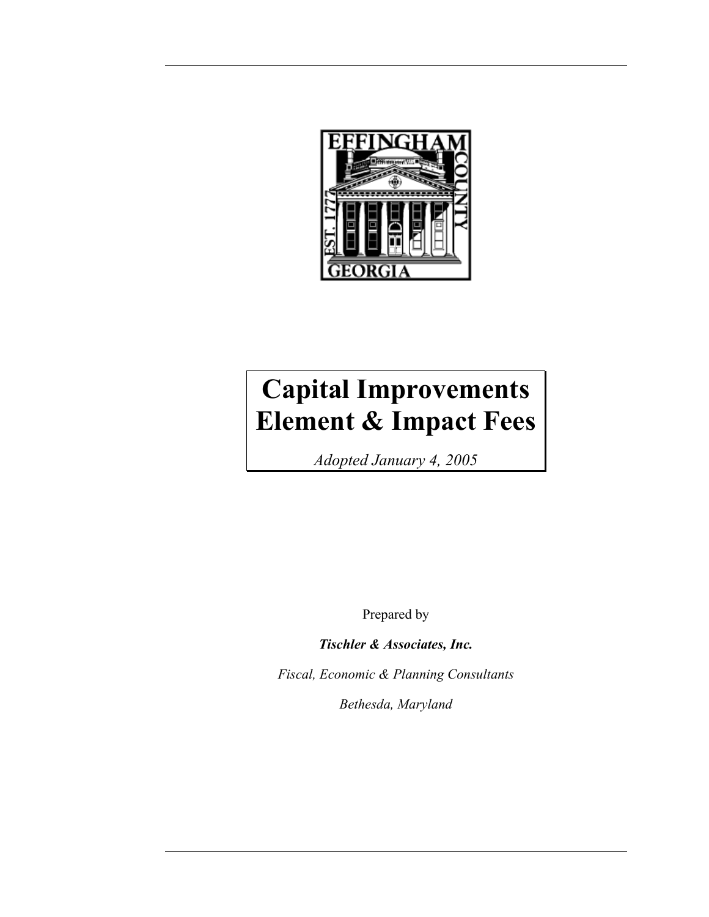# Capital Improvements Element & Impact Fees

*Adopted January 4, 2005*

Prepared by

***Tischler & Associates, Inc.***

*Fiscal, Economic & Planning Consultants*

*Bethesda, Maryland*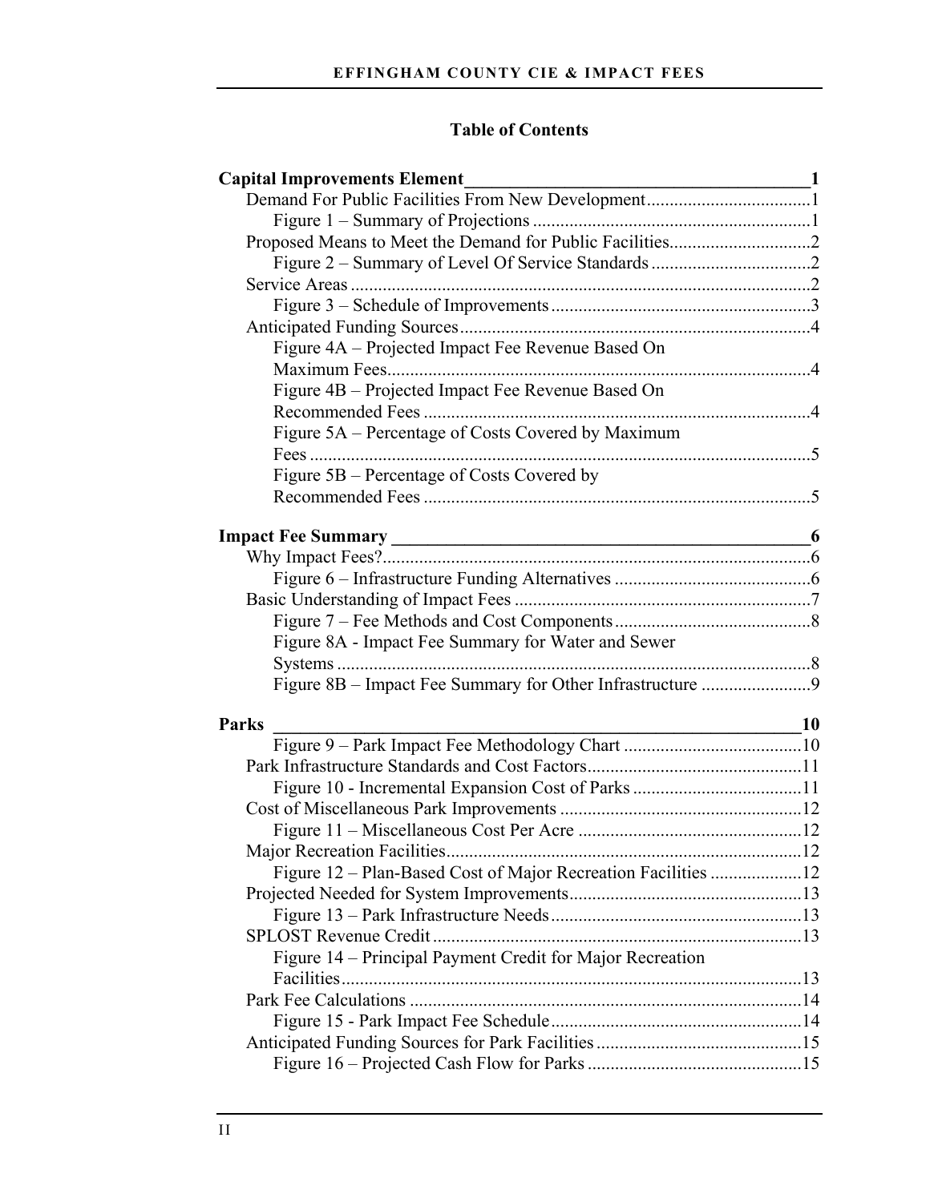# Table of Contents

**Capital Improvements Element** 1

- Demand For Public Facilities From New Development 1
  - Figure 1 – Summary of Projections 1
- Proposed Means to Meet the Demand for Public Facilities 2
  - Figure 2 – Summary of Level Of Service Standards 2
- Service Areas 2
  - Figure 3 – Schedule of Improvements 3
- Anticipated Funding Sources 4
  - Figure 4A – Projected Impact Fee Revenue Based On Maximum Fees 4
  - Figure 4B – Projected Impact Fee Revenue Based On Recommended Fees 4
  - Figure 5A – Percentage of Costs Covered by Maximum Fees 5
  - Figure 5B – Percentage of Costs Covered by Recommended Fees 5

**Impact Fee Summary** 6

- Why Impact Fees? 6
  - Figure 6 – Infrastructure Funding Alternatives 6
- Basic Understanding of Impact Fees 7
  - Figure 7 – Fee Methods and Cost Components 8
  - Figure 8A - Impact Fee Summary for Water and Sewer Systems 8
  - Figure 8B – Impact Fee Summary for Other Infrastructure 9

**Parks** 10

- Figure 9 – Park Impact Fee Methodology Chart 10
- Park Infrastructure Standards and Cost Factors 11
  - Figure 10 - Incremental Expansion Cost of Parks 11
- Cost of Miscellaneous Park Improvements 12
  - Figure 11 – Miscellaneous Cost Per Acre 12
- Major Recreation Facilities 12
  - Figure 12 – Plan-Based Cost of Major Recreation Facilities 12
- Projected Needed for System Improvements 13
  - Figure 13 – Park Infrastructure Needs 13
- SPLOST Revenue Credit 13
  - Figure 14 – Principal Payment Credit for Major Recreation Facilities 13
- Park Fee Calculations 14
  - Figure 15 - Park Impact Fee Schedule 14
- Anticipated Funding Sources for Park Facilities 15
  - Figure 16 – Projected Cash Flow for Parks 15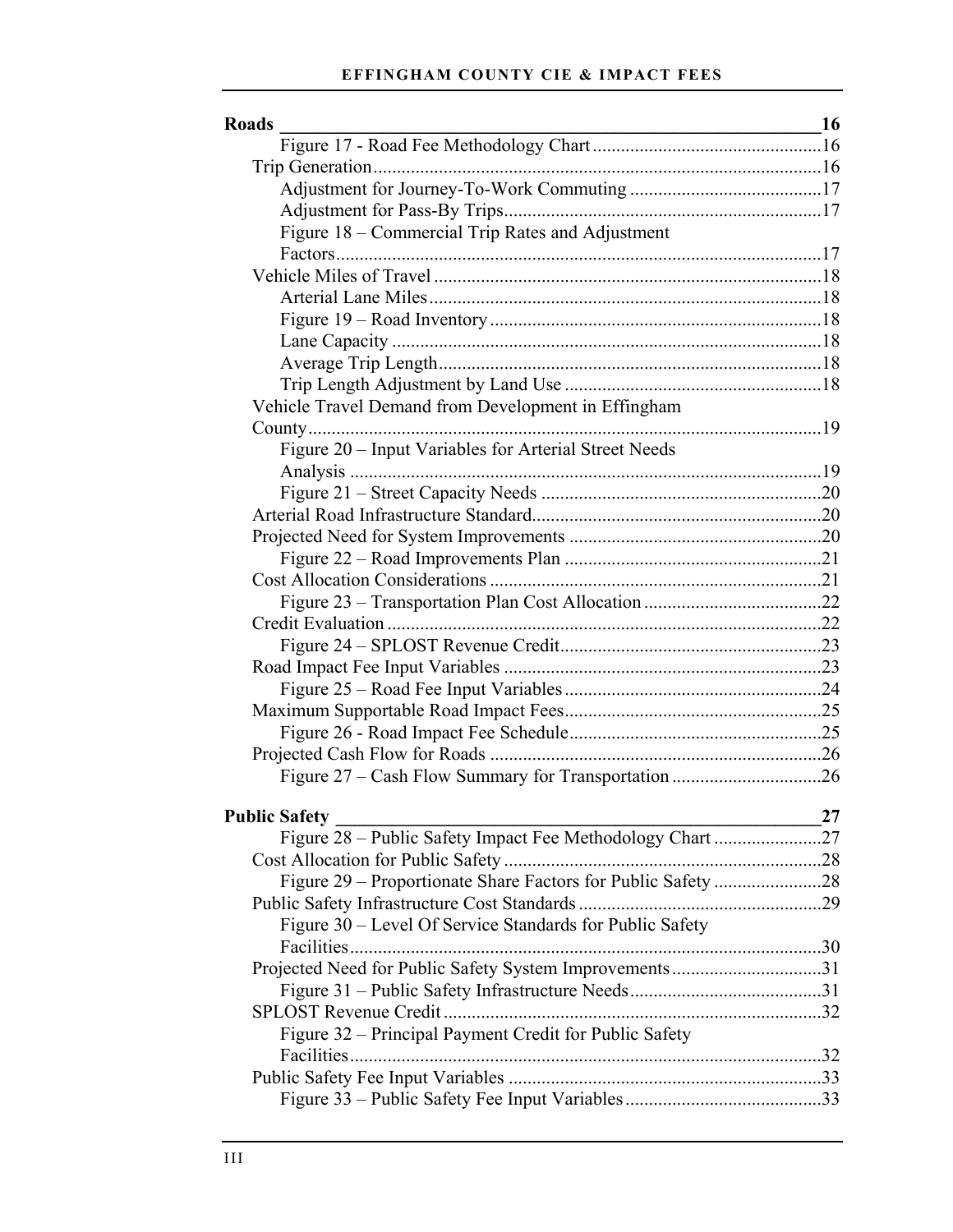**Roads — 16**

- Figure 17 - Road Fee Methodology Chart — 16
- Trip Generation — 16
  - Adjustment for Journey-To-Work Commuting — 17
  - Adjustment for Pass-By Trips — 17
  - Figure 18 – Commercial Trip Rates and Adjustment Factors — 17
- Vehicle Miles of Travel — 18
  - Arterial Lane Miles — 18
  - Figure 19 – Road Inventory — 18
  - Lane Capacity — 18
  - Average Trip Length — 18
  - Trip Length Adjustment by Land Use — 18
- Vehicle Travel Demand from Development in Effingham County — 19
  - Figure 20 – Input Variables for Arterial Street Needs Analysis — 19
  - Figure 21 – Street Capacity Needs — 20
- Arterial Road Infrastructure Standard — 20
- Projected Need for System Improvements — 20
  - Figure 22 – Road Improvements Plan — 21
- Cost Allocation Considerations — 21
  - Figure 23 – Transportation Plan Cost Allocation — 22
- Credit Evaluation — 22
  - Figure 24 – SPLOST Revenue Credit — 23
- Road Impact Fee Input Variables — 23
  - Figure 25 – Road Fee Input Variables — 24
- Maximum Supportable Road Impact Fees — 25
  - Figure 26 - Road Impact Fee Schedule — 25
- Projected Cash Flow for Roads — 26
  - Figure 27 – Cash Flow Summary for Transportation — 26

**Public Safety — 27**

- Figure 28 – Public Safety Impact Fee Methodology Chart — 27
- Cost Allocation for Public Safety — 28
  - Figure 29 – Proportionate Share Factors for Public Safety — 28
- Public Safety Infrastructure Cost Standards — 29
  - Figure 30 – Level Of Service Standards for Public Safety Facilities — 30
- Projected Need for Public Safety System Improvements — 31
  - Figure 31 – Public Safety Infrastructure Needs — 31
- SPLOST Revenue Credit — 32
  - Figure 32 – Principal Payment Credit for Public Safety Facilities — 32
- Public Safety Fee Input Variables — 33
  - Figure 33 – Public Safety Fee Input Variables — 33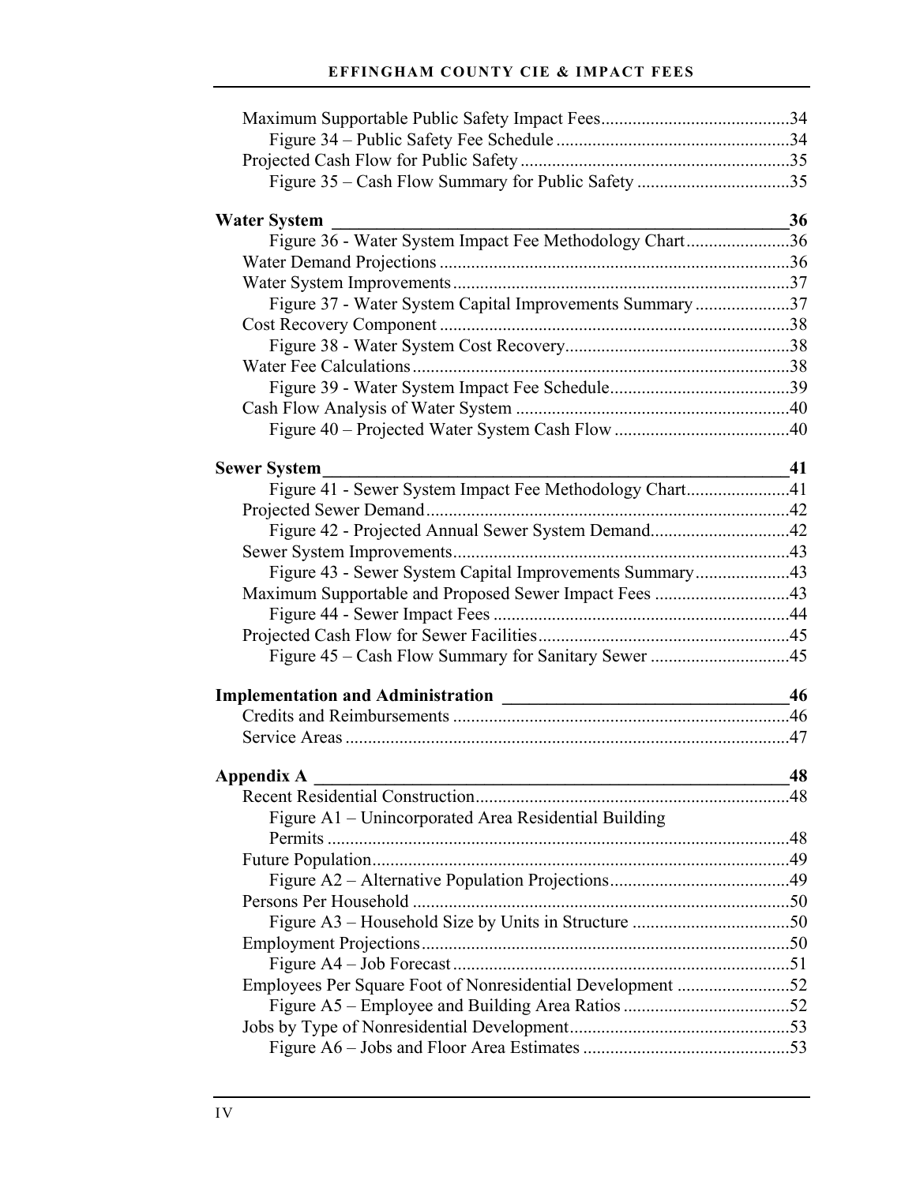Maximum Supportable Public Safety Impact Fees.........................................34
Figure 34 – Public Safety Fee Schedule...................................................34
Projected Cash Flow for Public Safety...........................................................35
Figure 35 – Cash Flow Summary for Public Safety.................................35

**Water System ____________________________________________________36**
Figure 36 - Water System Impact Fee Methodology Chart.......................36
Water Demand Projections.............................................................................36
Water System Improvements.........................................................................37
Figure 37 - Water System Capital Improvements Summary.....................37
Cost Recovery Component.............................................................................38
Figure 38 - Water System Cost Recovery.................................................38
Water Fee Calculations...................................................................................38
Figure 39 - Water System Impact Fee Schedule........................................39
Cash Flow Analysis of Water System............................................................40
Figure 40 – Projected Water System Cash Flow.......................................40

**Sewer System____________________________________________________41**
Figure 41 - Sewer System Impact Fee Methodology Chart.......................41
Projected Sewer Demand................................................................................42
Figure 42 - Projected Annual Sewer System Demand..............................42
Sewer System Improvements.........................................................................43
Figure 43 - Sewer System Capital Improvements Summary....................43
Maximum Supportable and Proposed Sewer Impact Fees.............................43
Figure 44 - Sewer Impact Fees..................................................................44
Projected Cash Flow for Sewer Facilities.......................................................45
Figure 45 – Cash Flow Summary for Sanitary Sewer...............................45

**Implementation and Administration ______________________________46**
Credits and Reimbursements..........................................................................46
Service Areas..................................................................................................47

**Appendix A ______________________________________________________48**
Recent Residential Construction.....................................................................48
Figure A1 – Unincorporated Area Residential Building Permits......................................................................................................48
Future Population............................................................................................49
Figure A2 – Alternative Population Projections.......................................49
Persons Per Household...................................................................................50
Figure A3 – Household Size by Units in Structure...................................50
Employment Projections.................................................................................50
Figure A4 – Job Forecast..........................................................................51
Employees Per Square Foot of Nonresidential Development.........................52
Figure A5 – Employee and Building Area Ratios.....................................52
Jobs by Type of Nonresidential Development................................................53
Figure A6 – Jobs and Floor Area Estimates.............................................53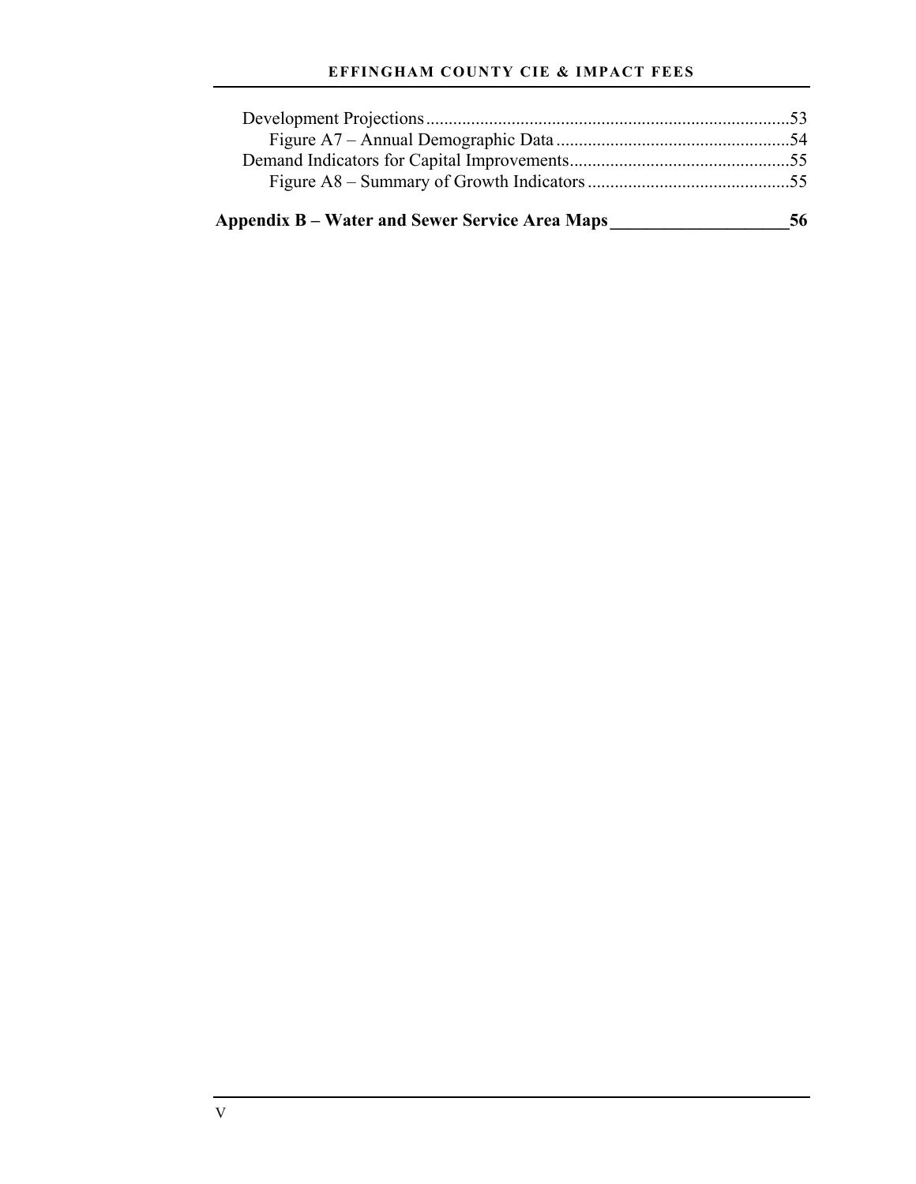Development Projections ... 53
  Figure A7 – Annual Demographic Data ... 54
Demand Indicators for Capital Improvements ... 55
  Figure A8 – Summary of Growth Indicators ... 55

**Appendix B – Water and Sewer Service Area Maps ... 56**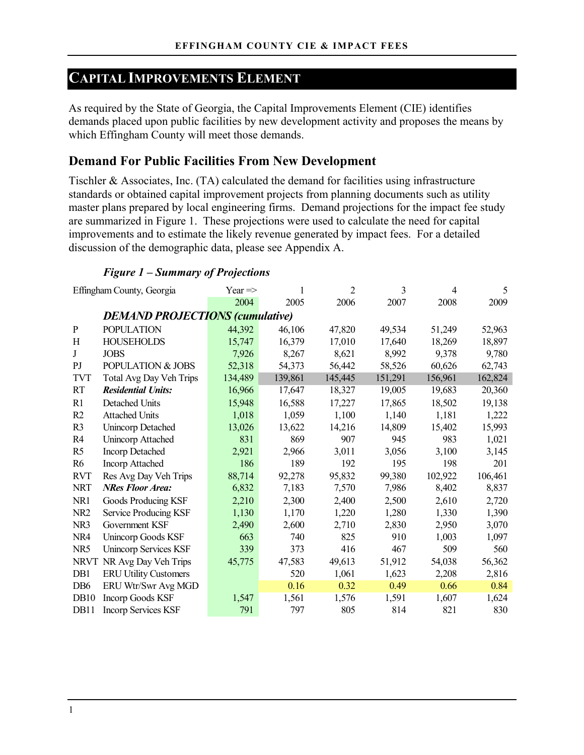# CAPITAL IMPROVEMENTS ELEMENT

As required by the State of Georgia, the Capital Improvements Element (CIE) identifies demands placed upon public facilities by new development activity and proposes the means by which Effingham County will meet those demands.

## Demand For Public Facilities From New Development

Tischler & Associates, Inc. (TA) calculated the demand for facilities using infrastructure standards or obtained capital improvement projects from planning documents such as utility master plans prepared by local engineering firms. Demand projections for the impact fee study are summarized in Figure 1. These projections were used to calculate the need for capital improvements and to estimate the likely revenue generated by impact fees. For a detailed discussion of the demographic data, please see Appendix A.

### *Figure 1 – Summary of Projections*

| Effingham County, Georgia | | Year => | 1 | 2 | 3 | 4 | 5 |
|---|---|---|---|---|---|---|---|
| | | 2004 | 2005 | 2006 | 2007 | 2008 | 2009 |
| | ***DEMAND PROJECTIONS (cumulative)*** | | | | | | |
| P | POPULATION | 44,392 | 46,106 | 47,820 | 49,534 | 51,249 | 52,963 |
| H | HOUSEHOLDS | 15,747 | 16,379 | 17,010 | 17,640 | 18,269 | 18,897 |
| J | JOBS | 7,926 | 8,267 | 8,621 | 8,992 | 9,378 | 9,780 |
| PJ | POPULATION & JOBS | 52,318 | 54,373 | 56,442 | 58,526 | 60,626 | 62,743 |
| TVT | Total Avg Day Veh Trips | 134,489 | 139,861 | 145,445 | 151,291 | 156,961 | 162,824 |
| RT | ***Residential Units:*** | 16,966 | 17,647 | 18,327 | 19,005 | 19,683 | 20,360 |
| R1 | Detached Units | 15,948 | 16,588 | 17,227 | 17,865 | 18,502 | 19,138 |
| R2 | Attached Units | 1,018 | 1,059 | 1,100 | 1,140 | 1,181 | 1,222 |
| R3 | Unincorp Detached | 13,026 | 13,622 | 14,216 | 14,809 | 15,402 | 15,993 |
| R4 | Unincorp Attached | 831 | 869 | 907 | 945 | 983 | 1,021 |
| R5 | Incorp Detached | 2,921 | 2,966 | 3,011 | 3,056 | 3,100 | 3,145 |
| R6 | Incorp Attached | 186 | 189 | 192 | 195 | 198 | 201 |
| RVT | Res Avg Day Veh Trips | 88,714 | 92,278 | 95,832 | 99,380 | 102,922 | 106,461 |
| NRT | ***NRes Floor Area:*** | 6,832 | 7,183 | 7,570 | 7,986 | 8,402 | 8,837 |
| NR1 | Goods Producing KSF | 2,210 | 2,300 | 2,400 | 2,500 | 2,610 | 2,720 |
| NR2 | Service Producing KSF | 1,130 | 1,170 | 1,220 | 1,280 | 1,330 | 1,390 |
| NR3 | Government KSF | 2,490 | 2,600 | 2,710 | 2,830 | 2,950 | 3,070 |
| NR4 | Unincorp Goods KSF | 663 | 740 | 825 | 910 | 1,003 | 1,097 |
| NR5 | Unincorp Services KSF | 339 | 373 | 416 | 467 | 509 | 560 |
| NRVT | NR Avg Day Veh Trips | 45,775 | 47,583 | 49,613 | 51,912 | 54,038 | 56,362 |
| DB1 | ERU Utility Customers | | 520 | 1,061 | 1,623 | 2,208 | 2,816 |
| DB6 | ERU Wtr/Swr Avg MGD | | 0.16 | 0.32 | 0.49 | 0.66 | 0.84 |
| DB10 | Incorp Goods KSF | 1,547 | 1,561 | 1,576 | 1,591 | 1,607 | 1,624 |
| DB11 | Incorp Services KSF | 791 | 797 | 805 | 814 | 821 | 830 |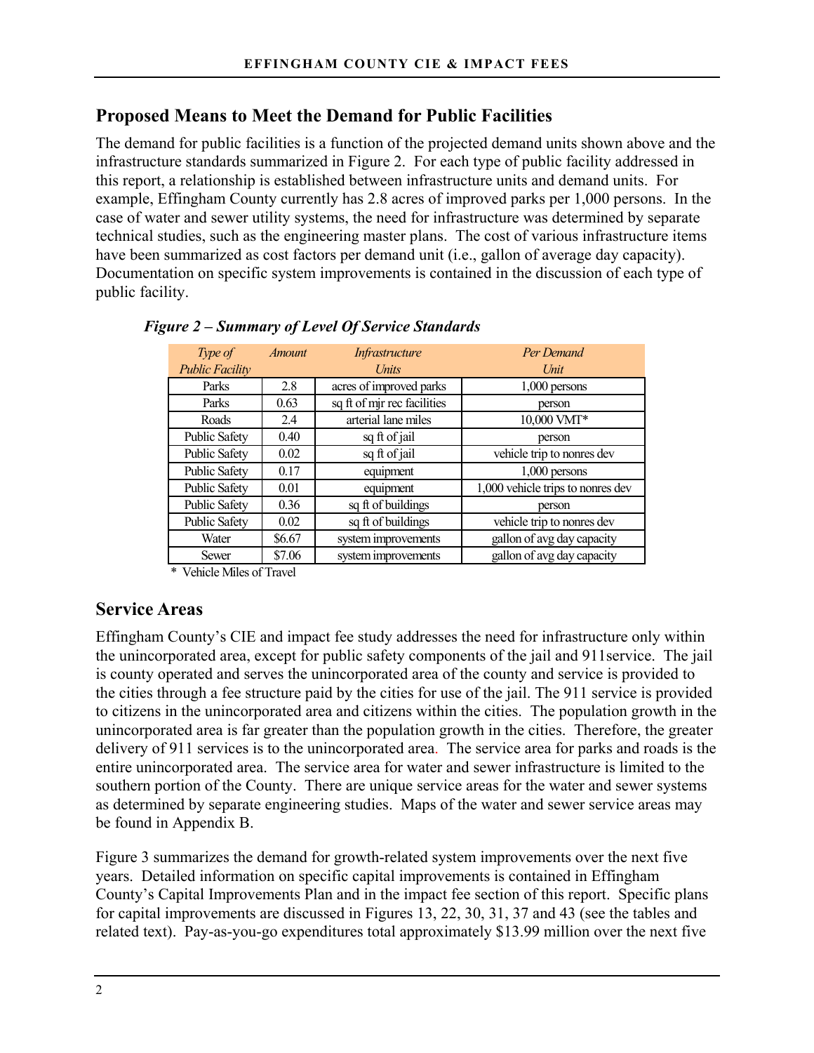## Proposed Means to Meet the Demand for Public Facilities

The demand for public facilities is a function of the projected demand units shown above and the infrastructure standards summarized in Figure 2. For each type of public facility addressed in this report, a relationship is established between infrastructure units and demand units. For example, Effingham County currently has 2.8 acres of improved parks per 1,000 persons. In the case of water and sewer utility systems, the need for infrastructure was determined by separate technical studies, such as the engineering master plans. The cost of various infrastructure items have been summarized as cost factors per demand unit (i.e., gallon of average day capacity). Documentation on specific system improvements is contained in the discussion of each type of public facility.

***Figure 2 – Summary of Level Of Service Standards***

| *Type of Public Facility* | *Amount* | *Infrastructure Units* | *Per Demand Unit* |
|---|---|---|---|
| Parks | 2.8 | acres of improved parks | 1,000 persons |
| Parks | 0.63 | sq ft of mjr rec facilities | person |
| Roads | 2.4 | arterial lane miles | 10,000 VMT* |
| Public Safety | 0.40 | sq ft of jail | person |
| Public Safety | 0.02 | sq ft of jail | vehicle trip to nonres dev |
| Public Safety | 0.17 | equipment | 1,000 persons |
| Public Safety | 0.01 | equipment | 1,000 vehicle trips to nonres dev |
| Public Safety | 0.36 | sq ft of buildings | person |
| Public Safety | 0.02 | sq ft of buildings | vehicle trip to nonres dev |
| Water | $6.67 | system improvements | gallon of avg day capacity |
| Sewer | $7.06 | system improvements | gallon of avg day capacity |

\* Vehicle Miles of Travel

## Service Areas

Effingham County's CIE and impact fee study addresses the need for infrastructure only within the unincorporated area, except for public safety components of the jail and 911service. The jail is county operated and serves the unincorporated area of the county and service is provided to the cities through a fee structure paid by the cities for use of the jail. The 911 service is provided to citizens in the unincorporated area and citizens within the cities. The population growth in the unincorporated area is far greater than the population growth in the cities. Therefore, the greater delivery of 911 services is to the unincorporated area. The service area for parks and roads is the entire unincorporated area. The service area for water and sewer infrastructure is limited to the southern portion of the County. There are unique service areas for the water and sewer systems as determined by separate engineering studies. Maps of the water and sewer service areas may be found in Appendix B.

Figure 3 summarizes the demand for growth-related system improvements over the next five years. Detailed information on specific capital improvements is contained in Effingham County's Capital Improvements Plan and in the impact fee section of this report. Specific plans for capital improvements are discussed in Figures 13, 22, 30, 31, 37 and 43 (see the tables and related text). Pay-as-you-go expenditures total approximately $13.99 million over the next five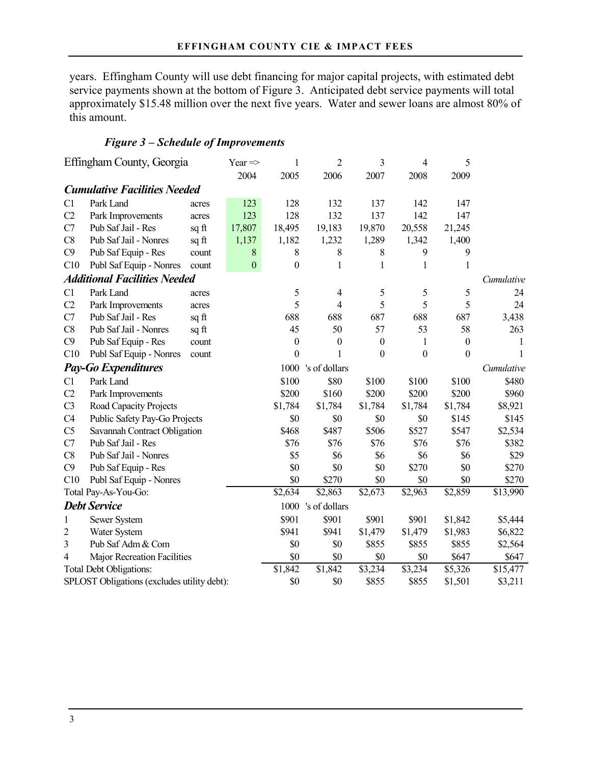years. Effingham County will use debt financing for major capital projects, with estimated debt service payments shown at the bottom of Figure 3. Anticipated debt service payments will total approximately $15.48 million over the next five years. Water and sewer loans are almost 80% of this amount.

### *Figure 3 – Schedule of Improvements*

| Effingham County, Georgia | | | Year => | 1 | 2 | 3 | 4 | 5 | |
|---|---|---|---|---|---|---|---|---|---|
| | | | 2004 | 2005 | 2006 | 2007 | 2008 | 2009 | |
| ***Cumulative Facilities Needed*** | | | | | | | | | |
| C1 | Park Land | acres | 123 | 128 | 132 | 137 | 142 | 147 | |
| C2 | Park Improvements | acres | 123 | 128 | 132 | 137 | 142 | 147 | |
| C7 | Pub Saf Jail - Res | sq ft | 17,807 | 18,495 | 19,183 | 19,870 | 20,558 | 21,245 | |
| C8 | Pub Saf Jail - Nonres | sq ft | 1,137 | 1,182 | 1,232 | 1,289 | 1,342 | 1,400 | |
| C9 | Pub Saf Equip - Res | count | 8 | 8 | 8 | 8 | 9 | 9 | |
| C10 | Publ Saf Equip - Nonres | count | 0 | 0 | 1 | 1 | 1 | 1 | |
| ***Additional Facilities Needed*** | | | | | | | | | *Cumulative* |
| C1 | Park Land | acres | | 5 | 4 | 5 | 5 | 5 | 24 |
| C2 | Park Improvements | acres | | 5 | 4 | 5 | 5 | 5 | 24 |
| C7 | Pub Saf Jail - Res | sq ft | | 688 | 688 | 687 | 688 | 687 | 3,438 |
| C8 | Pub Saf Jail - Nonres | sq ft | | 45 | 50 | 57 | 53 | 58 | 263 |
| C9 | Pub Saf Equip - Res | count | | 0 | 0 | 0 | 1 | 0 | 1 |
| C10 | Publ Saf Equip - Nonres | count | | 0 | 1 | 0 | 0 | 0 | 1 |
| ***Pay-Go Expenditures*** | | | | 1000 | 's of dollars | | | | *Cumulative* |
| C1 | Park Land | | | $100 | $80 | $100 | $100 | $100 | $480 |
| C2 | Park Improvements | | | $200 | $160 | $200 | $200 | $200 | $960 |
| C3 | Road Capacity Projects | | | $1,784 | $1,784 | $1,784 | $1,784 | $1,784 | $8,921 |
| C4 | Public Safety Pay-Go Projects | | | $0 | $0 | $0 | $0 | $145 | $145 |
| C5 | Savannah Contract Obligation | | | $468 | $487 | $506 | $527 | $547 | $2,534 |
| C7 | Pub Saf Jail - Res | | | $76 | $76 | $76 | $76 | $76 | $382 |
| C8 | Pub Saf Jail - Nonres | | | $5 | $6 | $6 | $6 | $6 | $29 |
| C9 | Pub Saf Equip - Res | | | $0 | $0 | $0 | $270 | $0 | $270 |
| C10 | Publ Saf Equip - Nonres | | | $0 | $270 | $0 | $0 | $0 | $270 |
| Total Pay-As-You-Go: | | | | $2,634 | $2,863 | $2,673 | $2,963 | $2,859 | $13,990 |
| ***Debt Service*** | | | | 1000 | 's of dollars | | | | |
| 1 | Sewer System | | | $901 | $901 | $901 | $901 | $1,842 | $5,444 |
| 2 | Water System | | | $941 | $941 | $1,479 | $1,479 | $1,983 | $6,822 |
| 3 | Pub Saf Adm & Com | | | $0 | $0 | $855 | $855 | $855 | $2,564 |
| 4 | Major Recreation Facilities | | | $0 | $0 | $0 | $0 | $647 | $647 |
| Total Debt Obligations: | | | | $1,842 | $1,842 | $3,234 | $3,234 | $5,326 | $15,477 |
| SPLOST Obligations (excludes utility debt): | | | | $0 | $0 | $855 | $855 | $1,501 | $3,211 |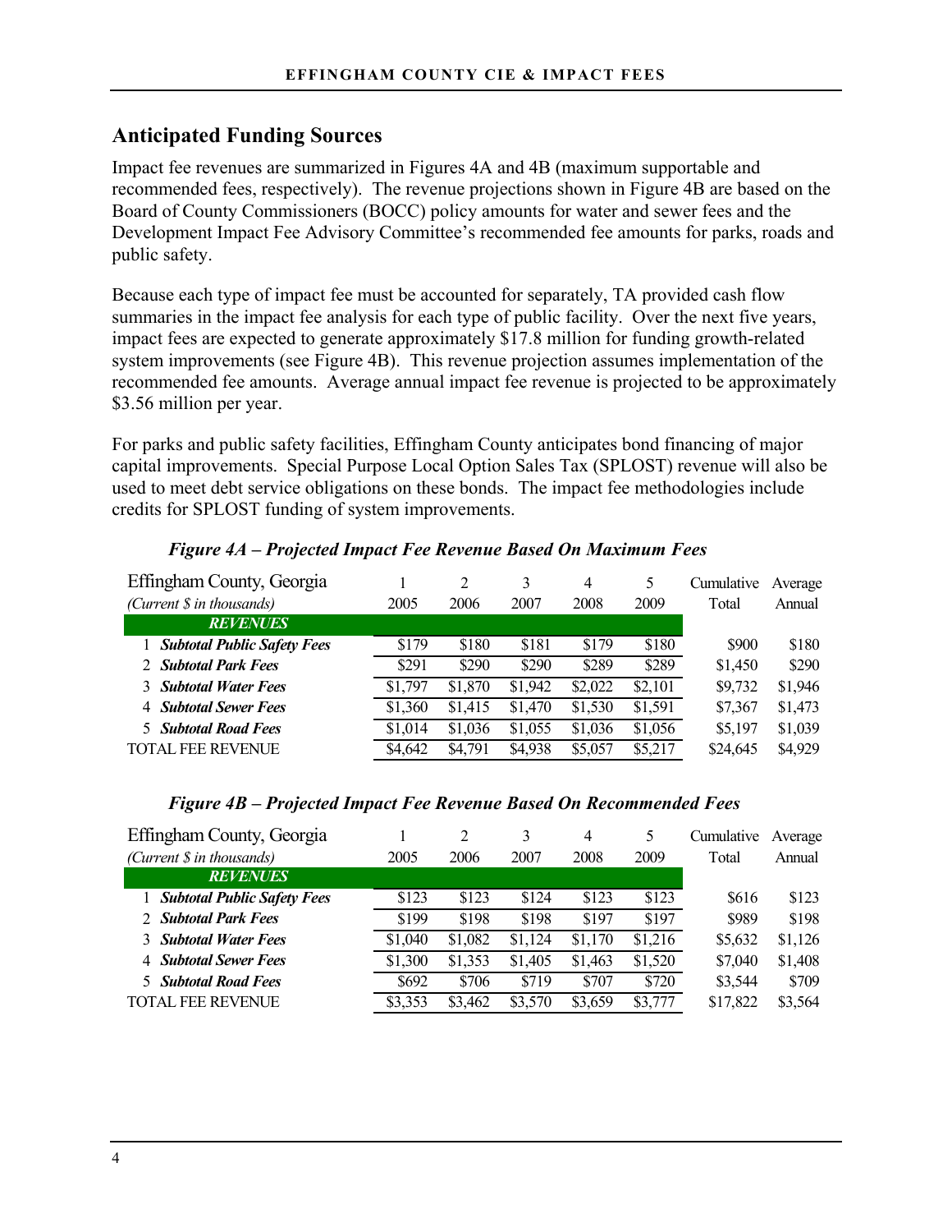## Anticipated Funding Sources

Impact fee revenues are summarized in Figures 4A and 4B (maximum supportable and recommended fees, respectively). The revenue projections shown in Figure 4B are based on the Board of County Commissioners (BOCC) policy amounts for water and sewer fees and the Development Impact Fee Advisory Committee's recommended fee amounts for parks, roads and public safety.

Because each type of impact fee must be accounted for separately, TA provided cash flow summaries in the impact fee analysis for each type of public facility. Over the next five years, impact fees are expected to generate approximately $17.8 million for funding growth-related system improvements (see Figure 4B). This revenue projection assumes implementation of the recommended fee amounts. Average annual impact fee revenue is projected to be approximately $3.56 million per year.

For parks and public safety facilities, Effingham County anticipates bond financing of major capital improvements. Special Purpose Local Option Sales Tax (SPLOST) revenue will also be used to meet debt service obligations on these bonds. The impact fee methodologies include credits for SPLOST funding of system improvements.

***Figure 4A – Projected Impact Fee Revenue Based On Maximum Fees***

| Effingham County, Georgia | 1 | 2 | 3 | 4 | 5 | Cumulative | Average |
|---|---|---|---|---|---|---|---|
| *(Current $ in thousands)* | 2005 | 2006 | 2007 | 2008 | 2009 | Total | Annual |
| ***REVENUES*** | | | | | | | |
| 1 ***Subtotal Public Safety Fees*** | $179 | $180 | $181 | $179 | $180 | $900 | $180 |
| 2 ***Subtotal Park Fees*** | $291 | $290 | $290 | $289 | $289 | $1,450 | $290 |
| 3 ***Subtotal Water Fees*** | $1,797 | $1,870 | $1,942 | $2,022 | $2,101 | $9,732 | $1,946 |
| 4 ***Subtotal Sewer Fees*** | $1,360 | $1,415 | $1,470 | $1,530 | $1,591 | $7,367 | $1,473 |
| 5 ***Subtotal Road Fees*** | $1,014 | $1,036 | $1,055 | $1,036 | $1,056 | $5,197 | $1,039 |
| TOTAL FEE REVENUE | $4,642 | $4,791 | $4,938 | $5,057 | $5,217 | $24,645 | $4,929 |

***Figure 4B – Projected Impact Fee Revenue Based On Recommended Fees***

| Effingham County, Georgia | 1 | 2 | 3 | 4 | 5 | Cumulative | Average |
|---|---|---|---|---|---|---|---|
| *(Current $ in thousands)* | 2005 | 2006 | 2007 | 2008 | 2009 | Total | Annual |
| ***REVENUES*** | | | | | | | |
| 1 ***Subtotal Public Safety Fees*** | $123 | $123 | $124 | $123 | $123 | $616 | $123 |
| 2 ***Subtotal Park Fees*** | $199 | $198 | $198 | $197 | $197 | $989 | $198 |
| 3 ***Subtotal Water Fees*** | $1,040 | $1,082 | $1,124 | $1,170 | $1,216 | $5,632 | $1,126 |
| 4 ***Subtotal Sewer Fees*** | $1,300 | $1,353 | $1,405 | $1,463 | $1,520 | $7,040 | $1,408 |
| 5 ***Subtotal Road Fees*** | $692 | $706 | $719 | $707 | $720 | $3,544 | $709 |
| TOTAL FEE REVENUE | $3,353 | $3,462 | $3,570 | $3,659 | $3,777 | $17,822 | $3,564 |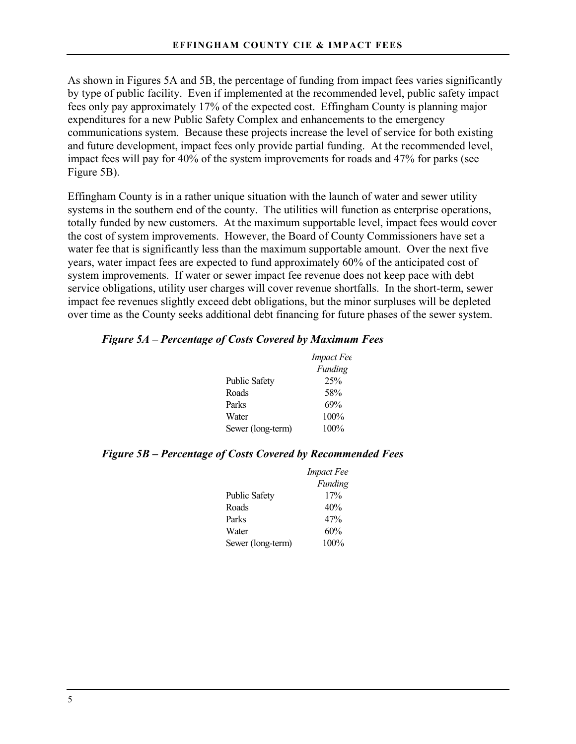As shown in Figures 5A and 5B, the percentage of funding from impact fees varies significantly by type of public facility. Even if implemented at the recommended level, public safety impact fees only pay approximately 17% of the expected cost. Effingham County is planning major expenditures for a new Public Safety Complex and enhancements to the emergency communications system. Because these projects increase the level of service for both existing and future development, impact fees only provide partial funding. At the recommended level, impact fees will pay for 40% of the system improvements for roads and 47% for parks (see Figure 5B).

Effingham County is in a rather unique situation with the launch of water and sewer utility systems in the southern end of the county. The utilities will function as enterprise operations, totally funded by new customers. At the maximum supportable level, impact fees would cover the cost of system improvements. However, the Board of County Commissioners have set a water fee that is significantly less than the maximum supportable amount. Over the next five years, water impact fees are expected to fund approximately 60% of the anticipated cost of system improvements. If water or sewer impact fee revenue does not keep pace with debt service obligations, utility user charges will cover revenue shortfalls. In the short-term, sewer impact fee revenues slightly exceed debt obligations, but the minor surpluses will be depleted over time as the County seeks additional debt financing for future phases of the sewer system.

***Figure 5A – Percentage of Costs Covered by Maximum Fees***

| | *Impact Fee Funding* |
|---|---|
| Public Safety | 25% |
| Roads | 58% |
| Parks | 69% |
| Water | 100% |
| Sewer (long-term) | 100% |

***Figure 5B – Percentage of Costs Covered by Recommended Fees***

| | *Impact Fee Funding* |
|---|---|
| Public Safety | 17% |
| Roads | 40% |
| Parks | 47% |
| Water | 60% |
| Sewer (long-term) | 100% |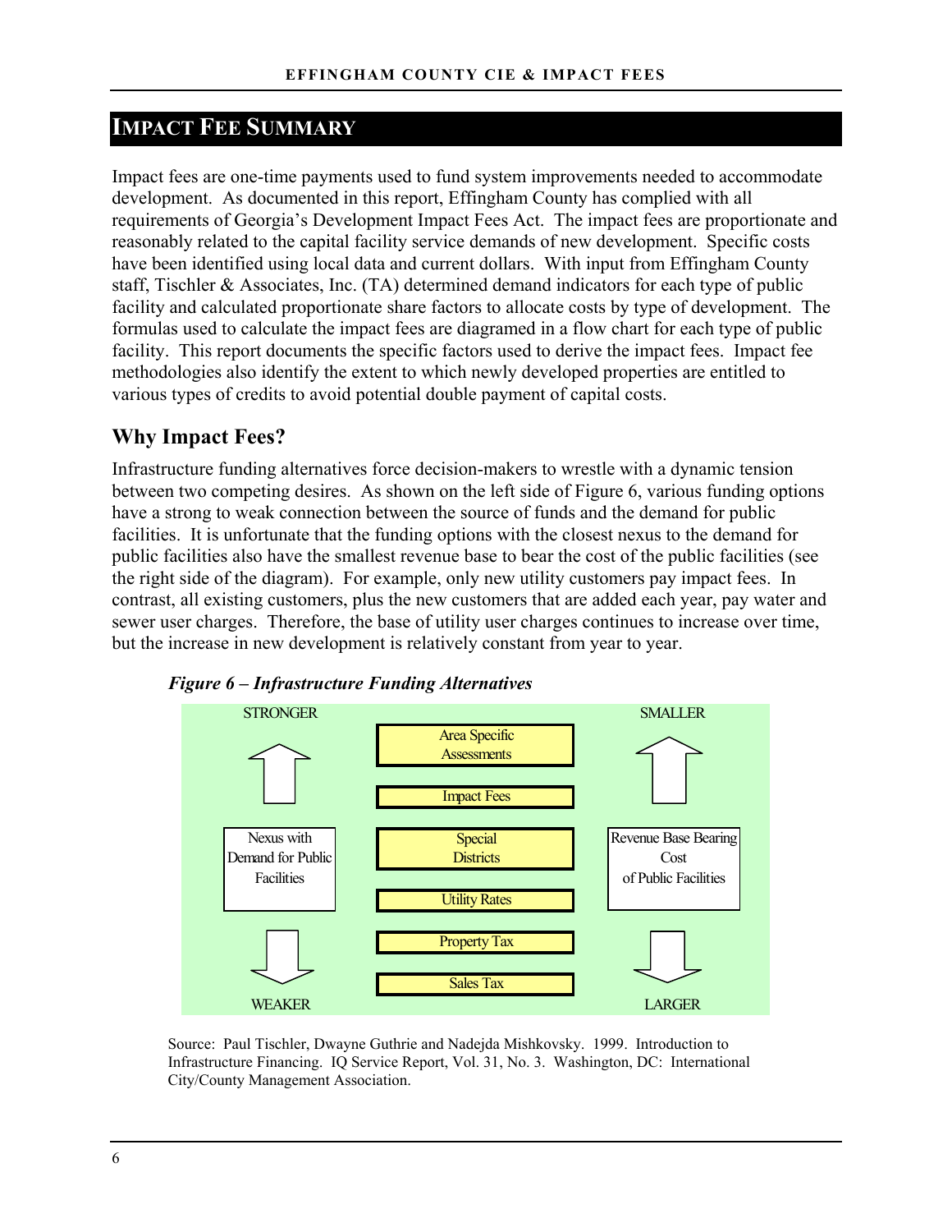# IMPACT FEE SUMMARY

Impact fees are one-time payments used to fund system improvements needed to accommodate development. As documented in this report, Effingham County has complied with all requirements of Georgia's Development Impact Fees Act. The impact fees are proportionate and reasonably related to the capital facility service demands of new development. Specific costs have been identified using local data and current dollars. With input from Effingham County staff, Tischler & Associates, Inc. (TA) determined demand indicators for each type of public facility and calculated proportionate share factors to allocate costs by type of development. The formulas used to calculate the impact fees are diagramed in a flow chart for each type of public facility. This report documents the specific factors used to derive the impact fees. Impact fee methodologies also identify the extent to which newly developed properties are entitled to various types of credits to avoid potential double payment of capital costs.

## Why Impact Fees?

Infrastructure funding alternatives force decision-makers to wrestle with a dynamic tension between two competing desires. As shown on the left side of Figure 6, various funding options have a strong to weak connection between the source of funds and the demand for public facilities. It is unfortunate that the funding options with the closest nexus to the demand for public facilities also have the smallest revenue base to bear the cost of the public facilities (see the right side of the diagram). For example, only new utility customers pay impact fees. In contrast, all existing customers, plus the new customers that are added each year, pay water and sewer user charges. Therefore, the base of utility user charges continues to increase over time, but the increase in new development is relatively constant from year to year.

***Figure 6 – Infrastructure Funding Alternatives***

| Nexus with Demand for Public Facilities | Funding Alternative | Revenue Base Bearing Cost of Public Facilities |
|---|---|---|
| STRONGER | Area Specific Assessments | SMALLER |
| | Impact Fees | |
| | Special Districts | |
| | Utility Rates | |
| | Property Tax | |
| WEAKER | Sales Tax | LARGER |

Source: Paul Tischler, Dwayne Guthrie and Nadejda Mishkovsky. 1999. Introduction to Infrastructure Financing. IQ Service Report, Vol. 31, No. 3. Washington, DC: International City/County Management Association.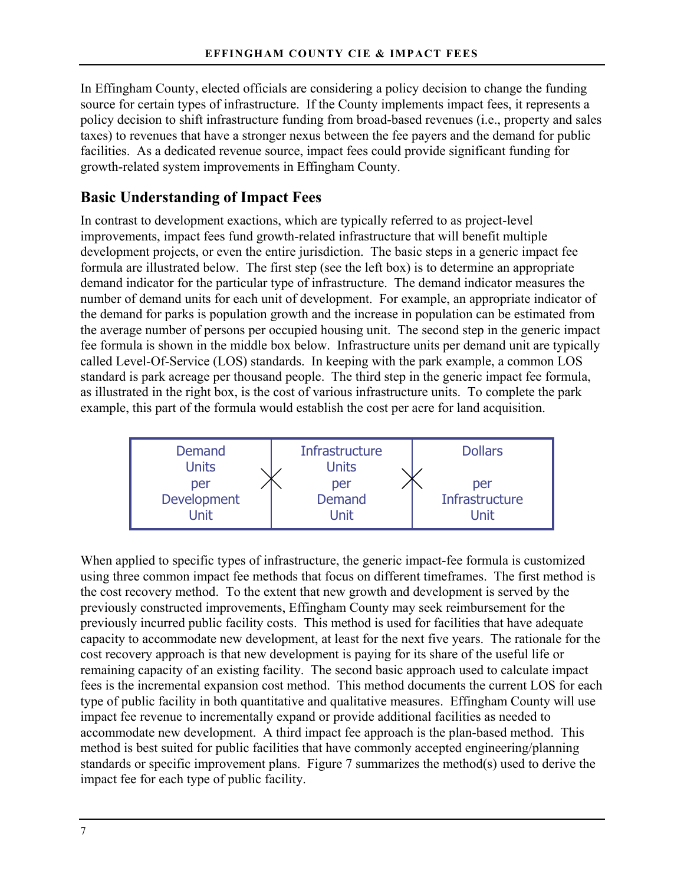In Effingham County, elected officials are considering a policy decision to change the funding source for certain types of infrastructure. If the County implements impact fees, it represents a policy decision to shift infrastructure funding from broad-based revenues (i.e., property and sales taxes) to revenues that have a stronger nexus between the fee payers and the demand for public facilities. As a dedicated revenue source, impact fees could provide significant funding for growth-related system improvements in Effingham County.

## Basic Understanding of Impact Fees

In contrast to development exactions, which are typically referred to as project-level improvements, impact fees fund growth-related infrastructure that will benefit multiple development projects, or even the entire jurisdiction. The basic steps in a generic impact fee formula are illustrated below. The first step (see the left box) is to determine an appropriate demand indicator for the particular type of infrastructure. The demand indicator measures the number of demand units for each unit of development. For example, an appropriate indicator of the demand for parks is population growth and the increase in population can be estimated from the average number of persons per occupied housing unit. The second step in the generic impact fee formula is shown in the middle box below. Infrastructure units per demand unit are typically called Level-Of-Service (LOS) standards. In keeping with the park example, a common LOS standard is park acreage per thousand people. The third step in the generic impact fee formula, as illustrated in the right box, is the cost of various infrastructure units. To complete the park example, this part of the formula would establish the cost per acre for land acquisition.

| Demand Units per Development Unit | X | Infrastructure Units per Demand Unit | X | Dollars per Infrastructure Unit |
|---|---|---|---|---|

When applied to specific types of infrastructure, the generic impact-fee formula is customized using three common impact fee methods that focus on different timeframes. The first method is the cost recovery method. To the extent that new growth and development is served by the previously constructed improvements, Effingham County may seek reimbursement for the previously incurred public facility costs. This method is used for facilities that have adequate capacity to accommodate new development, at least for the next five years. The rationale for the cost recovery approach is that new development is paying for its share of the useful life or remaining capacity of an existing facility. The second basic approach used to calculate impact fees is the incremental expansion cost method. This method documents the current LOS for each type of public facility in both quantitative and qualitative measures. Effingham County will use impact fee revenue to incrementally expand or provide additional facilities as needed to accommodate new development. A third impact fee approach is the plan-based method. This method is best suited for public facilities that have commonly accepted engineering/planning standards or specific improvement plans. Figure 7 summarizes the method(s) used to derive the impact fee for each type of public facility.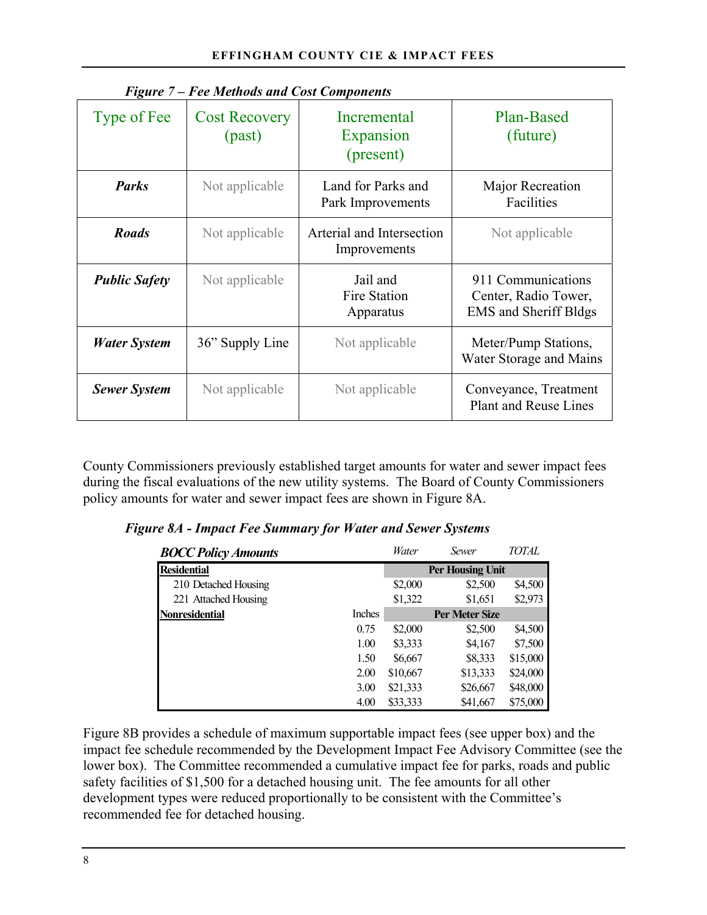*Figure 7 – Fee Methods and Cost Components*

| Type of Fee | Cost Recovery (past) | Incremental Expansion (present) | Plan-Based (future) |
|---|---|---|---|
| ***Parks*** | Not applicable | Land for Parks and Park Improvements | Major Recreation Facilities |
| ***Roads*** | Not applicable | Arterial and Intersection Improvements | Not applicable |
| ***Public Safety*** | Not applicable | Jail and Fire Station Apparatus | 911 Communications Center, Radio Tower, EMS and Sheriff Bldgs |
| ***Water System*** | 36" Supply Line | Not applicable | Meter/Pump Stations, Water Storage and Mains |
| ***Sewer System*** | Not applicable | Not applicable | Conveyance, Treatment Plant and Reuse Lines |

County Commissioners previously established target amounts for water and sewer impact fees during the fiscal evaluations of the new utility systems. The Board of County Commissioners policy amounts for water and sewer impact fees are shown in Figure 8A.

*Figure 8A - Impact Fee Summary for Water and Sewer Systems*

| ***BOCC Policy Amounts*** | | *Water* | *Sewer* | *TOTAL* |
|---|---|---|---|---|
| **Residential** | | **Per Housing Unit** | | |
| 210 Detached Housing | | $2,000 | $2,500 | $4,500 |
| 221 Attached Housing | | $1,322 | $1,651 | $2,973 |
| **Nonresidential** | Inches | **Per Meter Size** | | |
| | 0.75 | $2,000 | $2,500 | $4,500 |
| | 1.00 | $3,333 | $4,167 | $7,500 |
| | 1.50 | $6,667 | $8,333 | $15,000 |
| | 2.00 | $10,667 | $13,333 | $24,000 |
| | 3.00 | $21,333 | $26,667 | $48,000 |
| | 4.00 | $33,333 | $41,667 | $75,000 |

Figure 8B provides a schedule of maximum supportable impact fees (see upper box) and the impact fee schedule recommended by the Development Impact Fee Advisory Committee (see the lower box). The Committee recommended a cumulative impact fee for parks, roads and public safety facilities of $1,500 for a detached housing unit. The fee amounts for all other development types were reduced proportionally to be consistent with the Committee's recommended fee for detached housing.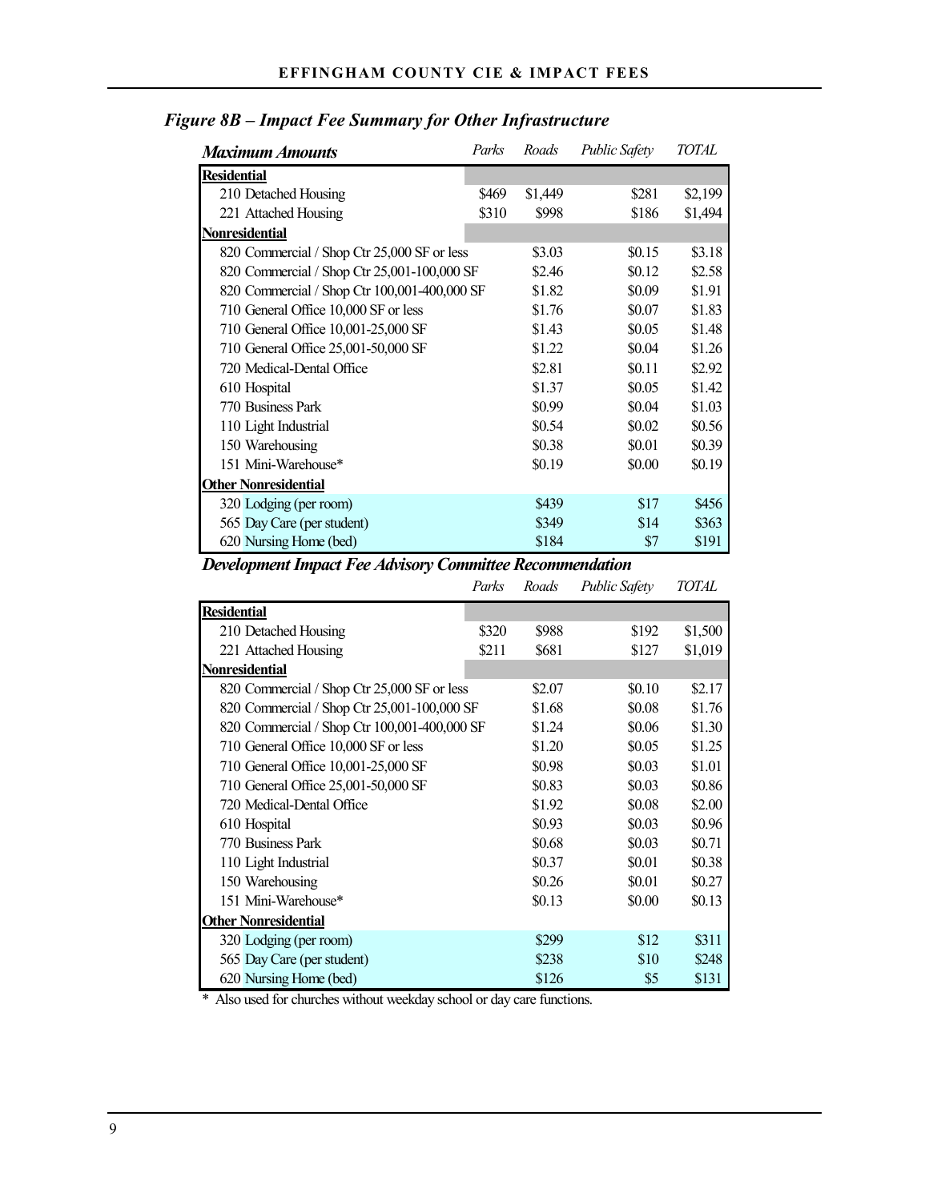### *Figure 8B – Impact Fee Summary for Other Infrastructure*

| *Maximum Amounts* | *Parks* | *Roads* | *Public Safety* | *TOTAL* |
|---|---|---|---|---|
| **Residential** | | | | |
| 210 Detached Housing | $469 | $1,449 | $281 | $2,199 |
| 221 Attached Housing | $310 | $998 | $186 | $1,494 |
| **Nonresidential** | | | | |
| 820 Commercial / Shop Ctr 25,000 SF or less | | $3.03 | $0.15 | $3.18 |
| 820 Commercial / Shop Ctr 25,001-100,000 SF | | $2.46 | $0.12 | $2.58 |
| 820 Commercial / Shop Ctr 100,001-400,000 SF | | $1.82 | $0.09 | $1.91 |
| 710 General Office 10,000 SF or less | | $1.76 | $0.07 | $1.83 |
| 710 General Office 10,001-25,000 SF | | $1.43 | $0.05 | $1.48 |
| 710 General Office 25,001-50,000 SF | | $1.22 | $0.04 | $1.26 |
| 720 Medical-Dental Office | | $2.81 | $0.11 | $2.92 |
| 610 Hospital | | $1.37 | $0.05 | $1.42 |
| 770 Business Park | | $0.99 | $0.04 | $1.03 |
| 110 Light Industrial | | $0.54 | $0.02 | $0.56 |
| 150 Warehousing | | $0.38 | $0.01 | $0.39 |
| 151 Mini-Warehouse* | | $0.19 | $0.00 | $0.19 |
| **Other Nonresidential** | | | | |
| 320 Lodging (per room) | | $439 | $17 | $456 |
| 565 Day Care (per student) | | $349 | $14 | $363 |
| 620 Nursing Home (bed) | | $184 | $7 | $191 |

***Development Impact Fee Advisory Committee Recommendation***

| | *Parks* | *Roads* | *Public Safety* | *TOTAL* |
|---|---|---|---|---|
| **Residential** | | | | |
| 210 Detached Housing | $320 | $988 | $192 | $1,500 |
| 221 Attached Housing | $211 | $681 | $127 | $1,019 |
| **Nonresidential** | | | | |
| 820 Commercial / Shop Ctr 25,000 SF or less | | $2.07 | $0.10 | $2.17 |
| 820 Commercial / Shop Ctr 25,001-100,000 SF | | $1.68 | $0.08 | $1.76 |
| 820 Commercial / Shop Ctr 100,001-400,000 SF | | $1.24 | $0.06 | $1.30 |
| 710 General Office 10,000 SF or less | | $1.20 | $0.05 | $1.25 |
| 710 General Office 10,001-25,000 SF | | $0.98 | $0.03 | $1.01 |
| 710 General Office 25,001-50,000 SF | | $0.83 | $0.03 | $0.86 |
| 720 Medical-Dental Office | | $1.92 | $0.08 | $2.00 |
| 610 Hospital | | $0.93 | $0.03 | $0.96 |
| 770 Business Park | | $0.68 | $0.03 | $0.71 |
| 110 Light Industrial | | $0.37 | $0.01 | $0.38 |
| 150 Warehousing | | $0.26 | $0.01 | $0.27 |
| 151 Mini-Warehouse* | | $0.13 | $0.00 | $0.13 |
| **Other Nonresidential** | | | | |
| 320 Lodging (per room) | | $299 | $12 | $311 |
| 565 Day Care (per student) | | $238 | $10 | $248 |
| 620 Nursing Home (bed) | | $126 | $5 | $131 |

\* Also used for churches without weekday school or day care functions.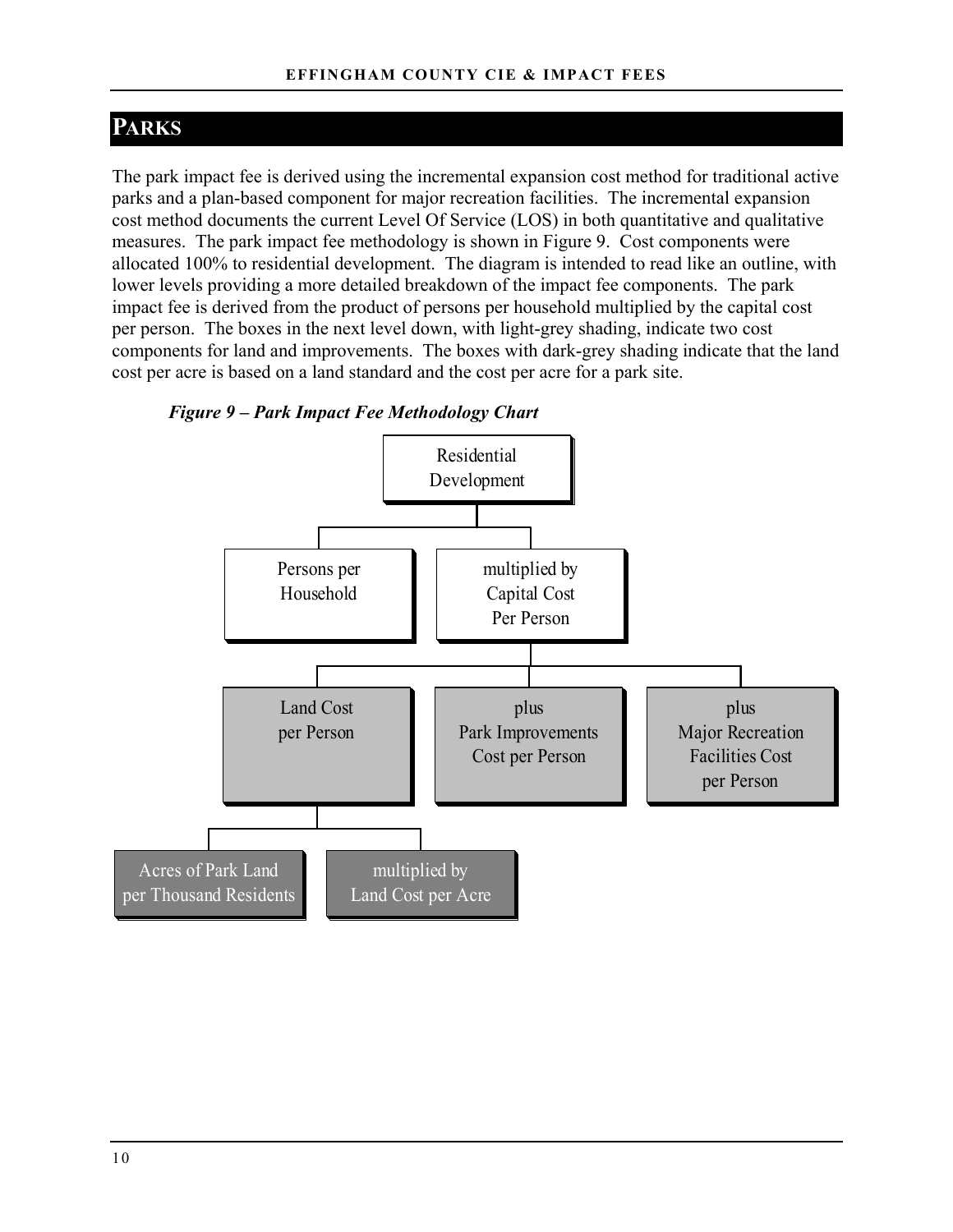## PARKS

The park impact fee is derived using the incremental expansion cost method for traditional active parks and a plan-based component for major recreation facilities. The incremental expansion cost method documents the current Level Of Service (LOS) in both quantitative and qualitative measures. The park impact fee methodology is shown in Figure 9. Cost components were allocated 100% to residential development. The diagram is intended to read like an outline, with lower levels providing a more detailed breakdown of the impact fee components. The park impact fee is derived from the product of persons per household multiplied by the capital cost per person. The boxes in the next level down, with light-grey shading, indicate two cost components for land and improvements. The boxes with dark-grey shading indicate that the land cost per acre is based on a land standard and the cost per acre for a park site.

***Figure 9 – Park Impact Fee Methodology Chart***

- Residential Development
  - Persons per Household
  - multiplied by Capital Cost Per Person
    - Land Cost per Person
      - Acres of Park Land per Thousand Residents
      - multiplied by Land Cost per Acre
    - plus Park Improvements Cost per Person
    - plus Major Recreation Facilities Cost per Person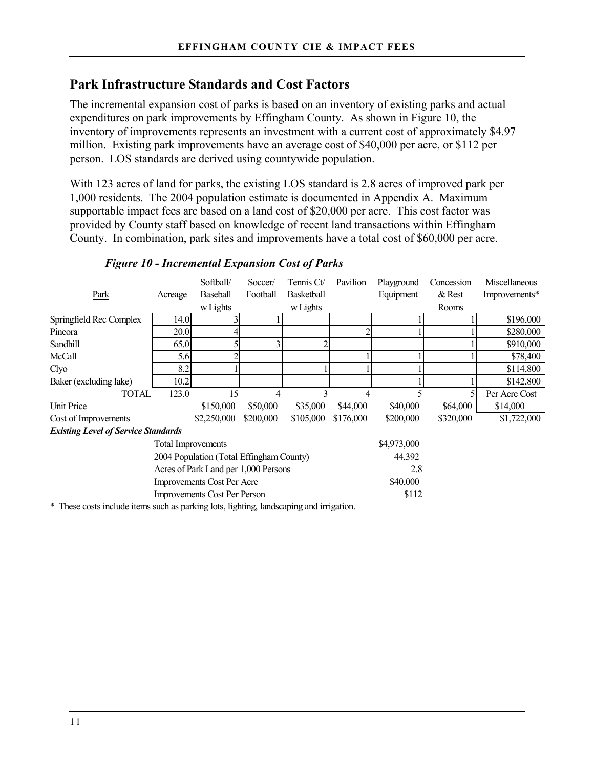## Park Infrastructure Standards and Cost Factors

The incremental expansion cost of parks is based on an inventory of existing parks and actual expenditures on park improvements by Effingham County. As shown in Figure 10, the inventory of improvements represents an investment with a current cost of approximately \$4.97 million. Existing park improvements have an average cost of \$40,000 per acre, or \$112 per person. LOS standards are derived using countywide population.

With 123 acres of land for parks, the existing LOS standard is 2.8 acres of improved park per 1,000 residents. The 2004 population estimate is documented in Appendix A. Maximum supportable impact fees are based on a land cost of \$20,000 per acre. This cost factor was provided by County staff based on knowledge of recent land transactions within Effingham County. In combination, park sites and improvements have a total cost of \$60,000 per acre.

***Figure 10 - Incremental Expansion Cost of Parks***

| Park | Acreage | Softball/ Baseball w Lights | Soccer/ Football | Tennis Ct/ Basketball w Lights | Pavilion | Playground Equipment | Concession & Rest Rooms | Miscellaneous Improvements* |
|---|---|---|---|---|---|---|---|---|
| Springfield Rec Complex | 14.0 | 3 | 1 | | | 1 | 1 | \$196,000 |
| Pineora | 20.0 | 4 | | | 2 | 1 | 1 | \$280,000 |
| Sandhill | 65.0 | 5 | 3 | 2 | | | 1 | \$910,000 |
| McCall | 5.6 | 2 | | | 1 | 1 | 1 | \$78,400 |
| Clyo | 8.2 | 1 | | 1 | 1 | 1 | | \$114,800 |
| Baker (excluding lake) | 10.2 | | | | | 1 | 1 | \$142,800 |
| TOTAL | 123.0 | 15 | 4 | 3 | 4 | 5 | 5 | Per Acre Cost |
| Unit Price | | \$150,000 | \$50,000 | \$35,000 | \$44,000 | \$40,000 | \$64,000 | \$14,000 |
| Cost of Improvements | | \$2,250,000 | \$200,000 | \$105,000 | \$176,000 | \$200,000 | \$320,000 | \$1,722,000 |

***Existing Level of Service Standards***

| | |
|---|---|
| Total Improvements | \$4,973,000 |
| 2004 Population (Total Effingham County) | 44,392 |
| Acres of Park Land per 1,000 Persons | 2.8 |
| Improvements Cost Per Acre | \$40,000 |
| Improvements Cost Per Person | \$112 |

\* These costs include items such as parking lots, lighting, landscaping and irrigation.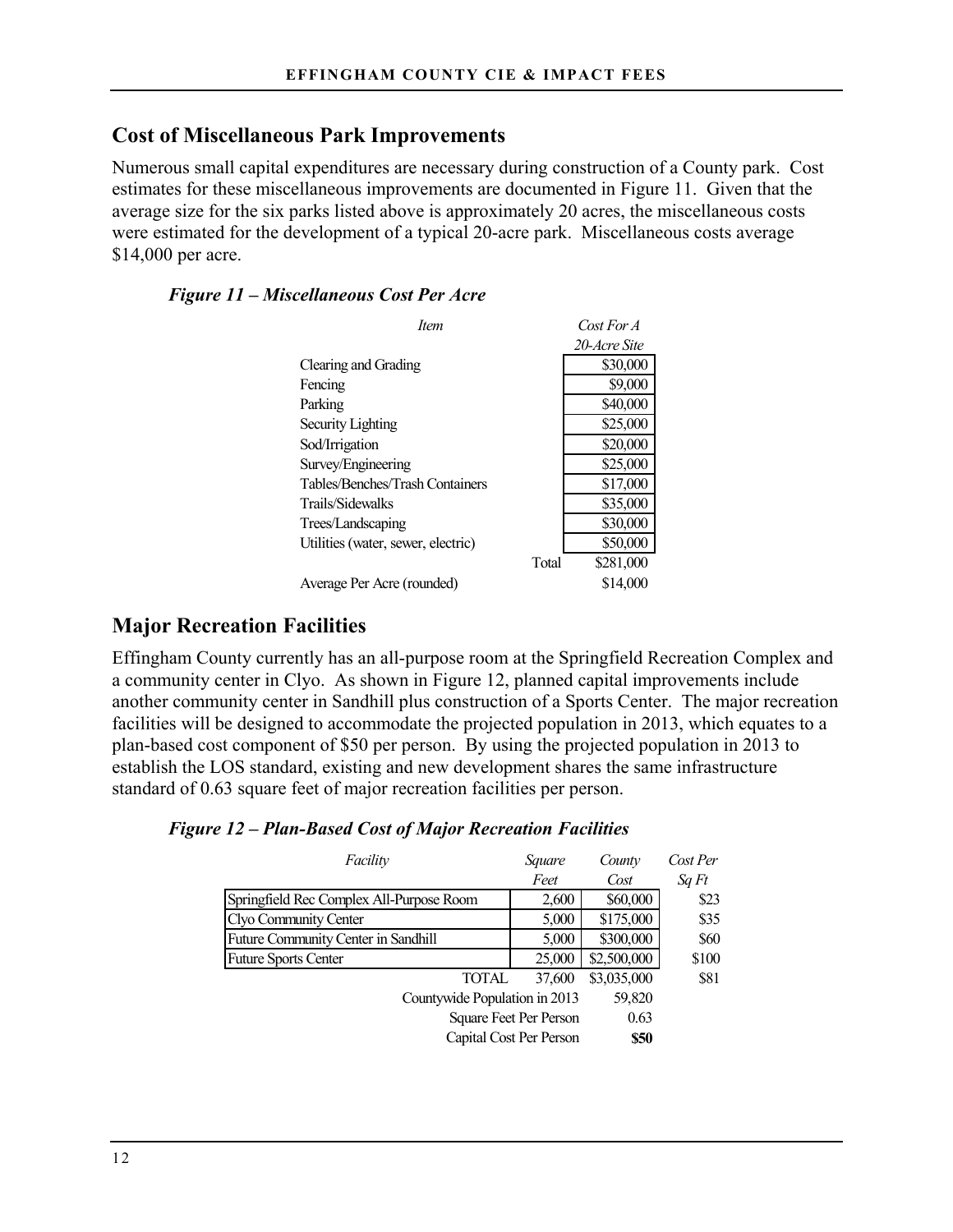## Cost of Miscellaneous Park Improvements

Numerous small capital expenditures are necessary during construction of a County park. Cost estimates for these miscellaneous improvements are documented in Figure 11. Given that the average size for the six parks listed above is approximately 20 acres, the miscellaneous costs were estimated for the development of a typical 20-acre park. Miscellaneous costs average $14,000 per acre.

***Figure 11 – Miscellaneous Cost Per Acre***

| *Item* | | *Cost For A 20-Acre Site* |
|---|---|---|
| Clearing and Grading | | $30,000 |
| Fencing | | $9,000 |
| Parking | | $40,000 |
| Security Lighting | | $25,000 |
| Sod/Irrigation | | $20,000 |
| Survey/Engineering | | $25,000 |
| Tables/Benches/Trash Containers | | $17,000 |
| Trails/Sidewalks | | $35,000 |
| Trees/Landscaping | | $30,000 |
| Utilities (water, sewer, electric) | | $50,000 |
| | Total | $281,000 |
| Average Per Acre (rounded) | | $14,000 |

## Major Recreation Facilities

Effingham County currently has an all-purpose room at the Springfield Recreation Complex and a community center in Clyo. As shown in Figure 12, planned capital improvements include another community center in Sandhill plus construction of a Sports Center. The major recreation facilities will be designed to accommodate the projected population in 2013, which equates to a plan-based cost component of $50 per person. By using the projected population in 2013 to establish the LOS standard, existing and new development shares the same infrastructure standard of 0.63 square feet of major recreation facilities per person.

***Figure 12 – Plan-Based Cost of Major Recreation Facilities***

| *Facility* | *Square Feet* | *County Cost* | *Cost Per Sq Ft* |
|---|---|---|---|
| Springfield Rec Complex All-Purpose Room | 2,600 | $60,000 | $23 |
| Clyo Community Center | 5,000 | $175,000 | $35 |
| Future Community Center in Sandhill | 5,000 | $300,000 | $60 |
| Future Sports Center | 25,000 | $2,500,000 | $100 |
| TOTAL | 37,600 | $3,035,000 | $81 |
| Countywide Population in 2013 | | 59,820 | |
| Square Feet Per Person | | 0.63 | |
| Capital Cost Per Person | | **$50** | |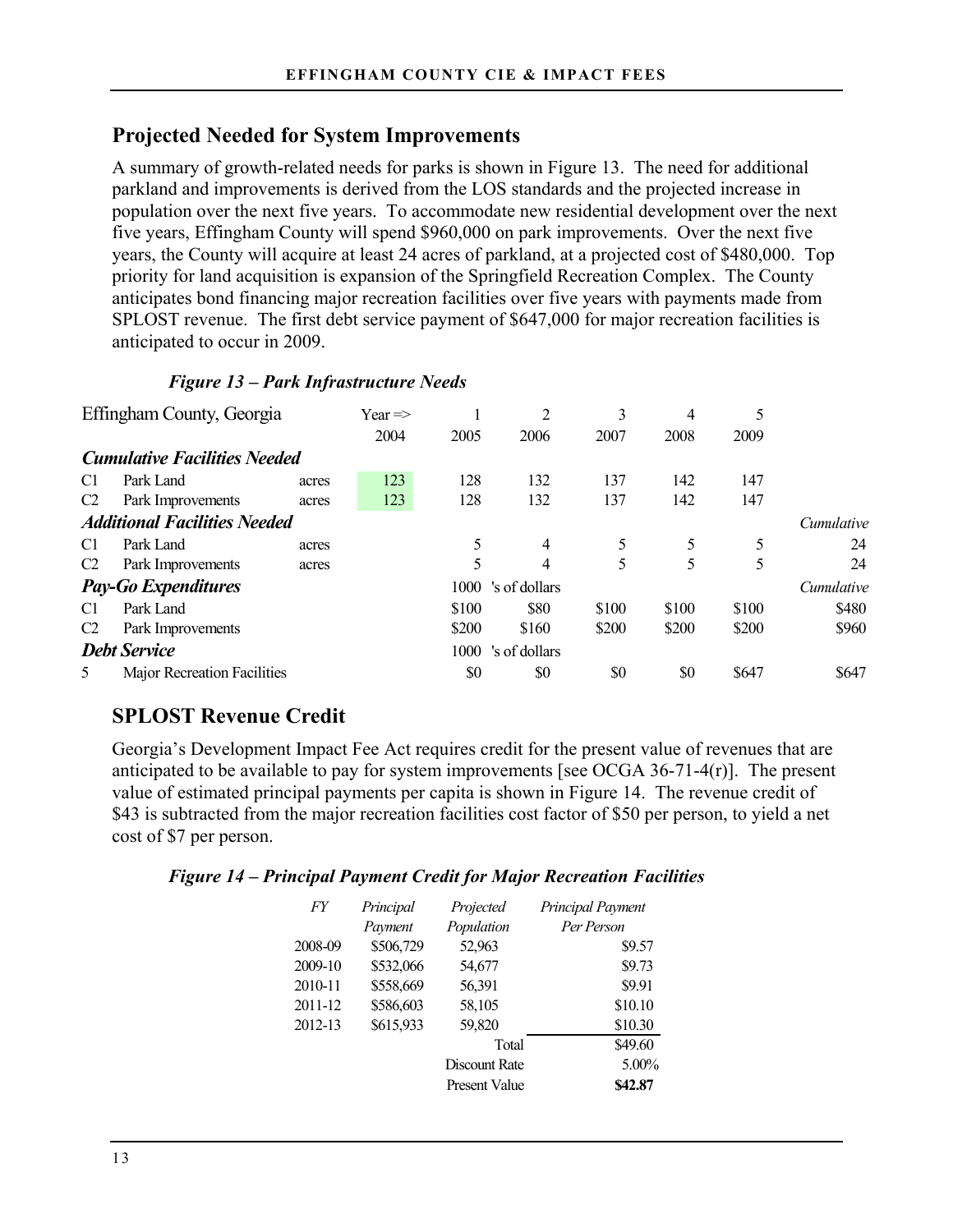## Projected Needed for System Improvements

A summary of growth-related needs for parks is shown in Figure 13. The need for additional parkland and improvements is derived from the LOS standards and the projected increase in population over the next five years. To accommodate new residential development over the next five years, Effingham County will spend $960,000 on park improvements. Over the next five years, the County will acquire at least 24 acres of parkland, at a projected cost of $480,000. Top priority for land acquisition is expansion of the Springfield Recreation Complex. The County anticipates bond financing major recreation facilities over five years with payments made from SPLOST revenue. The first debt service payment of $647,000 for major recreation facilities is anticipated to occur in 2009.

***Figure 13 – Park Infrastructure Needs***

| Effingham County, Georgia | | | Year => | 1 | 2 | 3 | 4 | 5 | |
|---|---|---|---|---|---|---|---|---|---|
| | | | 2004 | 2005 | 2006 | 2007 | 2008 | 2009 | |
| ***Cumulative Facilities Needed*** | | | | | | | | | |
| C1 | Park Land | acres | 123 | 128 | 132 | 137 | 142 | 147 | |
| C2 | Park Improvements | acres | 123 | 128 | 132 | 137 | 142 | 147 | |
| ***Additional Facilities Needed*** | | | | | | | | | *Cumulative* |
| C1 | Park Land | acres | | 5 | 4 | 5 | 5 | 5 | 24 |
| C2 | Park Improvements | acres | | 5 | 4 | 5 | 5 | 5 | 24 |
| ***Pay-Go Expenditures*** | | | | 1000 | 's of dollars | | | | *Cumulative* |
| C1 | Park Land | | | $100 | $80 | $100 | $100 | $100 | $480 |
| C2 | Park Improvements | | | $200 | $160 | $200 | $200 | $200 | $960 |
| ***Debt Service*** | | | | 1000 | 's of dollars | | | | |
| 5 | Major Recreation Facilities | | | $0 | $0 | $0 | $0 | $647 | $647 |

## SPLOST Revenue Credit

Georgia's Development Impact Fee Act requires credit for the present value of revenues that are anticipated to be available to pay for system improvements [see OCGA 36-71-4(r)]. The present value of estimated principal payments per capita is shown in Figure 14. The revenue credit of $43 is subtracted from the major recreation facilities cost factor of $50 per person, to yield a net cost of $7 per person.

***Figure 14 – Principal Payment Credit for Major Recreation Facilities***

| *FY* | *Principal Payment* | *Projected Population* | *Principal Payment Per Person* |
|---|---|---|---|
| 2008-09 | $506,729 | 52,963 | $9.57 |
| 2009-10 | $532,066 | 54,677 | $9.73 |
| 2010-11 | $558,669 | 56,391 | $9.91 |
| 2011-12 | $586,603 | 58,105 | $10.10 |
| 2012-13 | $615,933 | 59,820 | $10.30 |
| | | Total | $49.60 |
| | | Discount Rate | 5.00% |
| | | Present Value | **$42.87** |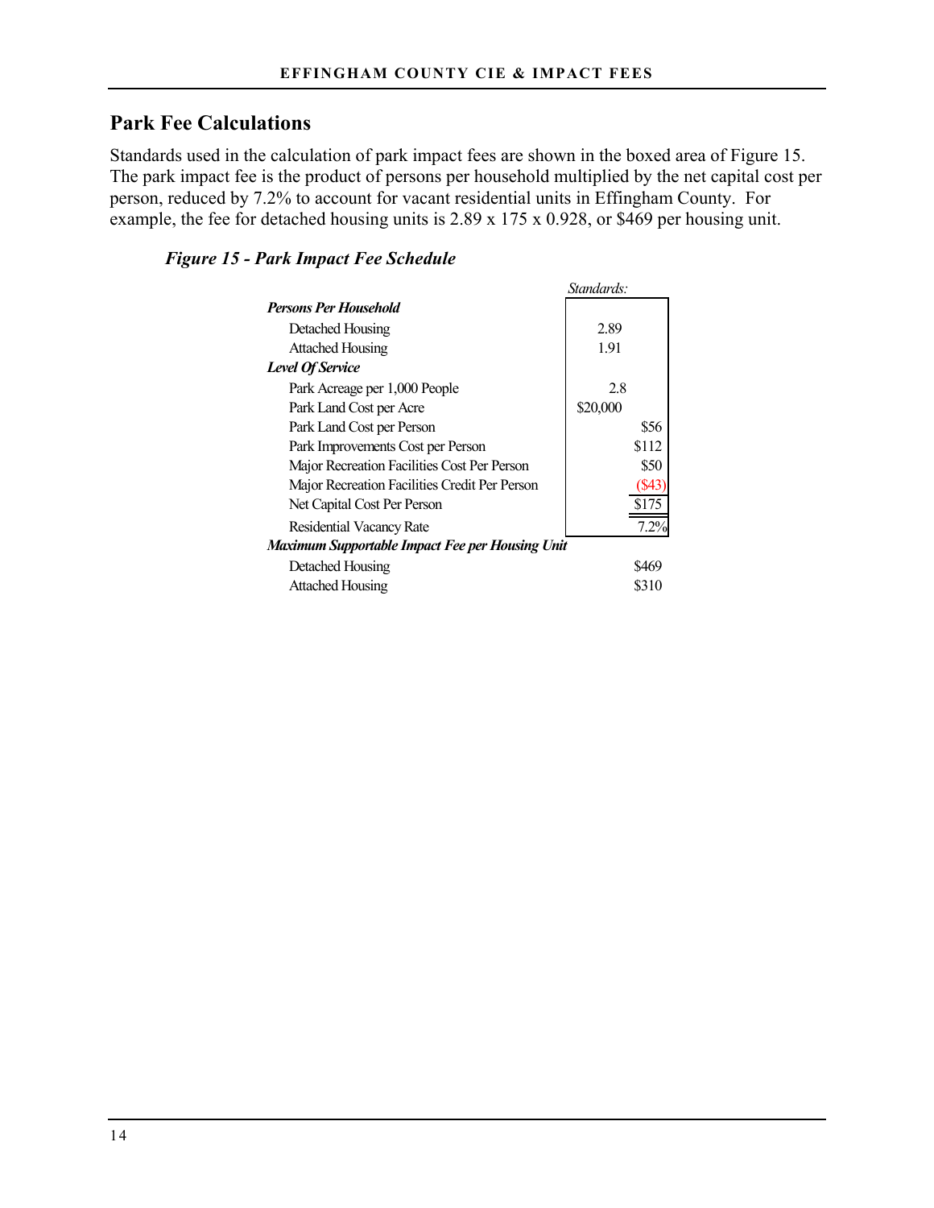## Park Fee Calculations

Standards used in the calculation of park impact fees are shown in the boxed area of Figure 15. The park impact fee is the product of persons per household multiplied by the net capital cost per person, reduced by 7.2% to account for vacant residential units in Effingham County. For example, the fee for detached housing units is 2.89 x 175 x 0.928, or $469 per housing unit.

***Figure 15 - Park Impact Fee Schedule***

| | *Standards:* | |
|---|---|---|
| ***Persons Per Household*** | | |
| Detached Housing | 2.89 | |
| Attached Housing | 1.91 | |
| ***Level Of Service*** | | |
| Park Acreage per 1,000 People | 2.8 | |
| Park Land Cost per Acre | $20,000 | |
| Park Land Cost per Person | | $56 |
| Park Improvements Cost per Person | | $112 |
| Major Recreation Facilities Cost Per Person | | $50 |
| Major Recreation Facilities Credit Per Person | | ($43) |
| Net Capital Cost Per Person | | $175 |
| Residential Vacancy Rate | | 7.2% |
| ***Maximum Supportable Impact Fee per Housing Unit*** | | |
| Detached Housing | | $469 |
| Attached Housing | | $310 |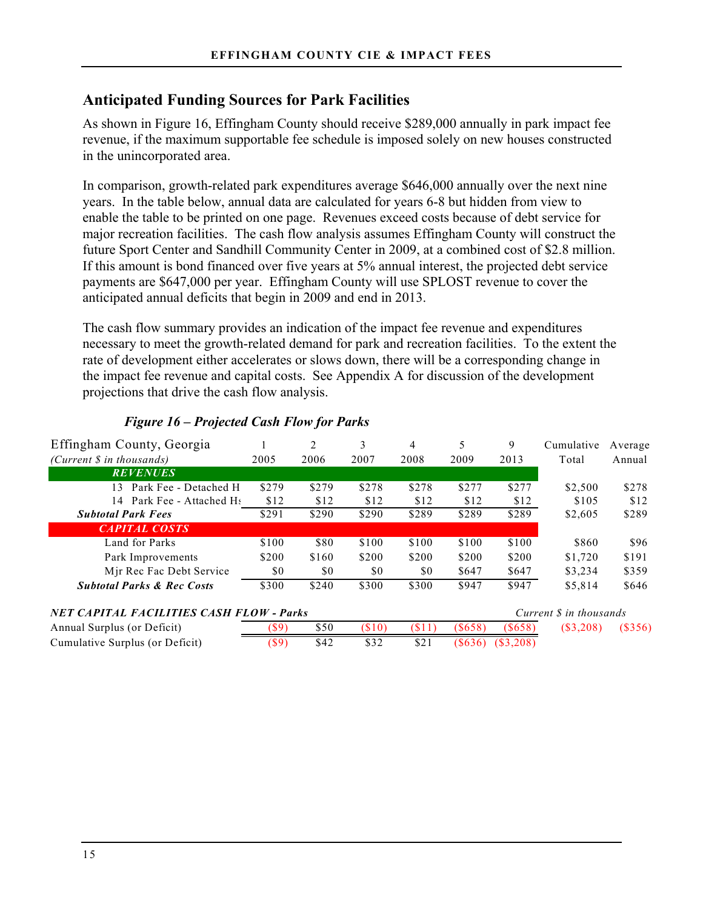## Anticipated Funding Sources for Park Facilities

As shown in Figure 16, Effingham County should receive $289,000 annually in park impact fee revenue, if the maximum supportable fee schedule is imposed solely on new houses constructed in the unincorporated area.

In comparison, growth-related park expenditures average $646,000 annually over the next nine years. In the table below, annual data are calculated for years 6-8 but hidden from view to enable the table to be printed on one page. Revenues exceed costs because of debt service for major recreation facilities. The cash flow analysis assumes Effingham County will construct the future Sport Center and Sandhill Community Center in 2009, at a combined cost of $2.8 million. If this amount is bond financed over five years at 5% annual interest, the projected debt service payments are $647,000 per year. Effingham County will use SPLOST revenue to cover the anticipated annual deficits that begin in 2009 and end in 2013.

The cash flow summary provides an indication of the impact fee revenue and expenditures necessary to meet the growth-related demand for park and recreation facilities. To the extent the rate of development either accelerates or slows down, there will be a corresponding change in the impact fee revenue and capital costs. See Appendix A for discussion of the development projections that drive the cash flow analysis.

***Figure 16 – Projected Cash Flow for Parks***

| Effingham County, Georgia | 1 | 2 | 3 | 4 | 5 | 9 | Cumulative | Average |
|---|---|---|---|---|---|---|---|---|
| *(Current $ in thousands)* | 2005 | 2006 | 2007 | 2008 | 2009 | 2013 | Total | Annual |
| ***REVENUES*** | | | | | | | | |
| 13 Park Fee - Detached H | $279 | $279 | $278 | $278 | $277 | $277 | $2,500 | $278 |
| 14 Park Fee - Attached Hs | $12 | $12 | $12 | $12 | $12 | $12 | $105 | $12 |
| ***Subtotal Park Fees*** | $291 | $290 | $290 | $289 | $289 | $289 | $2,605 | $289 |
| ***CAPITAL COSTS*** | | | | | | | | |
| Land for Parks | $100 | $80 | $100 | $100 | $100 | $100 | $860 | $96 |
| Park Improvements | $200 | $160 | $200 | $200 | $200 | $200 | $1,720 | $191 |
| Mjr Rec Fac Debt Service | $0 | $0 | $0 | $0 | $647 | $647 | $3,234 | $359 |
| ***Subtotal Parks & Rec Costs*** | $300 | $240 | $300 | $300 | $947 | $947 | $5,814 | $646 |
| ***NET CAPITAL FACILITIES CASH FLOW - Parks*** | | | | | | | *Current $ in thousands* | |
| Annual Surplus (or Deficit) | ($9) | $50 | ($10) | ($11) | ($658) | ($658) | ($3,208) | ($356) |
| Cumulative Surplus (or Deficit) | ($9) | $42 | $32 | $21 | ($636) | ($3,208) | | |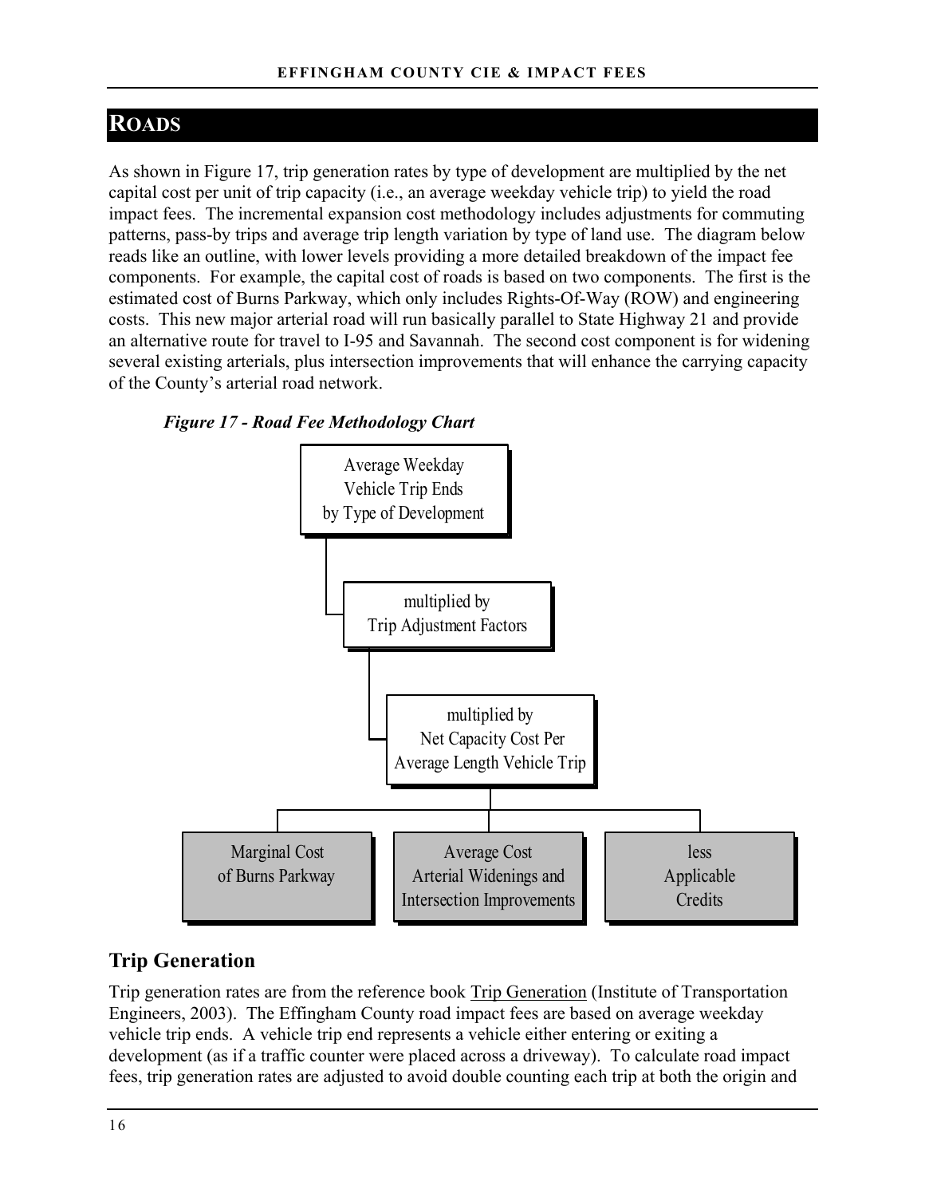## ROADS

As shown in Figure 17, trip generation rates by type of development are multiplied by the net capital cost per unit of trip capacity (i.e., an average weekday vehicle trip) to yield the road impact fees. The incremental expansion cost methodology includes adjustments for commuting patterns, pass-by trips and average trip length variation by type of land use. The diagram below reads like an outline, with lower levels providing a more detailed breakdown of the impact fee components. For example, the capital cost of roads is based on two components. The first is the estimated cost of Burns Parkway, which only includes Rights-Of-Way (ROW) and engineering costs. This new major arterial road will run basically parallel to State Highway 21 and provide an alternative route for travel to I-95 and Savannah. The second cost component is for widening several existing arterials, plus intersection improvements that will enhance the carrying capacity of the County's arterial road network.

***Figure 17 - Road Fee Methodology Chart***

- Average Weekday Vehicle Trip Ends by Type of Development
  - multiplied by Trip Adjustment Factors
    - multiplied by Net Capacity Cost Per Average Length Vehicle Trip
      - Marginal Cost of Burns Parkway
      - Average Cost Arterial Widenings and Intersection Improvements
      - less Applicable Credits

### Trip Generation

Trip generation rates are from the reference book Trip Generation (Institute of Transportation Engineers, 2003). The Effingham County road impact fees are based on average weekday vehicle trip ends. A vehicle trip end represents a vehicle either entering or exiting a development (as if a traffic counter were placed across a driveway). To calculate road impact fees, trip generation rates are adjusted to avoid double counting each trip at both the origin and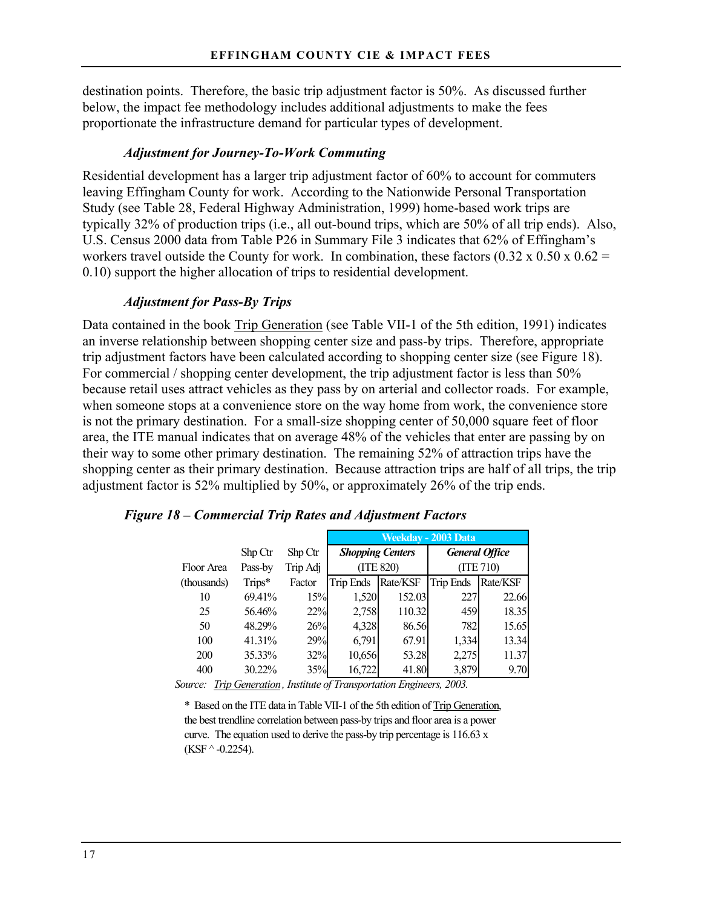destination points. Therefore, the basic trip adjustment factor is 50%. As discussed further below, the impact fee methodology includes additional adjustments to make the fees proportionate the infrastructure demand for particular types of development.

### *Adjustment for Journey-To-Work Commuting*

Residential development has a larger trip adjustment factor of 60% to account for commuters leaving Effingham County for work. According to the Nationwide Personal Transportation Study (see Table 28, Federal Highway Administration, 1999) home-based work trips are typically 32% of production trips (i.e., all out-bound trips, which are 50% of all trip ends). Also, U.S. Census 2000 data from Table P26 in Summary File 3 indicates that 62% of Effingham's workers travel outside the County for work. In combination, these factors (0.32 x 0.50 x 0.62 = 0.10) support the higher allocation of trips to residential development.

### *Adjustment for Pass-By Trips*

Data contained in the book Trip Generation (see Table VII-1 of the 5th edition, 1991) indicates an inverse relationship between shopping center size and pass-by trips. Therefore, appropriate trip adjustment factors have been calculated according to shopping center size (see Figure 18). For commercial / shopping center development, the trip adjustment factor is less than 50% because retail uses attract vehicles as they pass by on arterial and collector roads. For example, when someone stops at a convenience store on the way home from work, the convenience store is not the primary destination. For a small-size shopping center of 50,000 square feet of floor area, the ITE manual indicates that on average 48% of the vehicles that enter are passing by on their way to some other primary destination. The remaining 52% of attraction trips have the shopping center as their primary destination. Because attraction trips are half of all trips, the trip adjustment factor is 52% multiplied by 50%, or approximately 26% of the trip ends.

***Figure 18 – Commercial Trip Rates and Adjustment Factors***

| | | | Weekday - 2003 Data | | | |
|---|---|---|---|---|---|---|
| | Shp Ctr | Shp Ctr | ***Shopping Centers*** | | ***General Office*** | |
| Floor Area | Pass-by | Trip Adj | (ITE 820) | | (ITE 710) | |
| (thousands) | Trips* | Factor | Trip Ends | Rate/KSF | Trip Ends | Rate/KSF |
| 10 | 69.41% | 15% | 1,520 | 152.03 | 227 | 22.66 |
| 25 | 56.46% | 22% | 2,758 | 110.32 | 459 | 18.35 |
| 50 | 48.29% | 26% | 4,328 | 86.56 | 782 | 15.65 |
| 100 | 41.31% | 29% | 6,791 | 67.91 | 1,334 | 13.34 |
| 200 | 35.33% | 32% | 10,656 | 53.28 | 2,275 | 11.37 |
| 400 | 30.22% | 35% | 16,722 | 41.80 | 3,879 | 9.70 |

*Source: Trip Generation, Institute of Transportation Engineers, 2003.*

\* Based on the ITE data in Table VII-1 of the 5th edition of Trip Generation, the best trendline correlation between pass-by trips and floor area is a power curve. The equation used to derive the pass-by trip percentage is 116.63 x (KSF ^ -0.2254).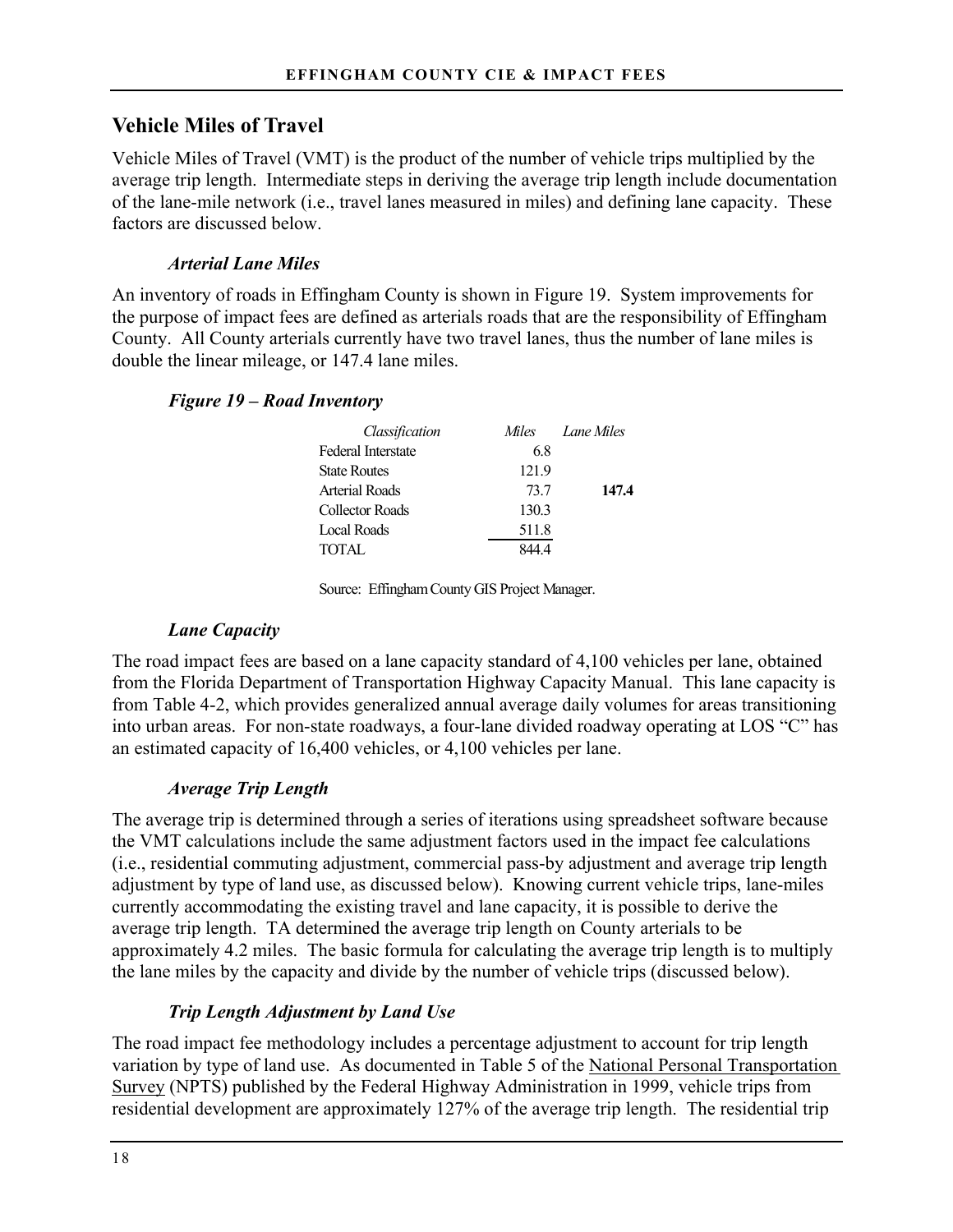## Vehicle Miles of Travel

Vehicle Miles of Travel (VMT) is the product of the number of vehicle trips multiplied by the average trip length. Intermediate steps in deriving the average trip length include documentation of the lane-mile network (i.e., travel lanes measured in miles) and defining lane capacity. These factors are discussed below.

### *Arterial Lane Miles*

An inventory of roads in Effingham County is shown in Figure 19. System improvements for the purpose of impact fees are defined as arterials roads that are the responsibility of Effingham County. All County arterials currently have two travel lanes, thus the number of lane miles is double the linear mileage, or 147.4 lane miles.

***Figure 19 – Road Inventory***

| *Classification* | *Miles* | *Lane Miles* |
|---|---|---|
| Federal Interstate | 6.8 | |
| State Routes | 121.9 | |
| Arterial Roads | 73.7 | **147.4** |
| Collector Roads | 130.3 | |
| Local Roads | 511.8 | |
| TOTAL | 844.4 | |

Source: Effingham County GIS Project Manager.

### *Lane Capacity*

The road impact fees are based on a lane capacity standard of 4,100 vehicles per lane, obtained from the Florida Department of Transportation Highway Capacity Manual. This lane capacity is from Table 4-2, which provides generalized annual average daily volumes for areas transitioning into urban areas. For non-state roadways, a four-lane divided roadway operating at LOS "C" has an estimated capacity of 16,400 vehicles, or 4,100 vehicles per lane.

### *Average Trip Length*

The average trip is determined through a series of iterations using spreadsheet software because the VMT calculations include the same adjustment factors used in the impact fee calculations (i.e., residential commuting adjustment, commercial pass-by adjustment and average trip length adjustment by type of land use, as discussed below). Knowing current vehicle trips, lane-miles currently accommodating the existing travel and lane capacity, it is possible to derive the average trip length. TA determined the average trip length on County arterials to be approximately 4.2 miles. The basic formula for calculating the average trip length is to multiply the lane miles by the capacity and divide by the number of vehicle trips (discussed below).

### *Trip Length Adjustment by Land Use*

The road impact fee methodology includes a percentage adjustment to account for trip length variation by type of land use. As documented in Table 5 of the National Personal Transportation Survey (NPTS) published by the Federal Highway Administration in 1999, vehicle trips from residential development are approximately 127% of the average trip length. The residential trip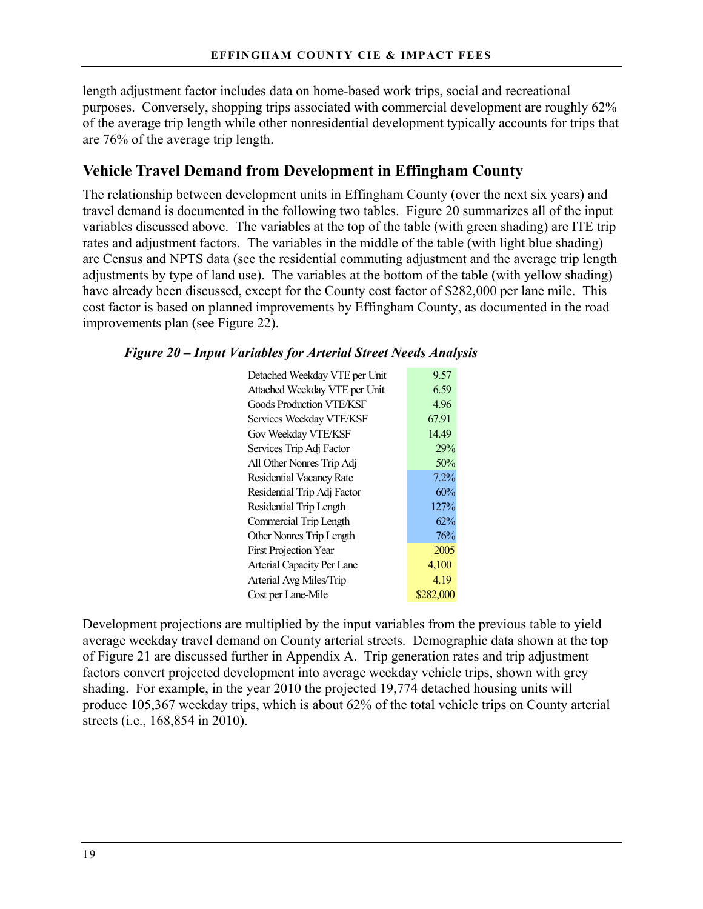length adjustment factor includes data on home-based work trips, social and recreational purposes. Conversely, shopping trips associated with commercial development are roughly 62% of the average trip length while other nonresidential development typically accounts for trips that are 76% of the average trip length.

## Vehicle Travel Demand from Development in Effingham County

The relationship between development units in Effingham County (over the next six years) and travel demand is documented in the following two tables. Figure 20 summarizes all of the input variables discussed above. The variables at the top of the table (with green shading) are ITE trip rates and adjustment factors. The variables in the middle of the table (with light blue shading) are Census and NPTS data (see the residential commuting adjustment and the average trip length adjustments by type of land use). The variables at the bottom of the table (with yellow shading) have already been discussed, except for the County cost factor of $282,000 per lane mile. This cost factor is based on planned improvements by Effingham County, as documented in the road improvements plan (see Figure 22).

***Figure 20 – Input Variables for Arterial Street Needs Analysis***

| Variable | Value |
|---|---|
| Detached Weekday VTE per Unit | 9.57 |
| Attached Weekday VTE per Unit | 6.59 |
| Goods Production VTE/KSF | 4.96 |
| Services Weekday VTE/KSF | 67.91 |
| Gov Weekday VTE/KSF | 14.49 |
| Services Trip Adj Factor | 29% |
| All Other Nonres Trip Adj | 50% |
| Residential Vacancy Rate | 7.2% |
| Residential Trip Adj Factor | 60% |
| Residential Trip Length | 127% |
| Commercial Trip Length | 62% |
| Other Nonres Trip Length | 76% |
| First Projection Year | 2005 |
| Arterial Capacity Per Lane | 4,100 |
| Arterial Avg Miles/Trip | 4.19 |
| Cost per Lane-Mile | $282,000 |

Development projections are multiplied by the input variables from the previous table to yield average weekday travel demand on County arterial streets. Demographic data shown at the top of Figure 21 are discussed further in Appendix A. Trip generation rates and trip adjustment factors convert projected development into average weekday vehicle trips, shown with grey shading. For example, in the year 2010 the projected 19,774 detached housing units will produce 105,367 weekday trips, which is about 62% of the total vehicle trips on County arterial streets (i.e., 168,854 in 2010).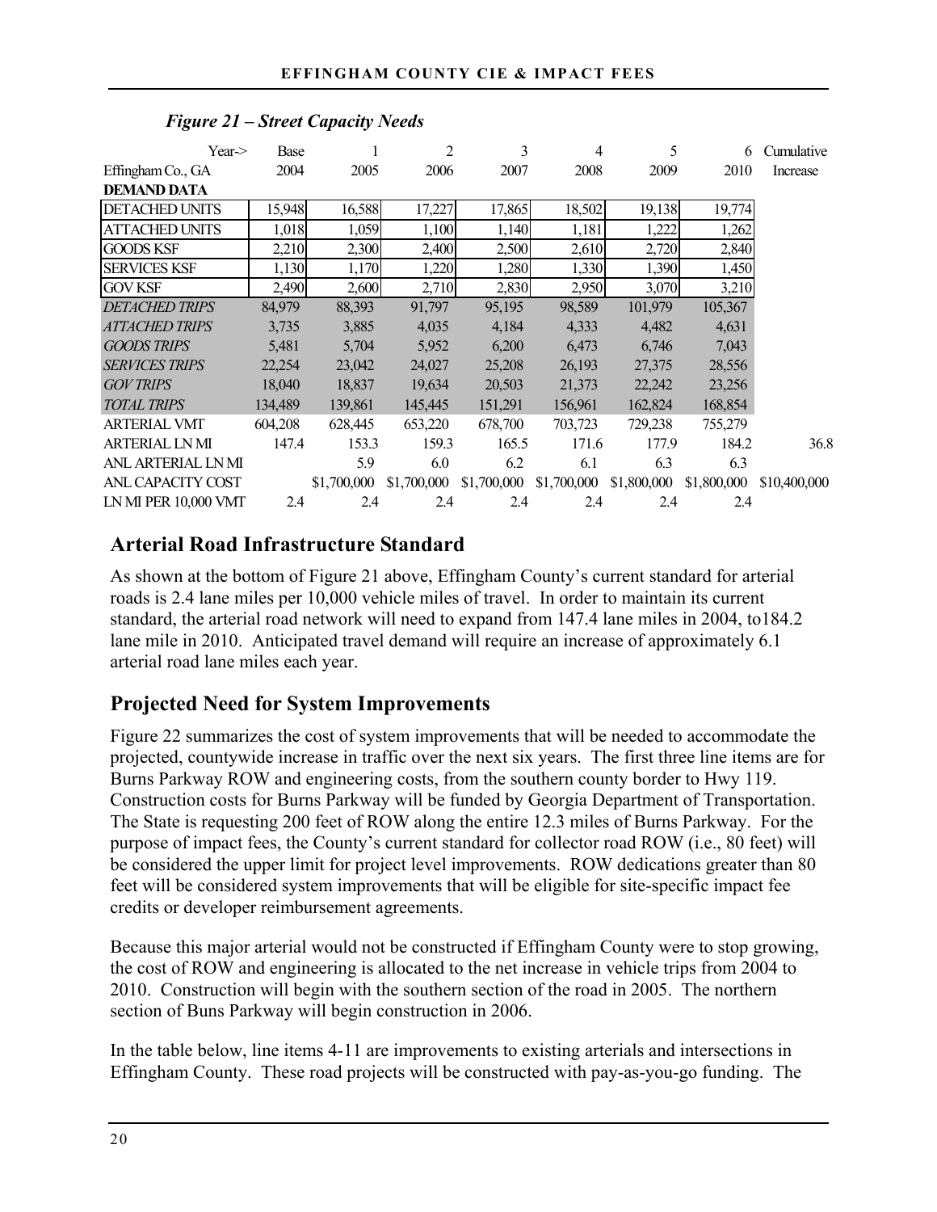*Figure 21 – Street Capacity Needs*

| Year-> | Base | 1 | 2 | 3 | 4 | 5 | 6 | Cumulative |
|---|---|---|---|---|---|---|---|---|
| Effingham Co., GA | 2004 | 2005 | 2006 | 2007 | 2008 | 2009 | 2010 | Increase |
| **DEMAND DATA** | | | | | | | | |
| DETACHED UNITS | 15,948 | 16,588 | 17,227 | 17,865 | 18,502 | 19,138 | 19,774 | |
| ATTACHED UNITS | 1,018 | 1,059 | 1,100 | 1,140 | 1,181 | 1,222 | 1,262 | |
| GOODS KSF | 2,210 | 2,300 | 2,400 | 2,500 | 2,610 | 2,720 | 2,840 | |
| SERVICES KSF | 1,130 | 1,170 | 1,220 | 1,280 | 1,330 | 1,390 | 1,450 | |
| GOV KSF | 2,490 | 2,600 | 2,710 | 2,830 | 2,950 | 3,070 | 3,210 | |
| *DETACHED TRIPS* | 84,979 | 88,393 | 91,797 | 95,195 | 98,589 | 101,979 | 105,367 | |
| *ATTACHED TRIPS* | 3,735 | 3,885 | 4,035 | 4,184 | 4,333 | 4,482 | 4,631 | |
| *GOODS TRIPS* | 5,481 | 5,704 | 5,952 | 6,200 | 6,473 | 6,746 | 7,043 | |
| *SERVICES TRIPS* | 22,254 | 23,042 | 24,027 | 25,208 | 26,193 | 27,375 | 28,556 | |
| *GOV TRIPS* | 18,040 | 18,837 | 19,634 | 20,503 | 21,373 | 22,242 | 23,256 | |
| *TOTAL TRIPS* | 134,489 | 139,861 | 145,445 | 151,291 | 156,961 | 162,824 | 168,854 | |
| ARTERIAL VMT | 604,208 | 628,445 | 653,220 | 678,700 | 703,723 | 729,238 | 755,279 | |
| ARTERIAL LN MI | 147.4 | 153.3 | 159.3 | 165.5 | 171.6 | 177.9 | 184.2 | 36.8 |
| ANL ARTERIAL LN MI | | 5.9 | 6.0 | 6.2 | 6.1 | 6.3 | 6.3 | |
| ANL CAPACITY COST | | $1,700,000 | $1,700,000 | $1,700,000 | $1,700,000 | $1,800,000 | $1,800,000 | $10,400,000 |
| LN MI PER 10,000 VMT | 2.4 | 2.4 | 2.4 | 2.4 | 2.4 | 2.4 | 2.4 | |

## Arterial Road Infrastructure Standard

As shown at the bottom of Figure 21 above, Effingham County's current standard for arterial roads is 2.4 lane miles per 10,000 vehicle miles of travel. In order to maintain its current standard, the arterial road network will need to expand from 147.4 lane miles in 2004, to184.2 lane mile in 2010. Anticipated travel demand will require an increase of approximately 6.1 arterial road lane miles each year.

## Projected Need for System Improvements

Figure 22 summarizes the cost of system improvements that will be needed to accommodate the projected, countywide increase in traffic over the next six years. The first three line items are for Burns Parkway ROW and engineering costs, from the southern county border to Hwy 119. Construction costs for Burns Parkway will be funded by Georgia Department of Transportation. The State is requesting 200 feet of ROW along the entire 12.3 miles of Burns Parkway. For the purpose of impact fees, the County's current standard for collector road ROW (i.e., 80 feet) will be considered the upper limit for project level improvements. ROW dedications greater than 80 feet will be considered system improvements that will be eligible for site-specific impact fee credits or developer reimbursement agreements.

Because this major arterial would not be constructed if Effingham County were to stop growing, the cost of ROW and engineering is allocated to the net increase in vehicle trips from 2004 to 2010. Construction will begin with the southern section of the road in 2005. The northern section of Buns Parkway will begin construction in 2006.

In the table below, line items 4-11 are improvements to existing arterials and intersections in Effingham County. These road projects will be constructed with pay-as-you-go funding. The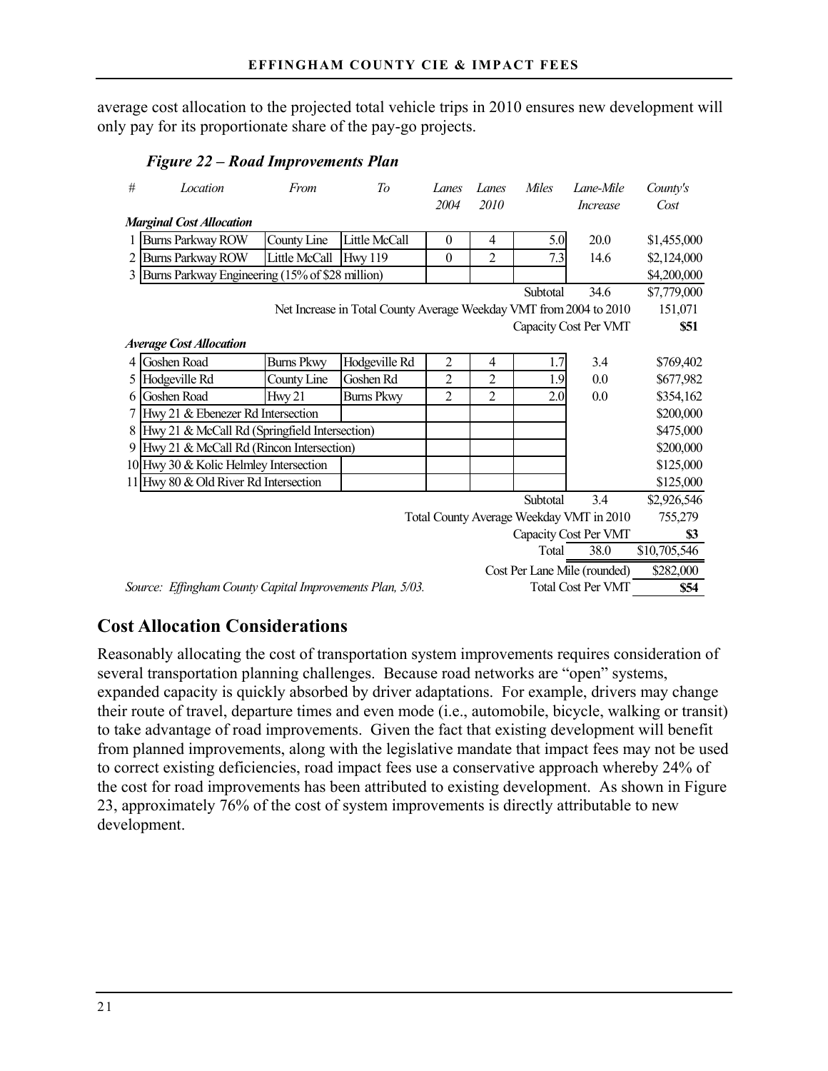average cost allocation to the projected total vehicle trips in 2010 ensures new development will only pay for its proportionate share of the pay-go projects.

*Figure 22 – Road Improvements Plan*

| # | Location | From | To | Lanes 2004 | Lanes 2010 | Miles | Lane-Mile Increase | County's Cost |
|---|---|---|---|---|---|---|---|---|
| ***Marginal Cost Allocation*** | | | | | | | | |
| 1 | Burns Parkway ROW | County Line | Little McCall | 0 | 4 | 5.0 | 20.0 | $1,455,000 |
| 2 | Burns Parkway ROW | Little McCall | Hwy 119 | 0 | 2 | 7.3 | 14.6 | $2,124,000 |
| 3 | Burns Parkway Engineering (15% of $28 million) | | | | | | | $4,200,000 |
| | | | | | | Subtotal | 34.6 | $7,779,000 |
| | Net Increase in Total County Average Weekday VMT from 2004 to 2010 | | | | | | | 151,071 |
| | | | | | | Capacity Cost Per VMT | | **$51** |
| ***Average Cost Allocation*** | | | | | | | | |
| 4 | Goshen Road | Burns Pkwy | Hodgeville Rd | 2 | 4 | 1.7 | 3.4 | $769,402 |
| 5 | Hodgeville Rd | County Line | Goshen Rd | 2 | 2 | 1.9 | 0.0 | $677,982 |
| 6 | Goshen Road | Hwy 21 | Burns Pkwy | 2 | 2 | 2.0 | 0.0 | $354,162 |
| 7 | Hwy 21 & Ebenezer Rd Intersection | | | | | | | $200,000 |
| 8 | Hwy 21 & McCall Rd (Springfield Intersection) | | | | | | | $475,000 |
| 9 | Hwy 21 & McCall Rd (Rincon Intersection) | | | | | | | $200,000 |
| 10 | Hwy 30 & Kolic Helmley Intersection | | | | | | | $125,000 |
| 11 | Hwy 80 & Old River Rd Intersection | | | | | | | $125,000 |
| | | | | | | Subtotal | 3.4 | $2,926,546 |
| | Total County Average Weekday VMT in 2010 | | | | | | | 755,279 |
| | | | | | | Capacity Cost Per VMT | | **$3** |
| | | | | | | Total | 38.0 | $10,705,546 |
| | | | | | | Cost Per Lane Mile (rounded) | | $282,000 |
| | | | | | | Total Cost Per VMT | | **$54** |

*Source: Effingham County Capital Improvements Plan, 5/03.*

## Cost Allocation Considerations

Reasonably allocating the cost of transportation system improvements requires consideration of several transportation planning challenges. Because road networks are "open" systems, expanded capacity is quickly absorbed by driver adaptations. For example, drivers may change their route of travel, departure times and even mode (i.e., automobile, bicycle, walking or transit) to take advantage of road improvements. Given the fact that existing development will benefit from planned improvements, along with the legislative mandate that impact fees may not be used to correct existing deficiencies, road impact fees use a conservative approach whereby 24% of the cost for road improvements has been attributed to existing development. As shown in Figure 23, approximately 76% of the cost of system improvements is directly attributable to new development.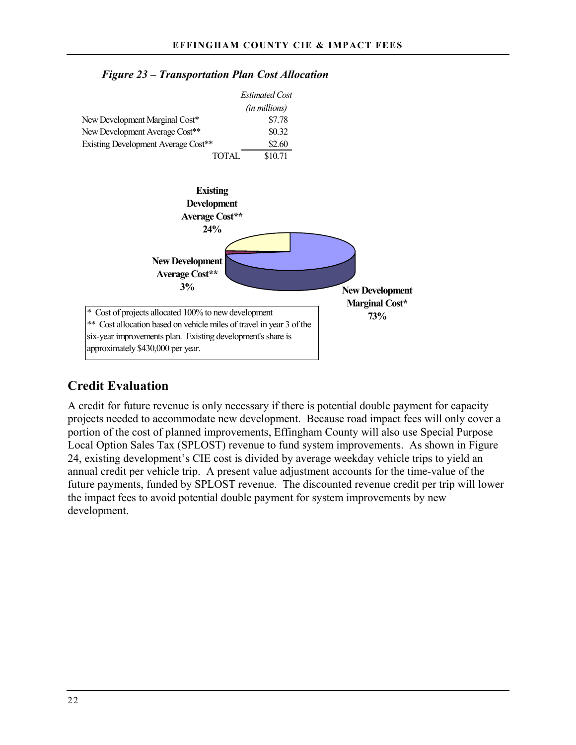*Figure 23 – Transportation Plan Cost Allocation*

| | Estimated Cost (in millions) |
|---|---|
| New Development Marginal Cost* | $7.78 |
| New Development Average Cost** | $0.32 |
| Existing Development Average Cost** | $2.60 |
| TOTAL | $10.71 |

**Existing Development Average Cost** 24%**

**New Development Average Cost** 3%**

**New Development Marginal Cost* 73%**

\* Cost of projects allocated 100% to new development
\*\* Cost allocation based on vehicle miles of travel in year 3 of the six-year improvements plan. Existing development's share is approximately $430,000 per year.

## Credit Evaluation

A credit for future revenue is only necessary if there is potential double payment for capacity projects needed to accommodate new development. Because road impact fees will only cover a portion of the cost of planned improvements, Effingham County will also use Special Purpose Local Option Sales Tax (SPLOST) revenue to fund system improvements. As shown in Figure 24, existing development's CIE cost is divided by average weekday vehicle trips to yield an annual credit per vehicle trip. A present value adjustment accounts for the time-value of the future payments, funded by SPLOST revenue. The discounted revenue credit per trip will lower the impact fees to avoid potential double payment for system improvements by new development.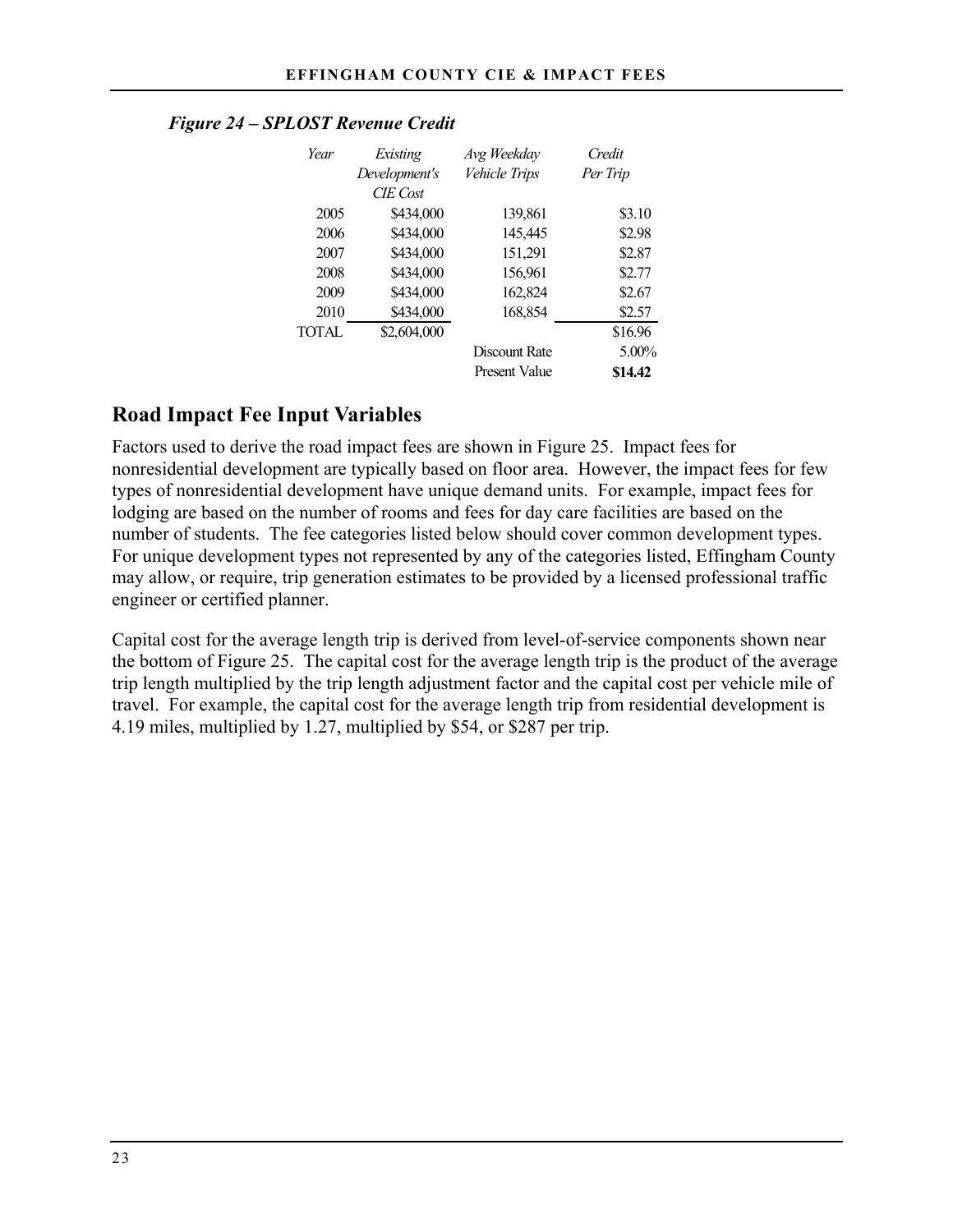*Figure 24 – SPLOST Revenue Credit*

| *Year* | *Existing Development's CIE Cost* | *Avg Weekday Vehicle Trips* | *Credit Per Trip* |
|---|---|---|---|
| 2005 | $434,000 | 139,861 | $3.10 |
| 2006 | $434,000 | 145,445 | $2.98 |
| 2007 | $434,000 | 151,291 | $2.87 |
| 2008 | $434,000 | 156,961 | $2.77 |
| 2009 | $434,000 | 162,824 | $2.67 |
| 2010 | $434,000 | 168,854 | $2.57 |
| TOTAL | $2,604,000 | | $16.96 |
| | | Discount Rate | 5.00% |
| | | Present Value | **$14.42** |

## Road Impact Fee Input Variables

Factors used to derive the road impact fees are shown in Figure 25. Impact fees for nonresidential development are typically based on floor area. However, the impact fees for few types of nonresidential development have unique demand units. For example, impact fees for lodging are based on the number of rooms and fees for day care facilities are based on the number of students. The fee categories listed below should cover common development types. For unique development types not represented by any of the categories listed, Effingham County may allow, or require, trip generation estimates to be provided by a licensed professional traffic engineer or certified planner.

Capital cost for the average length trip is derived from level-of-service components shown near the bottom of Figure 25. The capital cost for the average length trip is the product of the average trip length multiplied by the trip length adjustment factor and the capital cost per vehicle mile of travel. For example, the capital cost for the average length trip from residential development is 4.19 miles, multiplied by 1.27, multiplied by $54, or $287 per trip.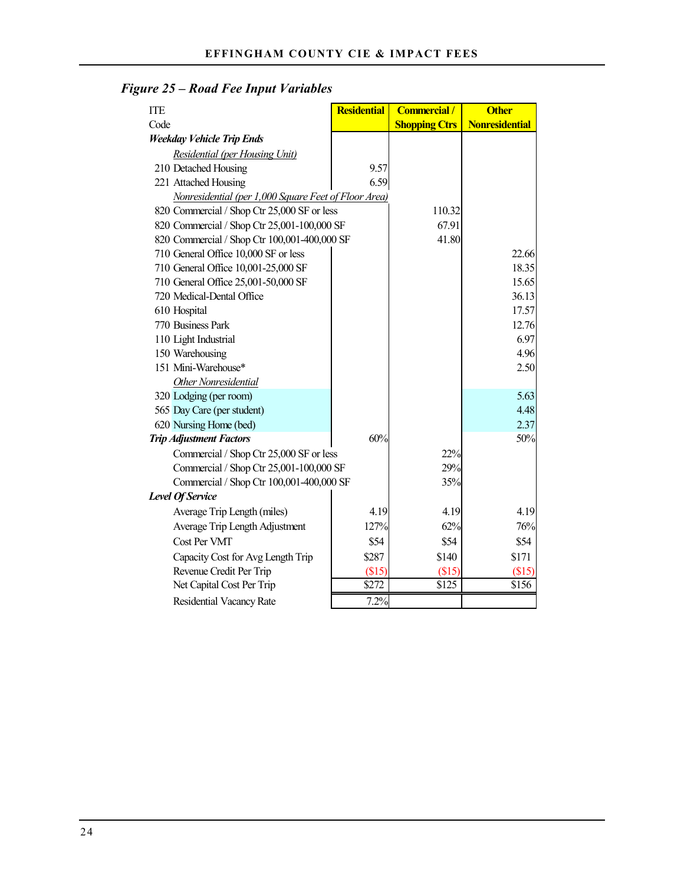### *Figure 25 – Road Fee Input Variables*

| ITE Code | | Residential | Commercial / Shopping Ctrs | Other Nonresidential |
|---|---|---|---|---|
| ***Weekday Vehicle Trip Ends*** | | | | |
| | *Residential (per Housing Unit)* | | | |
| 210 | Detached Housing | 9.57 | | |
| 221 | Attached Housing | 6.59 | | |
| | *Nonresidential (per 1,000 Square Feet of Floor Area)* | | | |
| 820 | Commercial / Shop Ctr 25,000 SF or less | | 110.32 | |
| 820 | Commercial / Shop Ctr 25,001-100,000 SF | | 67.91 | |
| 820 | Commercial / Shop Ctr 100,001-400,000 SF | | 41.80 | |
| 710 | General Office 10,000 SF or less | | | 22.66 |
| 710 | General Office 10,001-25,000 SF | | | 18.35 |
| 710 | General Office 25,001-50,000 SF | | | 15.65 |
| 720 | Medical-Dental Office | | | 36.13 |
| 610 | Hospital | | | 17.57 |
| 770 | Business Park | | | 12.76 |
| 110 | Light Industrial | | | 6.97 |
| 150 | Warehousing | | | 4.96 |
| 151 | Mini-Warehouse* | | | 2.50 |
| | *Other Nonresidential* | | | |
| 320 | Lodging (per room) | | | 5.63 |
| 565 | Day Care (per student) | | | 4.48 |
| 620 | Nursing Home (bed) | | | 2.37 |
| ***Trip Adjustment Factors*** | | 60% | | 50% |
| | Commercial / Shop Ctr 25,000 SF or less | | 22% | |
| | Commercial / Shop Ctr 25,001-100,000 SF | | 29% | |
| | Commercial / Shop Ctr 100,001-400,000 SF | | 35% | |
| ***Level Of Service*** | | | | |
| | Average Trip Length (miles) | 4.19 | 4.19 | 4.19 |
| | Average Trip Length Adjustment | 127% | 62% | 76% |
| | Cost Per VMT | $54 | $54 | $54 |
| | Capacity Cost for Avg Length Trip | $287 | $140 | $171 |
| | Revenue Credit Per Trip | ($15) | ($15) | ($15) |
| | Net Capital Cost Per Trip | $272 | $125 | $156 |
| | Residential Vacancy Rate | 7.2% | | |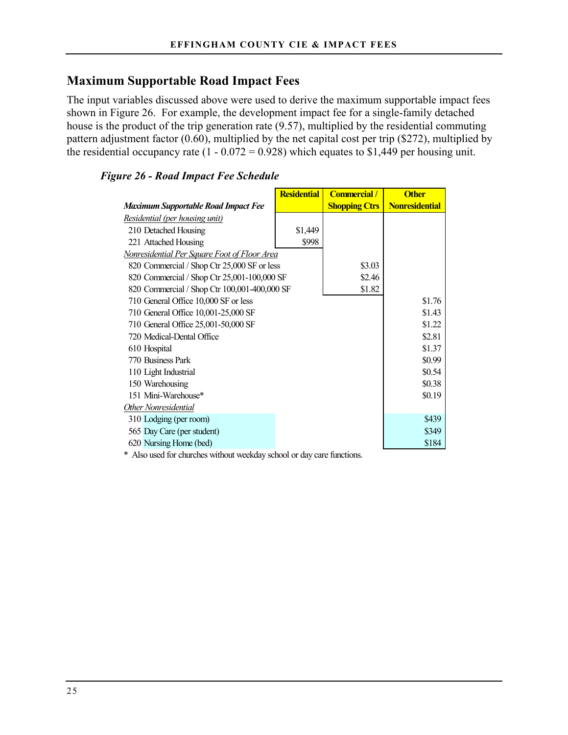## Maximum Supportable Road Impact Fees

The input variables discussed above were used to derive the maximum supportable impact fees shown in Figure 26. For example, the development impact fee for a single-family detached house is the product of the trip generation rate (9.57), multiplied by the residential commuting pattern adjustment factor (0.60), multiplied by the net capital cost per trip ($272), multiplied by the residential occupancy rate (1 - 0.072 = 0.928) which equates to $1,449 per housing unit.

***Figure 26 - Road Impact Fee Schedule***

| *Maximum Supportable Road Impact Fee* | Residential | Commercial / Shopping Ctrs | Other Nonresidential |
|---|---|---|---|
| *Residential (per housing unit)* | | | |
| 210 Detached Housing | $1,449 | | |
| 221 Attached Housing | $998 | | |
| *Nonresidential Per Square Foot of Floor Area* | | | |
| 820 Commercial / Shop Ctr 25,000 SF or less | | $3.03 | |
| 820 Commercial / Shop Ctr 25,001-100,000 SF | | $2.46 | |
| 820 Commercial / Shop Ctr 100,001-400,000 SF | | $1.82 | |
| 710 General Office 10,000 SF or less | | | $1.76 |
| 710 General Office 10,001-25,000 SF | | | $1.43 |
| 710 General Office 25,001-50,000 SF | | | $1.22 |
| 720 Medical-Dental Office | | | $2.81 |
| 610 Hospital | | | $1.37 |
| 770 Business Park | | | $0.99 |
| 110 Light Industrial | | | $0.54 |
| 150 Warehousing | | | $0.38 |
| 151 Mini-Warehouse* | | | $0.19 |
| *Other Nonresidential* | | | |
| 310 Lodging (per room) | | | $439 |
| 565 Day Care (per student) | | | $349 |
| 620 Nursing Home (bed) | | | $184 |

\* Also used for churches without weekday school or day care functions.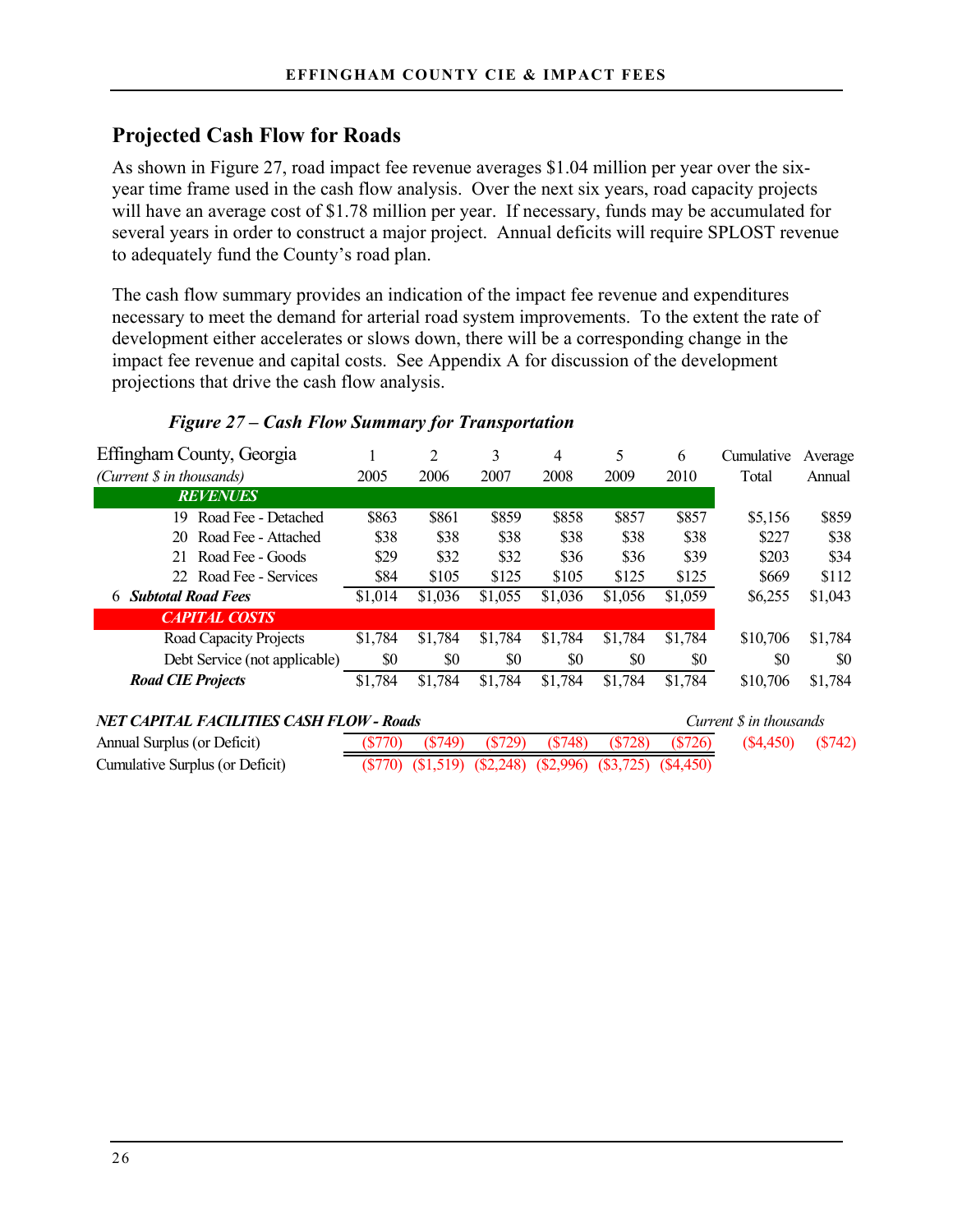## Projected Cash Flow for Roads

As shown in Figure 27, road impact fee revenue averages $1.04 million per year over the six-year time frame used in the cash flow analysis. Over the next six years, road capacity projects will have an average cost of $1.78 million per year. If necessary, funds may be accumulated for several years in order to construct a major project. Annual deficits will require SPLOST revenue to adequately fund the County's road plan.

The cash flow summary provides an indication of the impact fee revenue and expenditures necessary to meet the demand for arterial road system improvements. To the extent the rate of development either accelerates or slows down, there will be a corresponding change in the impact fee revenue and capital costs. See Appendix A for discussion of the development projections that drive the cash flow analysis.

***Figure 27 – Cash Flow Summary for Transportation***

| Effingham County, Georgia | 1 | 2 | 3 | 4 | 5 | 6 | Cumulative | Average |
|---|---|---|---|---|---|---|---|---|
| *(Current $ in thousands)* | 2005 | 2006 | 2007 | 2008 | 2009 | 2010 | Total | Annual |
| ***REVENUES*** | | | | | | | | |
| 19 Road Fee - Detached | $863 | $861 | $859 | $858 | $857 | $857 | $5,156 | $859 |
| 20 Road Fee - Attached | $38 | $38 | $38 | $38 | $38 | $38 | $227 | $38 |
| 21 Road Fee - Goods | $29 | $32 | $32 | $36 | $36 | $39 | $203 | $34 |
| 22 Road Fee - Services | $84 | $105 | $125 | $105 | $125 | $125 | $669 | $112 |
| 6 ***Subtotal Road Fees*** | $1,014 | $1,036 | $1,055 | $1,036 | $1,056 | $1,059 | $6,255 | $1,043 |
| ***CAPITAL COSTS*** | | | | | | | | |
| Road Capacity Projects | $1,784 | $1,784 | $1,784 | $1,784 | $1,784 | $1,784 | $10,706 | $1,784 |
| Debt Service (not applicable) | $0 | $0 | $0 | $0 | $0 | $0 | $0 | $0 |
| ***Road CIE Projects*** | $1,784 | $1,784 | $1,784 | $1,784 | $1,784 | $1,784 | $10,706 | $1,784 |

| ***NET CAPITAL FACILITIES CASH FLOW - Roads*** | | | | | | | *Current $ in thousands* | |
|---|---|---|---|---|---|---|---|---|
| Annual Surplus (or Deficit) | ($770) | ($749) | ($729) | ($748) | ($728) | ($726) | ($4,450) | ($742) |
| Cumulative Surplus (or Deficit) | ($770) | ($1,519) | ($2,248) | ($2,996) | ($3,725) | ($4,450) | | |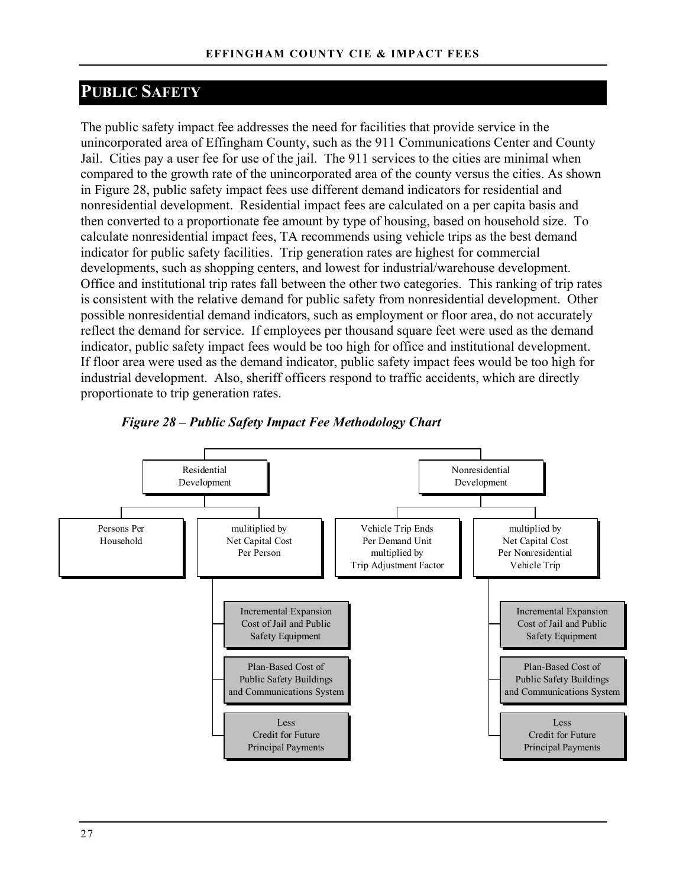## PUBLIC SAFETY

The public safety impact fee addresses the need for facilities that provide service in the unincorporated area of Effingham County, such as the 911 Communications Center and County Jail. Cities pay a user fee for use of the jail. The 911 services to the cities are minimal when compared to the growth rate of the unincorporated area of the county versus the cities. As shown in Figure 28, public safety impact fees use different demand indicators for residential and nonresidential development. Residential impact fees are calculated on a per capita basis and then converted to a proportionate fee amount by type of housing, based on household size. To calculate nonresidential impact fees, TA recommends using vehicle trips as the best demand indicator for public safety facilities. Trip generation rates are highest for commercial developments, such as shopping centers, and lowest for industrial/warehouse development. Office and institutional trip rates fall between the other two categories. This ranking of trip rates is consistent with the relative demand for public safety from nonresidential development. Other possible nonresidential demand indicators, such as employment or floor area, do not accurately reflect the demand for service. If employees per thousand square feet were used as the demand indicator, public safety impact fees would be too high for office and institutional development. If floor area were used as the demand indicator, public safety impact fees would be too high for industrial development. Also, sheriff officers respond to traffic accidents, which are directly proportionate to trip generation rates.

***Figure 28 – Public Safety Impact Fee Methodology Chart***

- Residential Development
  - Persons Per Household
  - mulitiplied by Net Capital Cost Per Person
    - Incremental Expansion Cost of Jail and Public Safety Equipment
    - Plan-Based Cost of Public Safety Buildings and Communications System
    - Less Credit for Future Principal Payments
- Nonresidential Development
  - Vehicle Trip Ends Per Demand Unit multiplied by Trip Adjustment Factor
  - multiplied by Net Capital Cost Per Nonresidential Vehicle Trip
    - Incremental Expansion Cost of Jail and Public Safety Equipment
    - Plan-Based Cost of Public Safety Buildings and Communications System
    - Less Credit for Future Principal Payments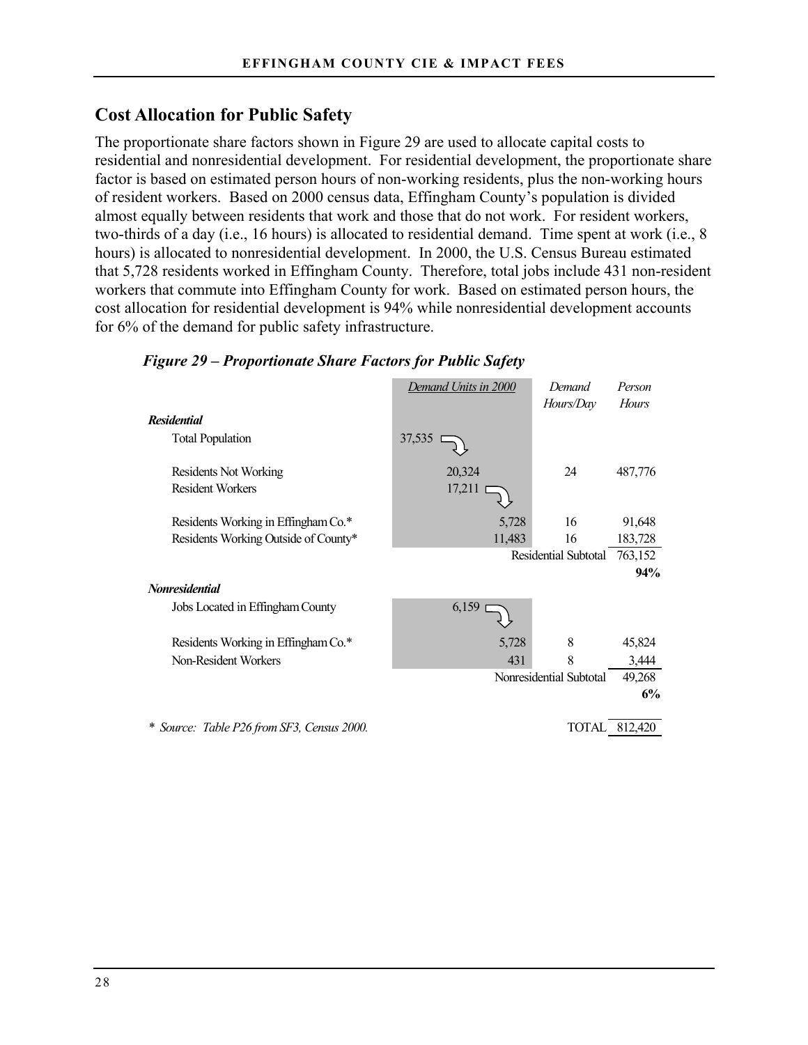## Cost Allocation for Public Safety

The proportionate share factors shown in Figure 29 are used to allocate capital costs to residential and nonresidential development. For residential development, the proportionate share factor is based on estimated person hours of non-working residents, plus the non-working hours of resident workers. Based on 2000 census data, Effingham County's population is divided almost equally between residents that work and those that do not work. For resident workers, two-thirds of a day (i.e., 16 hours) is allocated to residential demand. Time spent at work (i.e., 8 hours) is allocated to nonresidential development. In 2000, the U.S. Census Bureau estimated that 5,728 residents worked in Effingham County. Therefore, total jobs include 431 non-resident workers that commute into Effingham County for work. Based on estimated person hours, the cost allocation for residential development is 94% while nonresidential development accounts for 6% of the demand for public safety infrastructure.

***Figure 29 – Proportionate Share Factors for Public Safety***

| | Demand Units in 2000 | Demand Hours/Day | Person Hours |
|---|---|---|---|
| ***Residential*** | | | |
| Total Population | 37,535 | | |
| Residents Not Working | 20,324 | 24 | 487,776 |
| Resident Workers | 17,211 | | |
| Residents Working in Effingham Co.* | 5,728 | 16 | 91,648 |
| Residents Working Outside of County* | 11,483 | 16 | 183,728 |
| | | Residential Subtotal | 763,152 |
| | | | **94%** |
| ***Nonresidential*** | | | |
| Jobs Located in Effingham County | 6,159 | | |
| Residents Working in Effingham Co.* | 5,728 | 8 | 45,824 |
| Non-Resident Workers | 431 | 8 | 3,444 |
| | | Nonresidential Subtotal | 49,268 |
| | | | **6%** |
| | | TOTAL | 812,420 |

\* *Source: Table P26 from SF3, Census 2000.*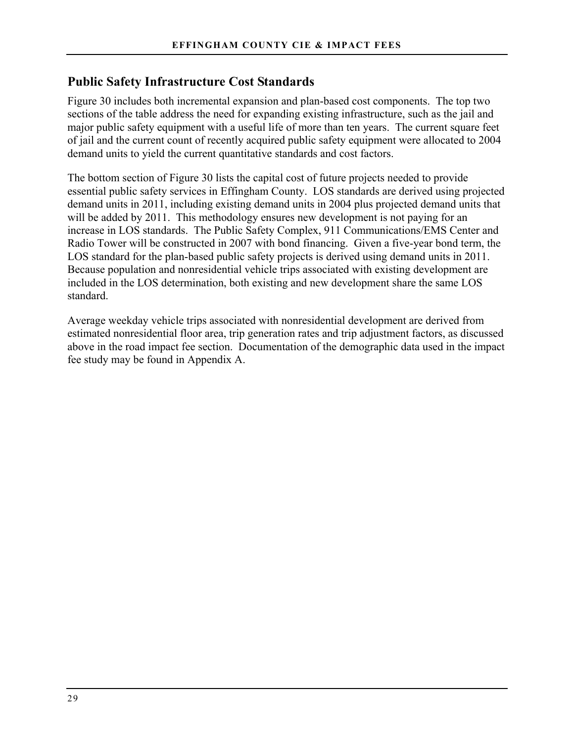## Public Safety Infrastructure Cost Standards

Figure 30 includes both incremental expansion and plan-based cost components. The top two sections of the table address the need for expanding existing infrastructure, such as the jail and major public safety equipment with a useful life of more than ten years. The current square feet of jail and the current count of recently acquired public safety equipment were allocated to 2004 demand units to yield the current quantitative standards and cost factors.

The bottom section of Figure 30 lists the capital cost of future projects needed to provide essential public safety services in Effingham County. LOS standards are derived using projected demand units in 2011, including existing demand units in 2004 plus projected demand units that will be added by 2011. This methodology ensures new development is not paying for an increase in LOS standards. The Public Safety Complex, 911 Communications/EMS Center and Radio Tower will be constructed in 2007 with bond financing. Given a five-year bond term, the LOS standard for the plan-based public safety projects is derived using demand units in 2011. Because population and nonresidential vehicle trips associated with existing development are included in the LOS determination, both existing and new development share the same LOS standard.

Average weekday vehicle trips associated with nonresidential development are derived from estimated nonresidential floor area, trip generation rates and trip adjustment factors, as discussed above in the road impact fee section. Documentation of the demographic data used in the impact fee study may be found in Appendix A.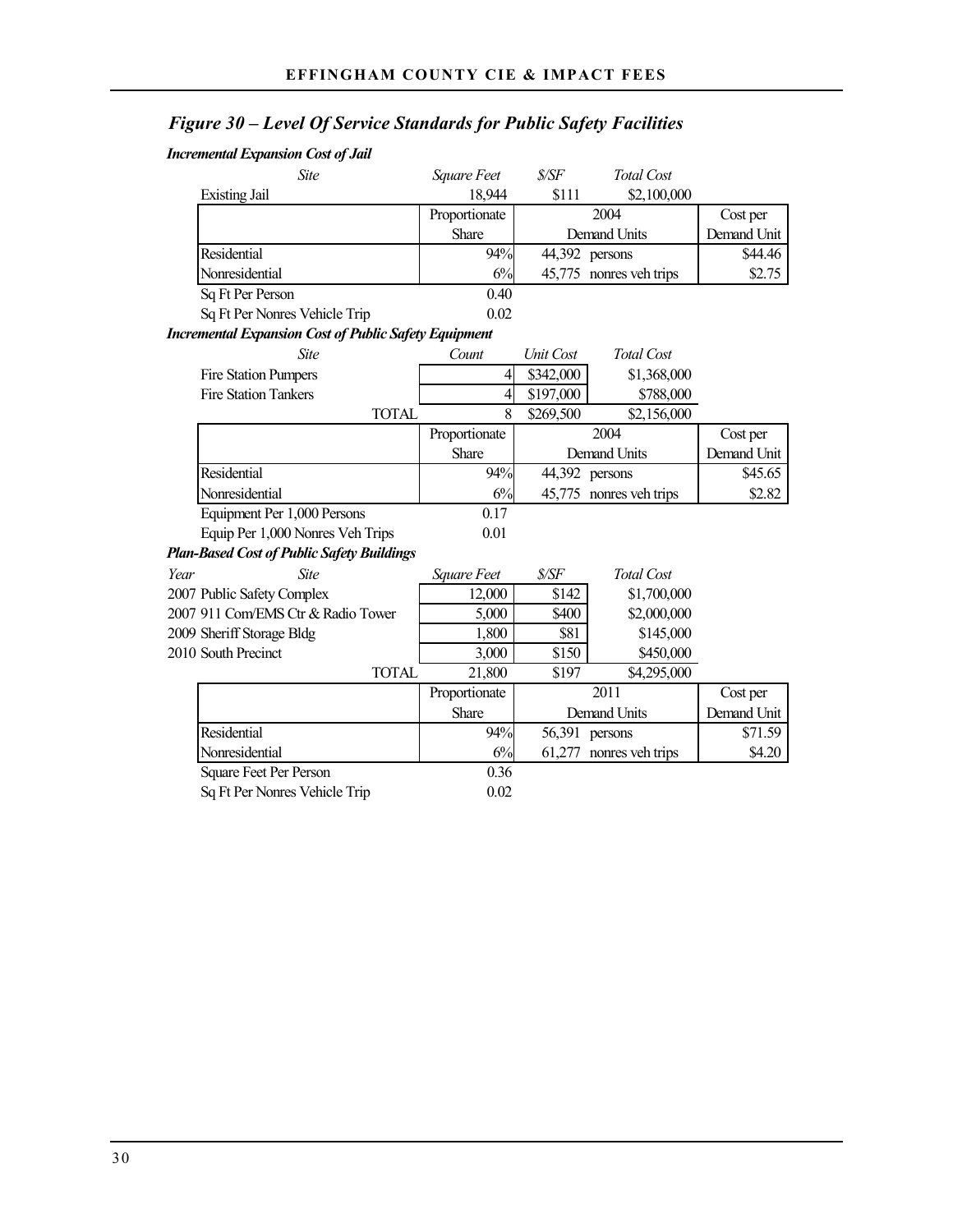## *Figure 30 – Level Of Service Standards for Public Safety Facilities*

***Incremental Expansion Cost of Jail***

| *Site* | *Square Feet* | *$/SF* | *Total Cost* | |
|---|---|---|---|---|
| Existing Jail | 18,944 | $111 | $2,100,000 | |
| | Proportionate Share | 2004 Demand Units | | Cost per Demand Unit |
| Residential | 94% | 44,392 | persons | $44.46 |
| Nonresidential | 6% | 45,775 | nonres veh trips | $2.75 |
| Sq Ft Per Person | 0.40 | | | |
| Sq Ft Per Nonres Vehicle Trip | 0.02 | | | |

***Incremental Expansion Cost of Public Safety Equipment***

| *Site* | *Count* | *Unit Cost* | *Total Cost* | |
|---|---|---|---|---|
| Fire Station Pumpers | 4 | $342,000 | $1,368,000 | |
| Fire Station Tankers | 4 | $197,000 | $788,000 | |
| TOTAL | 8 | $269,500 | $2,156,000 | |
| | Proportionate Share | 2004 Demand Units | | Cost per Demand Unit |
| Residential | 94% | 44,392 | persons | $45.65 |
| Nonresidential | 6% | 45,775 | nonres veh trips | $2.82 |
| Equipment Per 1,000 Persons | 0.17 | | | |
| Equip Per 1,000 Nonres Veh Trips | 0.01 | | | |

***Plan-Based Cost of Public Safety Buildings***

| *Year* | *Site* | *Square Feet* | *$/SF* | *Total Cost* | |
|---|---|---|---|---|---|
| 2007 | Public Safety Complex | 12,000 | $142 | $1,700,000 | |
| 2007 | 911 Com/EMS Ctr & Radio Tower | 5,000 | $400 | $2,000,000 | |
| 2009 | Sheriff Storage Bldg | 1,800 | $81 | $145,000 | |
| 2010 | South Precinct | 3,000 | $150 | $450,000 | |
| | TOTAL | 21,800 | $197 | $4,295,000 | |
| | | Proportionate Share | 2011 Demand Units | | Cost per Demand Unit |
| | Residential | 94% | 56,391 | persons | $71.59 |
| | Nonresidential | 6% | 61,277 | nonres veh trips | $4.20 |
| | Square Feet Per Person | 0.36 | | | |
| | Sq Ft Per Nonres Vehicle Trip | 0.02 | | | |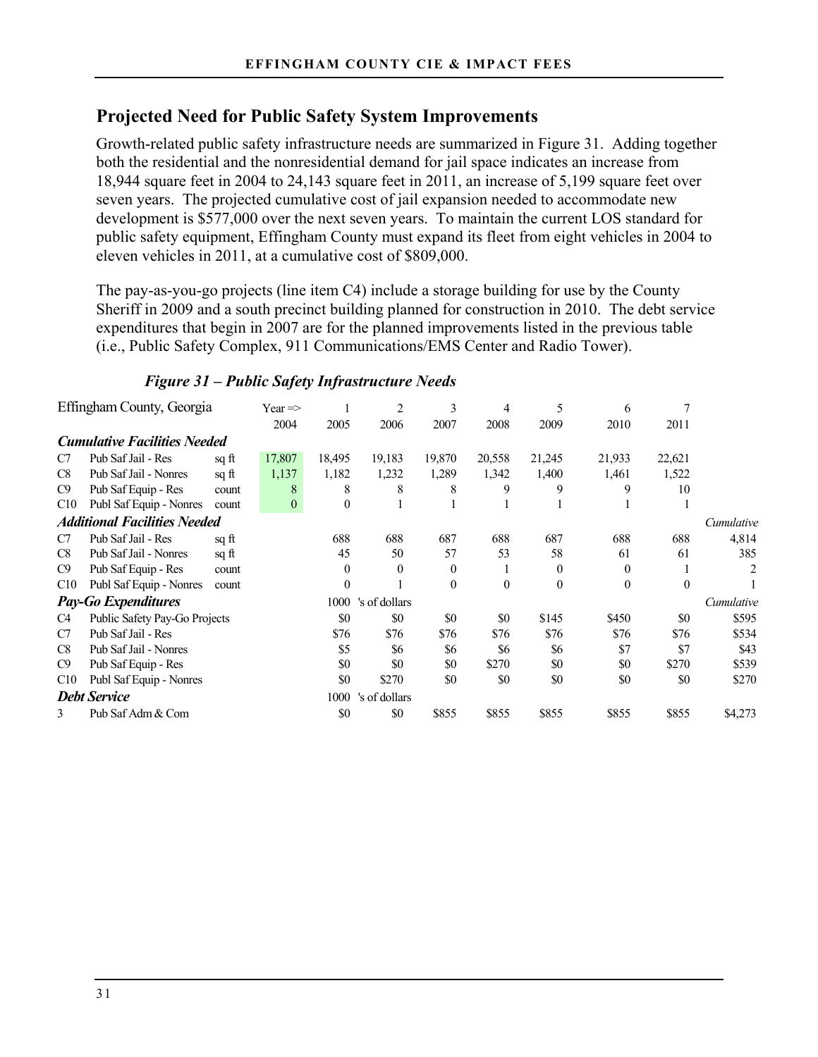## Projected Need for Public Safety System Improvements

Growth-related public safety infrastructure needs are summarized in Figure 31. Adding together both the residential and the nonresidential demand for jail space indicates an increase from 18,944 square feet in 2004 to 24,143 square feet in 2011, an increase of 5,199 square feet over seven years. The projected cumulative cost of jail expansion needed to accommodate new development is $577,000 over the next seven years. To maintain the current LOS standard for public safety equipment, Effingham County must expand its fleet from eight vehicles in 2004 to eleven vehicles in 2011, at a cumulative cost of $809,000.

The pay-as-you-go projects (line item C4) include a storage building for use by the County Sheriff in 2009 and a south precinct building planned for construction in 2010. The debt service expenditures that begin in 2007 are for the planned improvements listed in the previous table (i.e., Public Safety Complex, 911 Communications/EMS Center and Radio Tower).

### *Figure 31 – Public Safety Infrastructure Needs*

| Effingham County, Georgia | | | Year => | 1 | 2 | 3 | 4 | 5 | 6 | 7 | |
|---|---|---|---|---|---|---|---|---|---|---|---|
| | | | 2004 | 2005 | 2006 | 2007 | 2008 | 2009 | 2010 | 2011 | |
| ***Cumulative Facilities Needed*** | | | | | | | | | | | |
| C7 | Pub Saf Jail - Res | sq ft | 17,807 | 18,495 | 19,183 | 19,870 | 20,558 | 21,245 | 21,933 | 22,621 | |
| C8 | Pub Saf Jail - Nonres | sq ft | 1,137 | 1,182 | 1,232 | 1,289 | 1,342 | 1,400 | 1,461 | 1,522 | |
| C9 | Pub Saf Equip - Res | count | 8 | 8 | 8 | 8 | 9 | 9 | 9 | 10 | |
| C10 | Publ Saf Equip - Nonres | count | 0 | 0 | 1 | 1 | 1 | 1 | 1 | 1 | |
| ***Additional Facilities Needed*** | | | | | | | | | | | *Cumulative* |
| C7 | Pub Saf Jail - Res | sq ft | | 688 | 688 | 687 | 688 | 687 | 688 | 688 | 4,814 |
| C8 | Pub Saf Jail - Nonres | sq ft | | 45 | 50 | 57 | 53 | 58 | 61 | 61 | 385 |
| C9 | Pub Saf Equip - Res | count | | 0 | 0 | 0 | 1 | 0 | 0 | 1 | 2 |
| C10 | Publ Saf Equip - Nonres | count | | 0 | 1 | 0 | 0 | 0 | 0 | 0 | 1 |
| ***Pay-Go Expenditures*** | | | | 1000 | 's of dollars | | | | | | *Cumulative* |
| C4 | Public Safety Pay-Go Projects | | | $0 | $0 | $0 | $0 | $145 | $450 | $0 | $595 |
| C7 | Pub Saf Jail - Res | | | $76 | $76 | $76 | $76 | $76 | $76 | $76 | $534 |
| C8 | Pub Saf Jail - Nonres | | | $5 | $6 | $6 | $6 | $6 | $7 | $7 | $43 |
| C9 | Pub Saf Equip - Res | | | $0 | $0 | $0 | $270 | $0 | $0 | $270 | $539 |
| C10 | Publ Saf Equip - Nonres | | | $0 | $270 | $0 | $0 | $0 | $0 | $0 | $270 |
| ***Debt Service*** | | | | 1000 | 's of dollars | | | | | | |
| 3 | Pub Saf Adm & Com | | | $0 | $0 | $855 | $855 | $855 | $855 | $855 | $4,273 |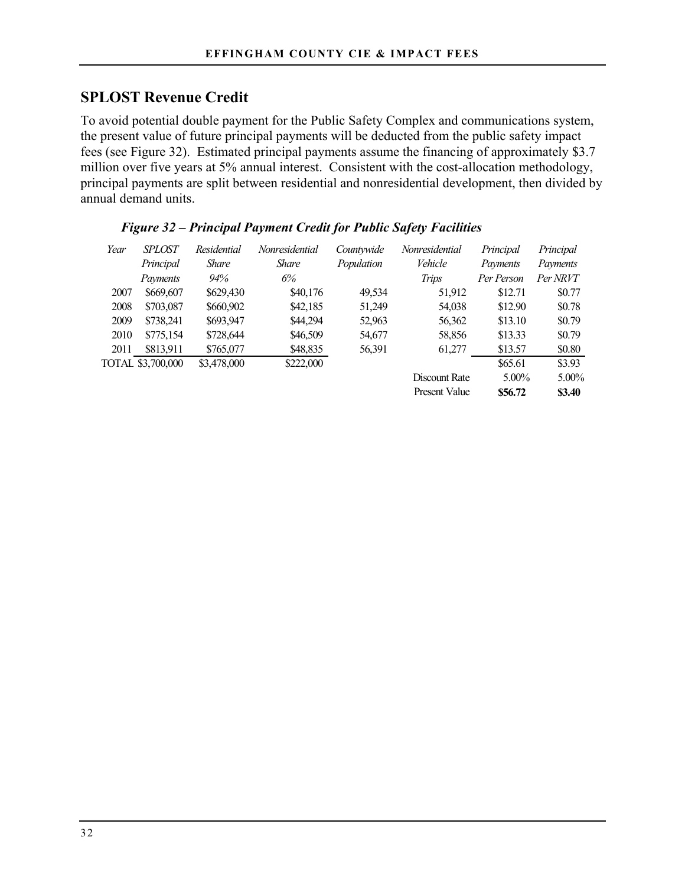## SPLOST Revenue Credit

To avoid potential double payment for the Public Safety Complex and communications system, the present value of future principal payments will be deducted from the public safety impact fees (see Figure 32). Estimated principal payments assume the financing of approximately $3.7 million over five years at 5% annual interest. Consistent with the cost-allocation methodology, principal payments are split between residential and nonresidential development, then divided by annual demand units.

***Figure 32 – Principal Payment Credit for Public Safety Facilities***

| *Year* | *SPLOST Principal Payments* | *Residential Share 94%* | *Nonresidential Share 6%* | *Countywide Population* | *Nonresidential Vehicle Trips* | *Principal Payments Per Person* | *Principal Payments Per NRVT* |
|---|---|---|---|---|---|---|---|
| 2007 | $669,607 | $629,430 | $40,176 | 49,534 | 51,912 | $12.71 | $0.77 |
| 2008 | $703,087 | $660,902 | $42,185 | 51,249 | 54,038 | $12.90 | $0.78 |
| 2009 | $738,241 | $693,947 | $44,294 | 52,963 | 56,362 | $13.10 | $0.79 |
| 2010 | $775,154 | $728,644 | $46,509 | 54,677 | 58,856 | $13.33 | $0.79 |
| 2011 | $813,911 | $765,077 | $48,835 | 56,391 | 61,277 | $13.57 | $0.80 |
| TOTAL | $3,700,000 | $3,478,000 | $222,000 | | | $65.61 | $3.93 |
| | | | | | Discount Rate | 5.00% | 5.00% |
| | | | | | Present Value | **$56.72** | **$3.40** |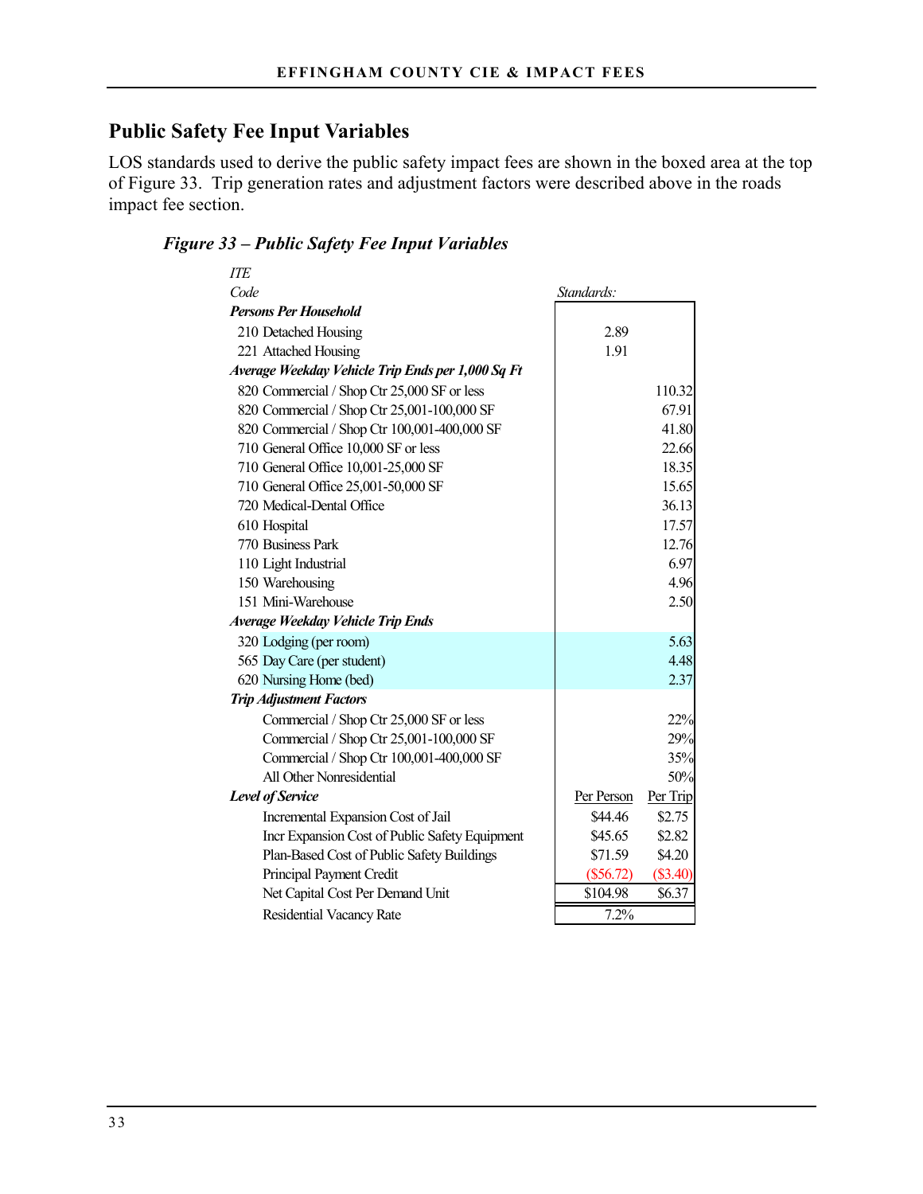## Public Safety Fee Input Variables

LOS standards used to derive the public safety impact fees are shown in the boxed area at the top of Figure 33. Trip generation rates and adjustment factors were described above in the roads impact fee section.

***Figure 33 – Public Safety Fee Input Variables***

| *ITE Code* | *Standards:* | |
|---|---|---|
| ***Persons Per Household*** | | |
| 210 Detached Housing | 2.89 | |
| 221 Attached Housing | 1.91 | |
| ***Average Weekday Vehicle Trip Ends per 1,000 Sq Ft*** | | |
| 820 Commercial / Shop Ctr 25,000 SF or less | | 110.32 |
| 820 Commercial / Shop Ctr 25,001-100,000 SF | | 67.91 |
| 820 Commercial / Shop Ctr 100,001-400,000 SF | | 41.80 |
| 710 General Office 10,000 SF or less | | 22.66 |
| 710 General Office 10,001-25,000 SF | | 18.35 |
| 710 General Office 25,001-50,000 SF | | 15.65 |
| 720 Medical-Dental Office | | 36.13 |
| 610 Hospital | | 17.57 |
| 770 Business Park | | 12.76 |
| 110 Light Industrial | | 6.97 |
| 150 Warehousing | | 4.96 |
| 151 Mini-Warehouse | | 2.50 |
| ***Average Weekday Vehicle Trip Ends*** | | |
| 320 Lodging (per room) | | 5.63 |
| 565 Day Care (per student) | | 4.48 |
| 620 Nursing Home (bed) | | 2.37 |
| ***Trip Adjustment Factors*** | | |
| Commercial / Shop Ctr 25,000 SF or less | | 22% |
| Commercial / Shop Ctr 25,001-100,000 SF | | 29% |
| Commercial / Shop Ctr 100,001-400,000 SF | | 35% |
| All Other Nonresidential | | 50% |
| ***Level of Service*** | Per Person | Per Trip |
| Incremental Expansion Cost of Jail | $44.46 | $2.75 |
| Incr Expansion Cost of Public Safety Equipment | $45.65 | $2.82 |
| Plan-Based Cost of Public Safety Buildings | $71.59 | $4.20 |
| Principal Payment Credit | ($56.72) | ($3.40) |
| Net Capital Cost Per Demand Unit | $104.98 | $6.37 |
| Residential Vacancy Rate | 7.2% | |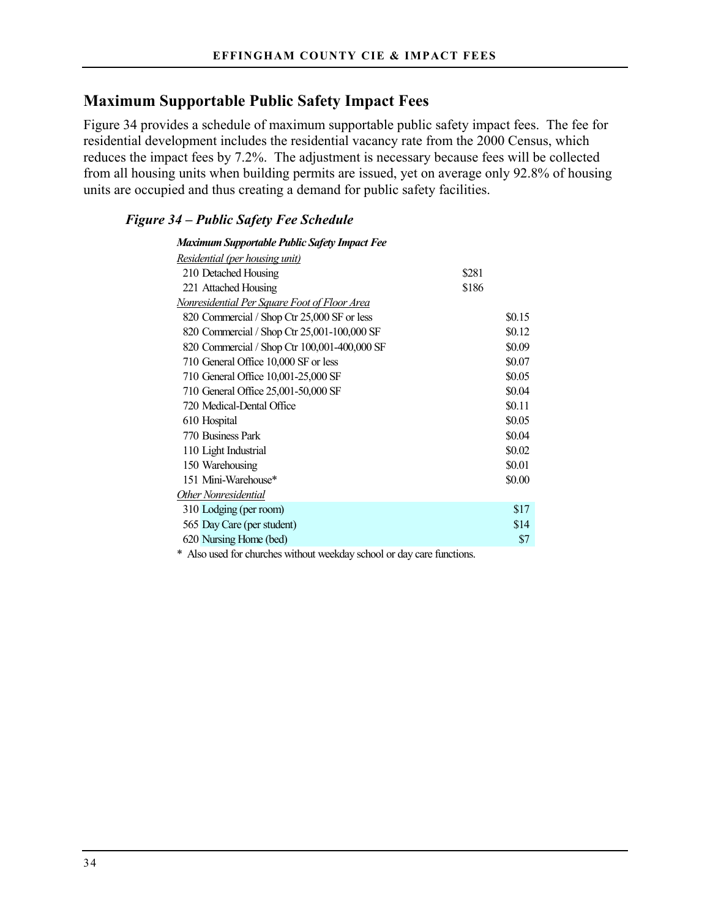## Maximum Supportable Public Safety Impact Fees

Figure 34 provides a schedule of maximum supportable public safety impact fees. The fee for residential development includes the residential vacancy rate from the 2000 Census, which reduces the impact fees by 7.2%. The adjustment is necessary because fees will be collected from all housing units when building permits are issued, yet on average only 92.8% of housing units are occupied and thus creating a demand for public safety facilities.

### *Figure 34 – Public Safety Fee Schedule*

| ***Maximum Supportable Public Safety Impact Fee*** | | |
|---|---|---|
| *Residential (per housing unit)* | | |
| 210 Detached Housing | $281 | |
| 221 Attached Housing | $186 | |
| *Nonresidential Per Square Foot of Floor Area* | | |
| 820 Commercial / Shop Ctr 25,000 SF or less | | $0.15 |
| 820 Commercial / Shop Ctr 25,001-100,000 SF | | $0.12 |
| 820 Commercial / Shop Ctr 100,001-400,000 SF | | $0.09 |
| 710 General Office 10,000 SF or less | | $0.07 |
| 710 General Office 10,001-25,000 SF | | $0.05 |
| 710 General Office 25,001-50,000 SF | | $0.04 |
| 720 Medical-Dental Office | | $0.11 |
| 610 Hospital | | $0.05 |
| 770 Business Park | | $0.04 |
| 110 Light Industrial | | $0.02 |
| 150 Warehousing | | $0.01 |
| 151 Mini-Warehouse* | | $0.00 |
| *Other Nonresidential* | | |
| 310 Lodging (per room) | | $17 |
| 565 Day Care (per student) | | $14 |
| 620 Nursing Home (bed) | | $7 |

* Also used for churches without weekday school or day care functions.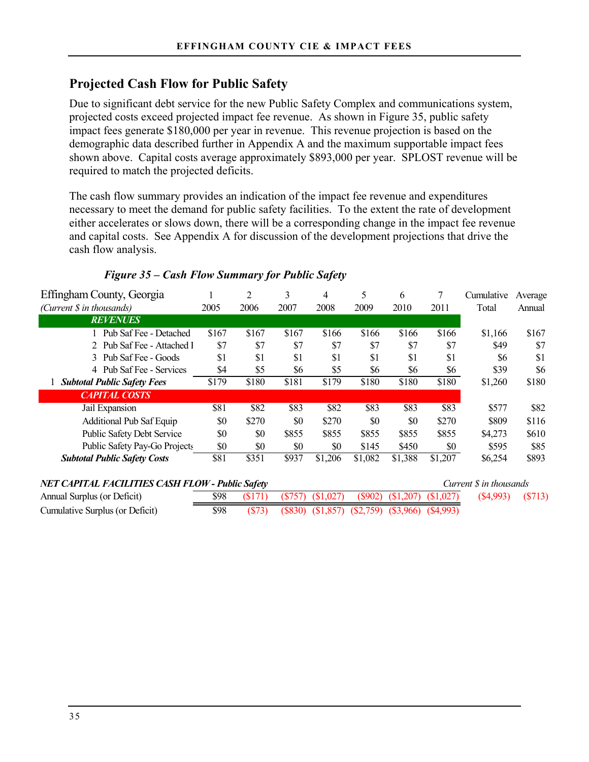## Projected Cash Flow for Public Safety

Due to significant debt service for the new Public Safety Complex and communications system, projected costs exceed projected impact fee revenue. As shown in Figure 35, public safety impact fees generate $180,000 per year in revenue. This revenue projection is based on the demographic data described further in Appendix A and the maximum supportable impact fees shown above. Capital costs average approximately $893,000 per year. SPLOST revenue will be required to match the projected deficits.

The cash flow summary provides an indication of the impact fee revenue and expenditures necessary to meet the demand for public safety facilities. To the extent the rate of development either accelerates or slows down, there will be a corresponding change in the impact fee revenue and capital costs. See Appendix A for discussion of the development projections that drive the cash flow analysis.

***Figure 35 – Cash Flow Summary for Public Safety***

| Effingham County, Georgia | 1 | 2 | 3 | 4 | 5 | 6 | 7 | Cumulative | Average |
|---|---|---|---|---|---|---|---|---|---|
| *(Current $ in thousands)* | 2005 | 2006 | 2007 | 2008 | 2009 | 2010 | 2011 | Total | Annual |
| ***REVENUES*** | | | | | | | | | |
| 1 Pub Saf Fee - Detached | $167 | $167 | $167 | $166 | $166 | $166 | $166 | $1,166 | $167 |
| 2 Pub Saf Fee - Attached I | $7 | $7 | $7 | $7 | $7 | $7 | $7 | $49 | $7 |
| 3 Pub Saf Fee - Goods | $1 | $1 | $1 | $1 | $1 | $1 | $1 | $6 | $1 |
| 4 Pub Saf Fee - Services | $4 | $5 | $6 | $5 | $6 | $6 | $6 | $39 | $6 |
| 1 ***Subtotal Public Safety Fees*** | $179 | $180 | $181 | $179 | $180 | $180 | $180 | $1,260 | $180 |
| ***CAPITAL COSTS*** | | | | | | | | | |
| Jail Expansion | $81 | $82 | $83 | $82 | $83 | $83 | $83 | $577 | $82 |
| Additional Pub Saf Equip | $0 | $270 | $0 | $270 | $0 | $0 | $270 | $809 | $116 |
| Public Safety Debt Service | $0 | $0 | $855 | $855 | $855 | $855 | $855 | $4,273 | $610 |
| Public Safety Pay-Go Projects | $0 | $0 | $0 | $0 | $145 | $450 | $0 | $595 | $85 |
| ***Subtotal Public Safety Costs*** | $81 | $351 | $937 | $1,206 | $1,082 | $1,388 | $1,207 | $6,254 | $893 |
| ***NET CAPITAL FACILITIES CASH FLOW - Public Safety*** | | | | | | | | *Current $ in thousands* | |
| Annual Surplus (or Deficit) | $98 | ($171) | ($757) | ($1,027) | ($902) | ($1,207) | ($1,027) | ($4,993) | ($713) |
| Cumulative Surplus (or Deficit) | $98 | ($73) | ($830) | ($1,857) | ($2,759) | ($3,966) | ($4,993) | | |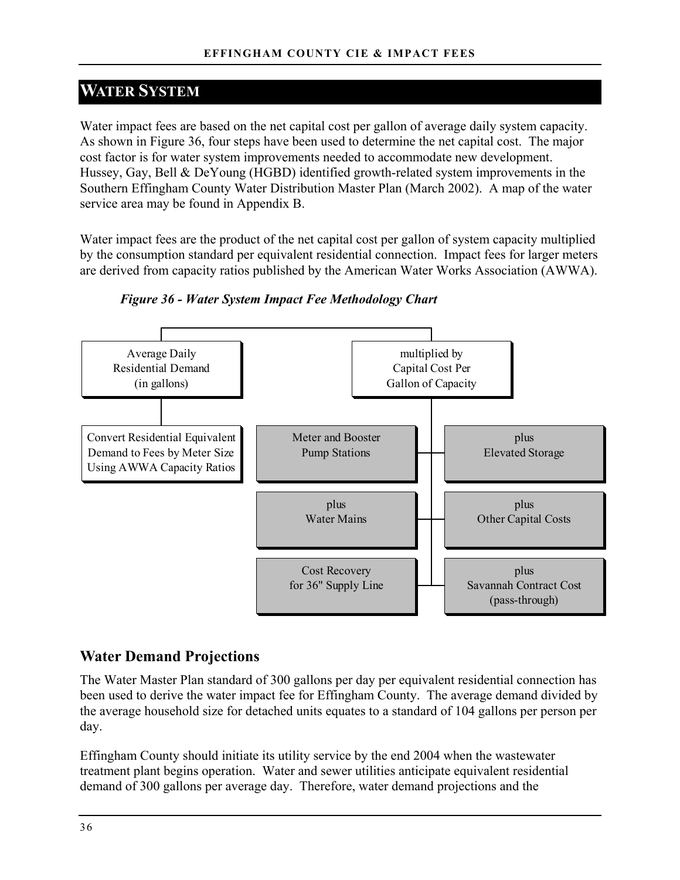## WATER SYSTEM

Water impact fees are based on the net capital cost per gallon of average daily system capacity. As shown in Figure 36, four steps have been used to determine the net capital cost. The major cost factor is for water system improvements needed to accommodate new development. Hussey, Gay, Bell & DeYoung (HGBD) identified growth-related system improvements in the Southern Effingham County Water Distribution Master Plan (March 2002). A map of the water service area may be found in Appendix B.

Water impact fees are the product of the net capital cost per gallon of system capacity multiplied by the consumption standard per equivalent residential connection. Impact fees for larger meters are derived from capacity ratios published by the American Water Works Association (AWWA).

***Figure 36 - Water System Impact Fee Methodology Chart***

- Average Daily Residential Demand (in gallons)
  - Convert Residential Equivalent Demand to Fees by Meter Size Using AWWA Capacity Ratios
- multiplied by Capital Cost Per Gallon of Capacity
  - Meter and Booster Pump Stations
  - plus Elevated Storage
  - plus Water Mains
  - plus Other Capital Costs
  - Cost Recovery for 36" Supply Line
  - plus Savannah Contract Cost (pass-through)

### Water Demand Projections

The Water Master Plan standard of 300 gallons per day per equivalent residential connection has been used to derive the water impact fee for Effingham County. The average demand divided by the average household size for detached units equates to a standard of 104 gallons per person per day.

Effingham County should initiate its utility service by the end 2004 when the wastewater treatment plant begins operation. Water and sewer utilities anticipate equivalent residential demand of 300 gallons per average day. Therefore, water demand projections and the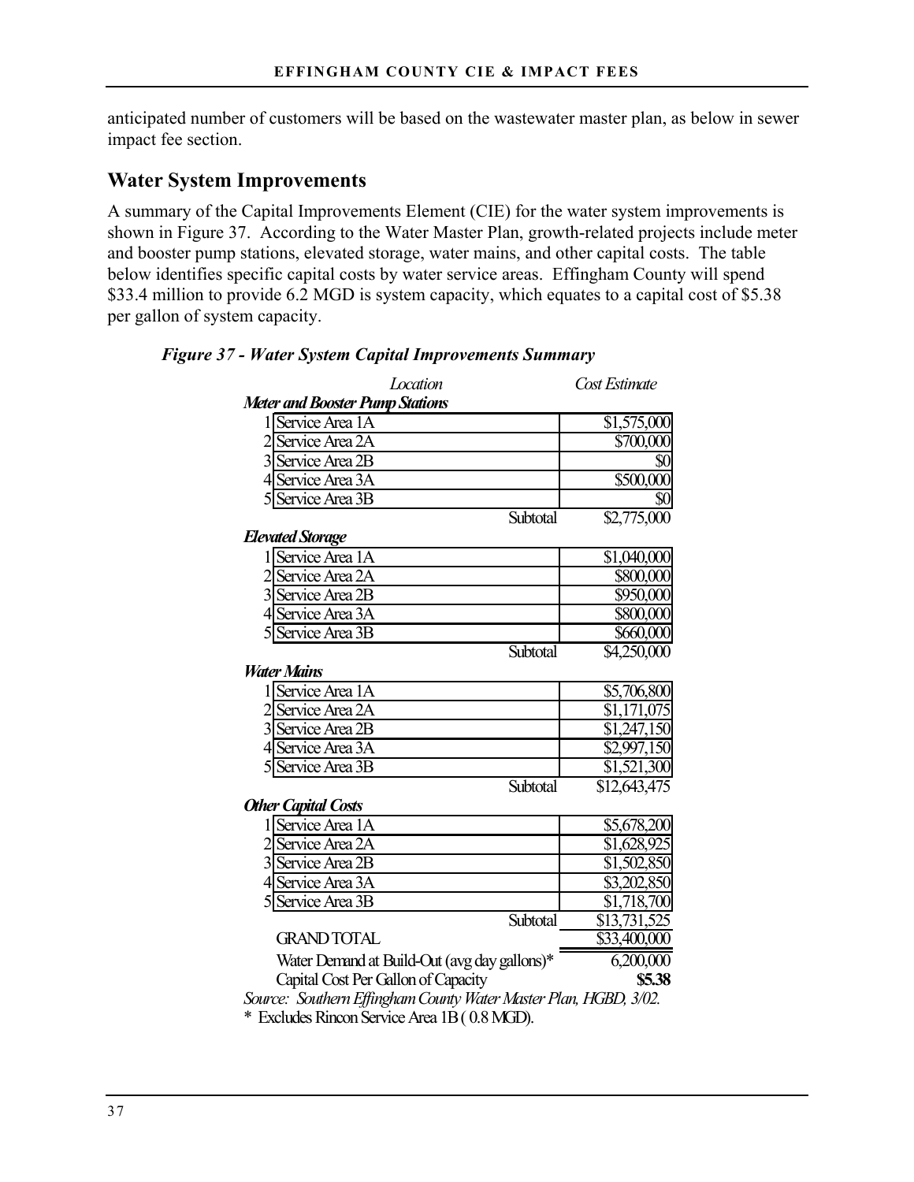anticipated number of customers will be based on the wastewater master plan, as below in sewer impact fee section.

## Water System Improvements

A summary of the Capital Improvements Element (CIE) for the water system improvements is shown in Figure 37. According to the Water Master Plan, growth-related projects include meter and booster pump stations, elevated storage, water mains, and other capital costs. The table below identifies specific capital costs by water service areas. Effingham County will spend $33.4 million to provide 6.2 MGD is system capacity, which equates to a capital cost of $5.38 per gallon of system capacity.

***Figure 37 - Water System Capital Improvements Summary***

| | *Location* | *Cost Estimate* |
|---|---|---|
| ***Meter and Booster Pump Stations*** | | |
| 1 | Service Area 1A | $1,575,000 |
| 2 | Service Area 2A | $700,000 |
| 3 | Service Area 2B | $0 |
| 4 | Service Area 3A | $500,000 |
| 5 | Service Area 3B | $0 |
| | Subtotal | $2,775,000 |
| ***Elevated Storage*** | | |
| 1 | Service Area 1A | $1,040,000 |
| 2 | Service Area 2A | $800,000 |
| 3 | Service Area 2B | $950,000 |
| 4 | Service Area 3A | $800,000 |
| 5 | Service Area 3B | $660,000 |
| | Subtotal | $4,250,000 |
| ***Water Mains*** | | |
| 1 | Service Area 1A | $5,706,800 |
| 2 | Service Area 2A | $1,171,075 |
| 3 | Service Area 2B | $1,247,150 |
| 4 | Service Area 3A | $2,997,150 |
| 5 | Service Area 3B | $1,521,300 |
| | Subtotal | $12,643,475 |
| ***Other Capital Costs*** | | |
| 1 | Service Area 1A | $5,678,200 |
| 2 | Service Area 2A | $1,628,925 |
| 3 | Service Area 2B | $1,502,850 |
| 4 | Service Area 3A | $3,202,850 |
| 5 | Service Area 3B | $1,718,700 |
| | Subtotal | $13,731,525 |
| | GRAND TOTAL | $33,400,000 |
| | Water Demand at Build-Out (avg day gallons)* | 6,200,000 |
| | Capital Cost Per Gallon of Capacity | **$5.38** |

*Source: Southern Effingham County Water Master Plan, HGBD, 3/02.*

\* Excludes Rincon Service Area 1B ( 0.8 MGD).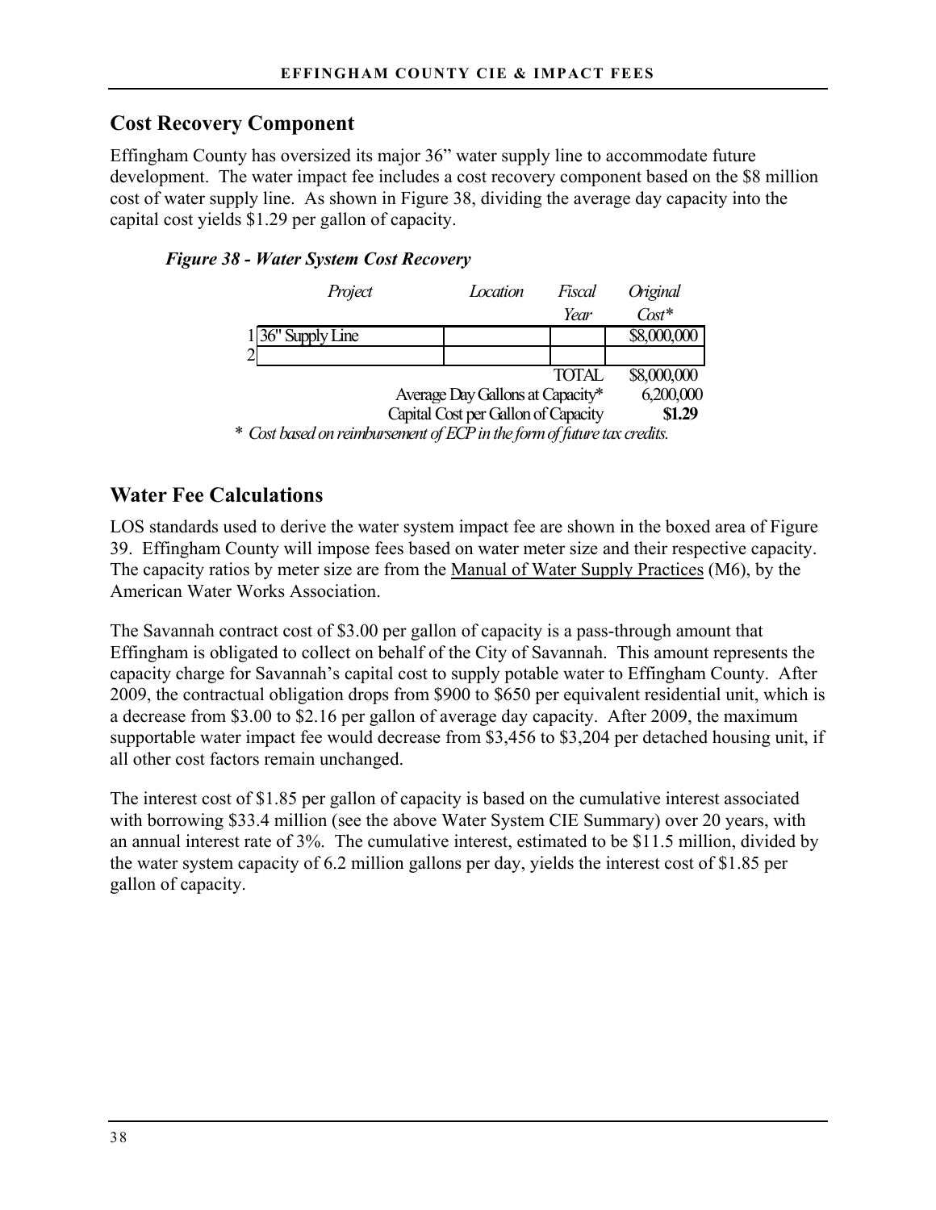## Cost Recovery Component

Effingham County has oversized its major 36” water supply line to accommodate future development. The water impact fee includes a cost recovery component based on the $8 million cost of water supply line. As shown in Figure 38, dividing the average day capacity into the capital cost yields $1.29 per gallon of capacity.

***Figure 38 - Water System Cost Recovery***

| | *Project* | *Location* | *Fiscal Year* | *Original Cost** |
|---|---|---|---|---|
| 1 | 36" Supply Line | | | $8,000,000 |
| 2 | | | | |
| | | | TOTAL | $8,000,000 |
| | | Average Day Gallons at Capacity* | | 6,200,000 |
| | | Capital Cost per Gallon of Capacity | | **$1.29** |

\* *Cost based on reimbursement of ECP in the form of future tax credits.*

## Water Fee Calculations

LOS standards used to derive the water system impact fee are shown in the boxed area of Figure 39. Effingham County will impose fees based on water meter size and their respective capacity. The capacity ratios by meter size are from the Manual of Water Supply Practices (M6), by the American Water Works Association.

The Savannah contract cost of $3.00 per gallon of capacity is a pass-through amount that Effingham is obligated to collect on behalf of the City of Savannah. This amount represents the capacity charge for Savannah’s capital cost to supply potable water to Effingham County. After 2009, the contractual obligation drops from $900 to $650 per equivalent residential unit, which is a decrease from $3.00 to $2.16 per gallon of average day capacity. After 2009, the maximum supportable water impact fee would decrease from $3,456 to $3,204 per detached housing unit, if all other cost factors remain unchanged.

The interest cost of $1.85 per gallon of capacity is based on the cumulative interest associated with borrowing $33.4 million (see the above Water System CIE Summary) over 20 years, with an annual interest rate of 3%. The cumulative interest, estimated to be $11.5 million, divided by the water system capacity of 6.2 million gallons per day, yields the interest cost of $1.85 per gallon of capacity.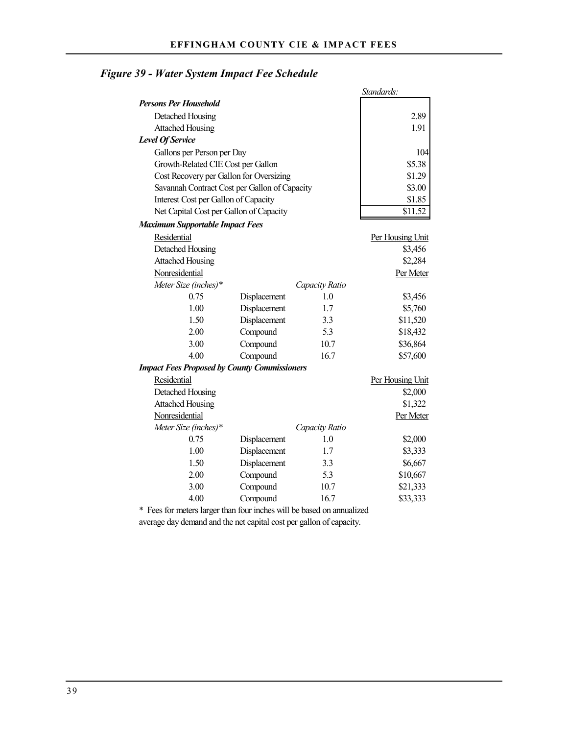## *Figure 39 - Water System Impact Fee Schedule*

| | | | Standards: |
|---|---|---|---|
| ***Persons Per Household*** | | | |
| Detached Housing | | | 2.89 |
| Attached Housing | | | 1.91 |
| ***Level Of Service*** | | | |
| Gallons per Person per Day | | | 104 |
| Growth-Related CIE Cost per Gallon | | | $5.38 |
| Cost Recovery per Gallon for Oversizing | | | $1.29 |
| Savannah Contract Cost per Gallon of Capacity | | | $3.00 |
| Interest Cost per Gallon of Capacity | | | $1.85 |
| Net Capital Cost per Gallon of Capacity | | | $11.52 |
| ***Maximum Supportable Impact Fees*** | | | |
| Residential | | | Per Housing Unit |
| Detached Housing | | | $3,456 |
| Attached Housing | | | $2,284 |
| Nonresidential | | | Per Meter |
| *Meter Size (inches)** | | *Capacity Ratio* | |
| 0.75 | Displacement | 1.0 | $3,456 |
| 1.00 | Displacement | 1.7 | $5,760 |
| 1.50 | Displacement | 3.3 | $11,520 |
| 2.00 | Compound | 5.3 | $18,432 |
| 3.00 | Compound | 10.7 | $36,864 |
| 4.00 | Compound | 16.7 | $57,600 |
| ***Impact Fees Proposed by County Commissioners*** | | | |
| Residential | | | Per Housing Unit |
| Detached Housing | | | $2,000 |
| Attached Housing | | | $1,322 |
| Nonresidential | | | Per Meter |
| *Meter Size (inches)** | | *Capacity Ratio* | |
| 0.75 | Displacement | 1.0 | $2,000 |
| 1.00 | Displacement | 1.7 | $3,333 |
| 1.50 | Displacement | 3.3 | $6,667 |
| 2.00 | Compound | 5.3 | $10,667 |
| 3.00 | Compound | 10.7 | $21,333 |
| 4.00 | Compound | 16.7 | $33,333 |

* Fees for meters larger than four inches will be based on annualized average day demand and the net capital cost per gallon of capacity.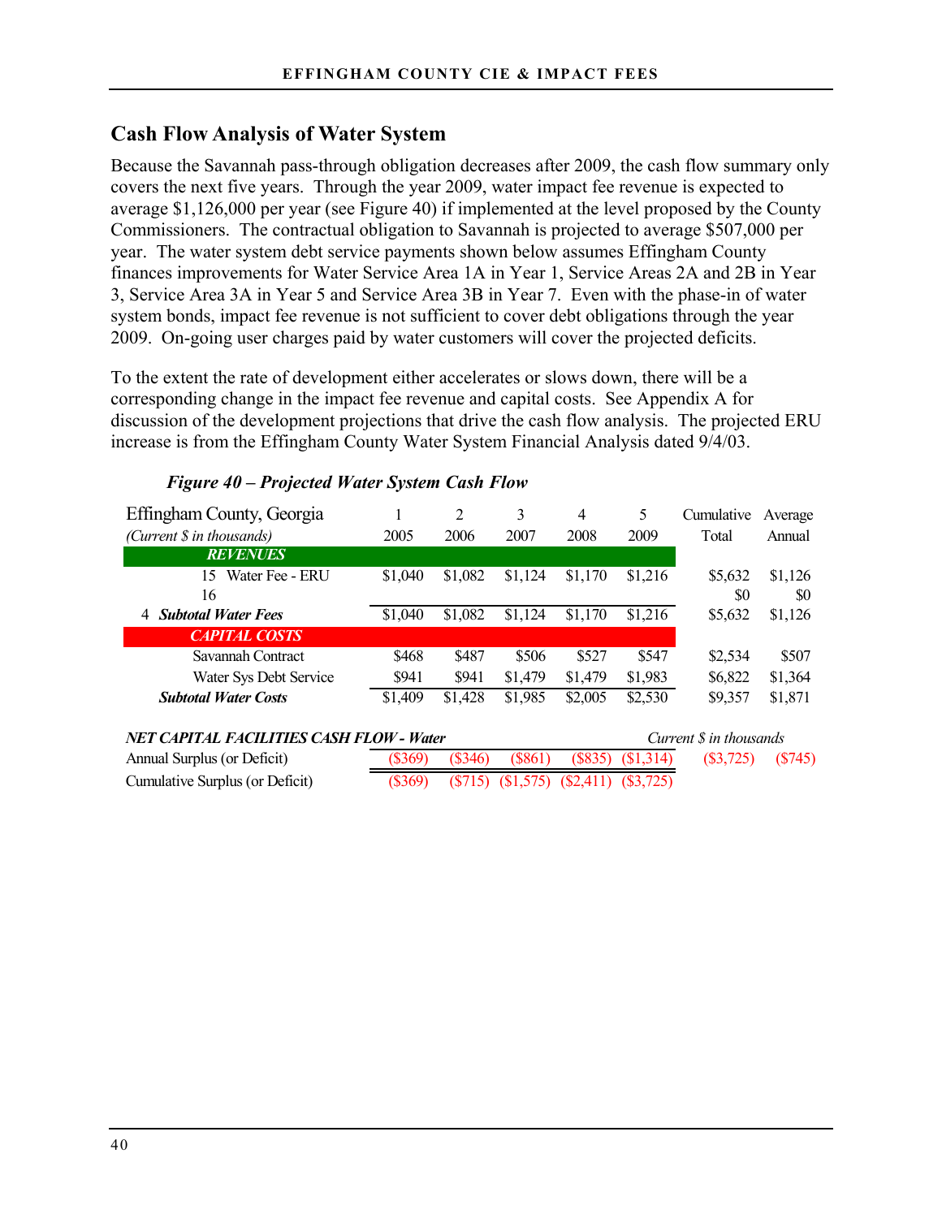## Cash Flow Analysis of Water System

Because the Savannah pass-through obligation decreases after 2009, the cash flow summary only covers the next five years. Through the year 2009, water impact fee revenue is expected to average $1,126,000 per year (see Figure 40) if implemented at the level proposed by the County Commissioners. The contractual obligation to Savannah is projected to average $507,000 per year. The water system debt service payments shown below assumes Effingham County finances improvements for Water Service Area 1A in Year 1, Service Areas 2A and 2B in Year 3, Service Area 3A in Year 5 and Service Area 3B in Year 7. Even with the phase-in of water system bonds, impact fee revenue is not sufficient to cover debt obligations through the year 2009. On-going user charges paid by water customers will cover the projected deficits.

To the extent the rate of development either accelerates or slows down, there will be a corresponding change in the impact fee revenue and capital costs. See Appendix A for discussion of the development projections that drive the cash flow analysis. The projected ERU increase is from the Effingham County Water System Financial Analysis dated 9/4/03.

***Figure 40 – Projected Water System Cash Flow***

| Effingham County, Georgia | 1 | 2 | 3 | 4 | 5 | Cumulative | Average |
|---|---|---|---|---|---|---|---|
| *(Current $ in thousands)* | 2005 | 2006 | 2007 | 2008 | 2009 | Total | Annual |
| ***REVENUES*** | | | | | | | |
| 15 Water Fee - ERU | $1,040 | $1,082 | $1,124 | $1,170 | $1,216 | $5,632 | $1,126 |
| 16 | | | | | | $0 | $0 |
| 4 ***Subtotal Water Fees*** | $1,040 | $1,082 | $1,124 | $1,170 | $1,216 | $5,632 | $1,126 |
| ***CAPITAL COSTS*** | | | | | | | |
| Savannah Contract | $468 | $487 | $506 | $527 | $547 | $2,534 | $507 |
| Water Sys Debt Service | $941 | $941 | $1,479 | $1,479 | $1,983 | $6,822 | $1,364 |
| ***Subtotal Water Costs*** | $1,409 | $1,428 | $1,985 | $2,005 | $2,530 | $9,357 | $1,871 |
| ***NET CAPITAL FACILITIES CASH FLOW - Water*** | | | | | | *Current $ in thousands* | |
| Annual Surplus (or Deficit) | ($369) | ($346) | ($861) | ($835) | ($1,314) | ($3,725) | ($745) |
| Cumulative Surplus (or Deficit) | ($369) | ($715) | ($1,575) | ($2,411) | ($3,725) | | |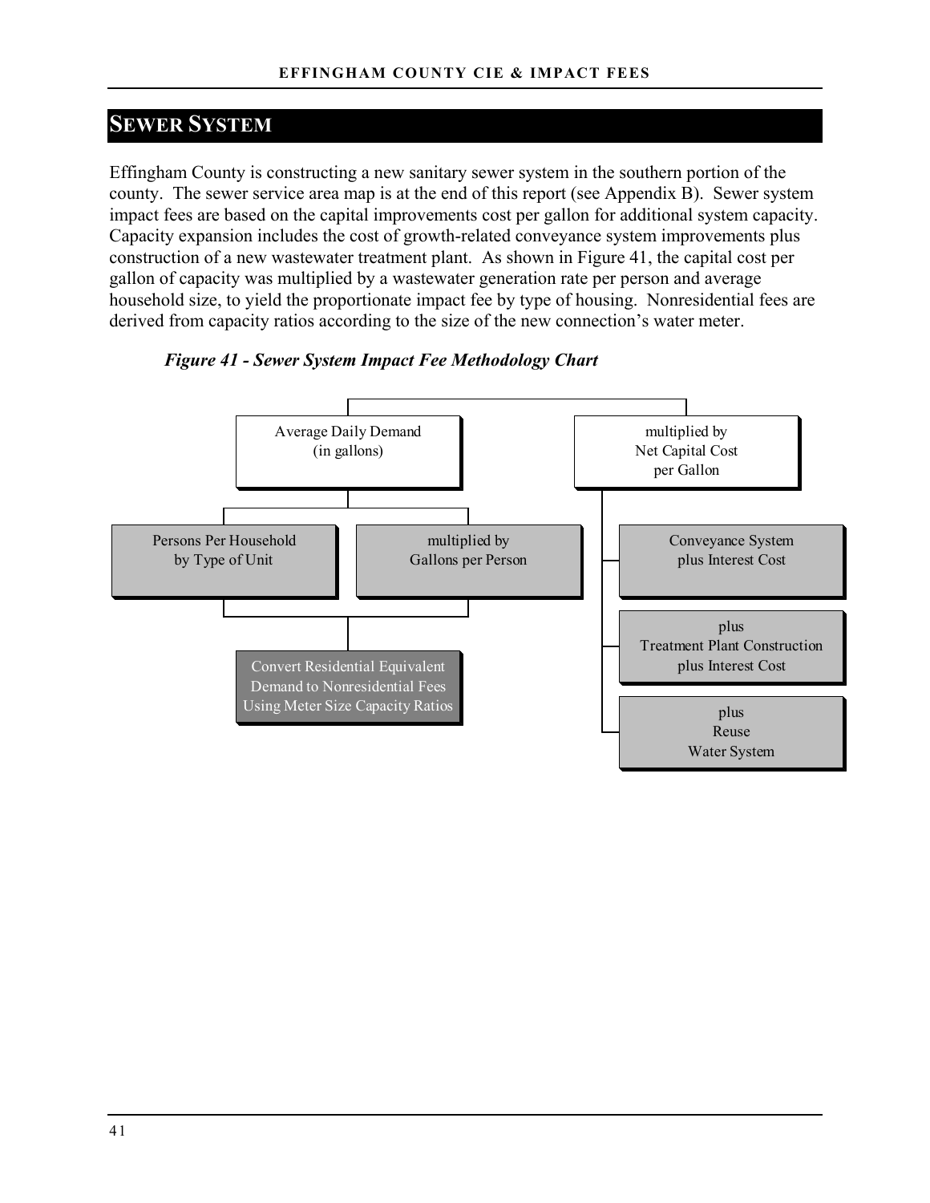## SEWER SYSTEM

Effingham County is constructing a new sanitary sewer system in the southern portion of the county. The sewer service area map is at the end of this report (see Appendix B). Sewer system impact fees are based on the capital improvements cost per gallon for additional system capacity. Capacity expansion includes the cost of growth-related conveyance system improvements plus construction of a new wastewater treatment plant. As shown in Figure 41, the capital cost per gallon of capacity was multiplied by a wastewater generation rate per person and average household size, to yield the proportionate impact fee by type of housing. Nonresidential fees are derived from capacity ratios according to the size of the new connection's water meter.

***Figure 41 - Sewer System Impact Fee Methodology Chart***

- Average Daily Demand (in gallons)
  - Persons Per Household by Type of Unit
  - multiplied by Gallons per Person
    - Convert Residential Equivalent Demand to Nonresidential Fees Using Meter Size Capacity Ratios
- multiplied by Net Capital Cost per Gallon
  - Conveyance System plus Interest Cost
  - plus Treatment Plant Construction plus Interest Cost
  - plus Reuse Water System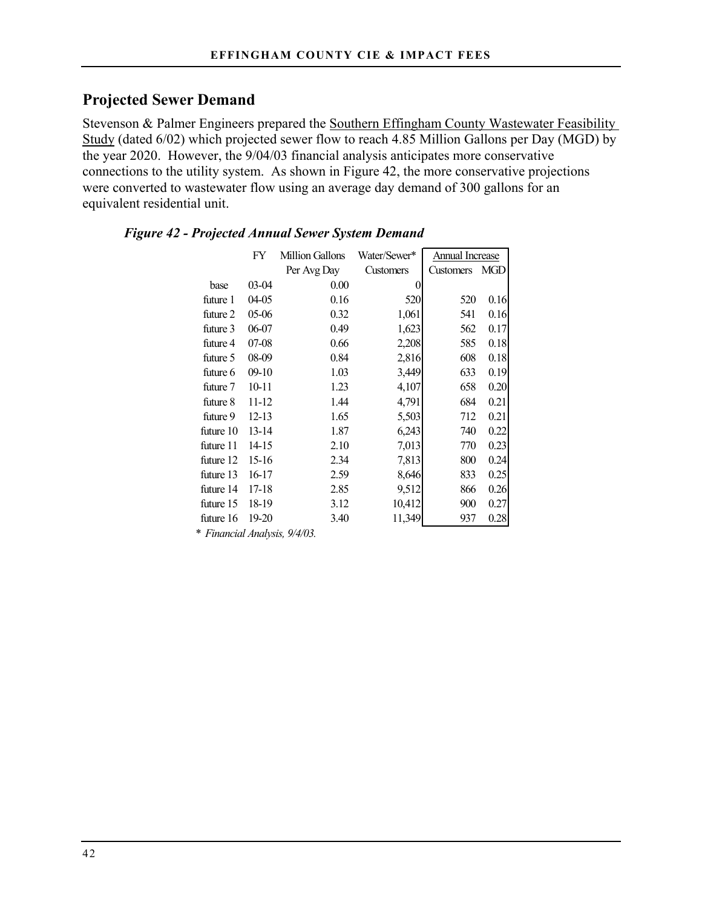## Projected Sewer Demand

Stevenson & Palmer Engineers prepared the Southern Effingham County Wastewater Feasibility Study (dated 6/02) which projected sewer flow to reach 4.85 Million Gallons per Day (MGD) by the year 2020. However, the 9/04/03 financial analysis anticipates more conservative connections to the utility system. As shown in Figure 42, the more conservative projections were converted to wastewater flow using an average day demand of 300 gallons for an equivalent residential unit.

***Figure 42 - Projected Annual Sewer System Demand***

| | FY | Million Gallons Per Avg Day | Water/Sewer* Customers | Annual Increase | |
|---|---|---|---|---|---|
| | | | | Customers | MGD |
| base | 03-04 | 0.00 | 0 | | |
| future 1 | 04-05 | 0.16 | 520 | 520 | 0.16 |
| future 2 | 05-06 | 0.32 | 1,061 | 541 | 0.16 |
| future 3 | 06-07 | 0.49 | 1,623 | 562 | 0.17 |
| future 4 | 07-08 | 0.66 | 2,208 | 585 | 0.18 |
| future 5 | 08-09 | 0.84 | 2,816 | 608 | 0.18 |
| future 6 | 09-10 | 1.03 | 3,449 | 633 | 0.19 |
| future 7 | 10-11 | 1.23 | 4,107 | 658 | 0.20 |
| future 8 | 11-12 | 1.44 | 4,791 | 684 | 0.21 |
| future 9 | 12-13 | 1.65 | 5,503 | 712 | 0.21 |
| future 10 | 13-14 | 1.87 | 6,243 | 740 | 0.22 |
| future 11 | 14-15 | 2.10 | 7,013 | 770 | 0.23 |
| future 12 | 15-16 | 2.34 | 7,813 | 800 | 0.24 |
| future 13 | 16-17 | 2.59 | 8,646 | 833 | 0.25 |
| future 14 | 17-18 | 2.85 | 9,512 | 866 | 0.26 |
| future 15 | 18-19 | 3.12 | 10,412 | 900 | 0.27 |
| future 16 | 19-20 | 3.40 | 11,349 | 937 | 0.28 |

\* *Financial Analysis, 9/4/03.*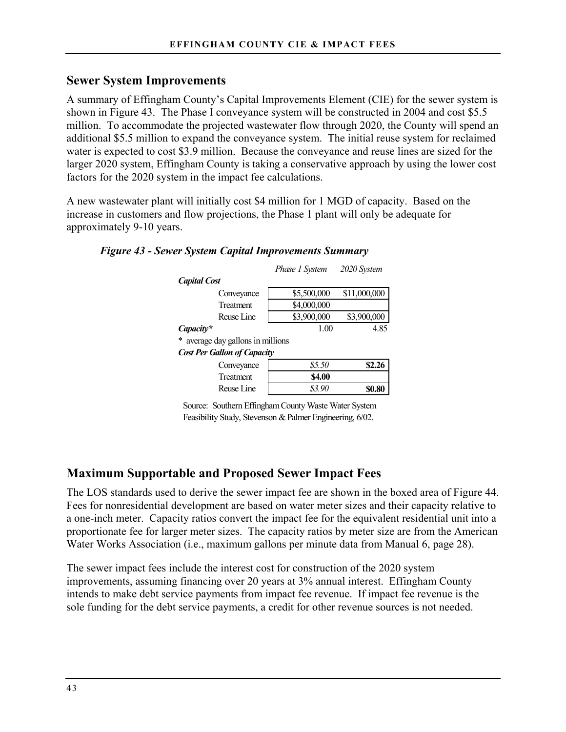## Sewer System Improvements

A summary of Effingham County's Capital Improvements Element (CIE) for the sewer system is shown in Figure 43. The Phase I conveyance system will be constructed in 2004 and cost \$5.5 million. To accommodate the projected wastewater flow through 2020, the County will spend an additional \$5.5 million to expand the conveyance system. The initial reuse system for reclaimed water is expected to cost \$3.9 million. Because the conveyance and reuse lines are sized for the larger 2020 system, Effingham County is taking a conservative approach by using the lower cost factors for the 2020 system in the impact fee calculations.

A new wastewater plant will initially cost \$4 million for 1 MGD of capacity. Based on the increase in customers and flow projections, the Phase 1 plant will only be adequate for approximately 9-10 years.

***Figure 43 - Sewer System Capital Improvements Summary***

| | *Phase 1 System* | *2020 System* |
|---|---|---|
| ***Capital Cost*** | | |
| Conveyance | \$5,500,000 | \$11,000,000 |
| Treatment | \$4,000,000 | |
| Reuse Line | \$3,900,000 | \$3,900,000 |
| ***Capacity**** | 1.00 | 4.85 |
| * average day gallons in millions | | |
| ***Cost Per Gallon of Capacity*** | | |
| Conveyance | *\$5.50* | **\$2.26** |
| Treatment | **\$4.00** | |
| Reuse Line | *\$3.90* | **\$0.80** |

Source: Southern Effingham County Waste Water System Feasibility Study, Stevenson & Palmer Engineering, 6/02.

## Maximum Supportable and Proposed Sewer Impact Fees

The LOS standards used to derive the sewer impact fee are shown in the boxed area of Figure 44. Fees for nonresidential development are based on water meter sizes and their capacity relative to a one-inch meter. Capacity ratios convert the impact fee for the equivalent residential unit into a proportionate fee for larger meter sizes. The capacity ratios by meter size are from the American Water Works Association (i.e., maximum gallons per minute data from Manual 6, page 28).

The sewer impact fees include the interest cost for construction of the 2020 system improvements, assuming financing over 20 years at 3% annual interest. Effingham County intends to make debt service payments from impact fee revenue. If impact fee revenue is the sole funding for the debt service payments, a credit for other revenue sources is not needed.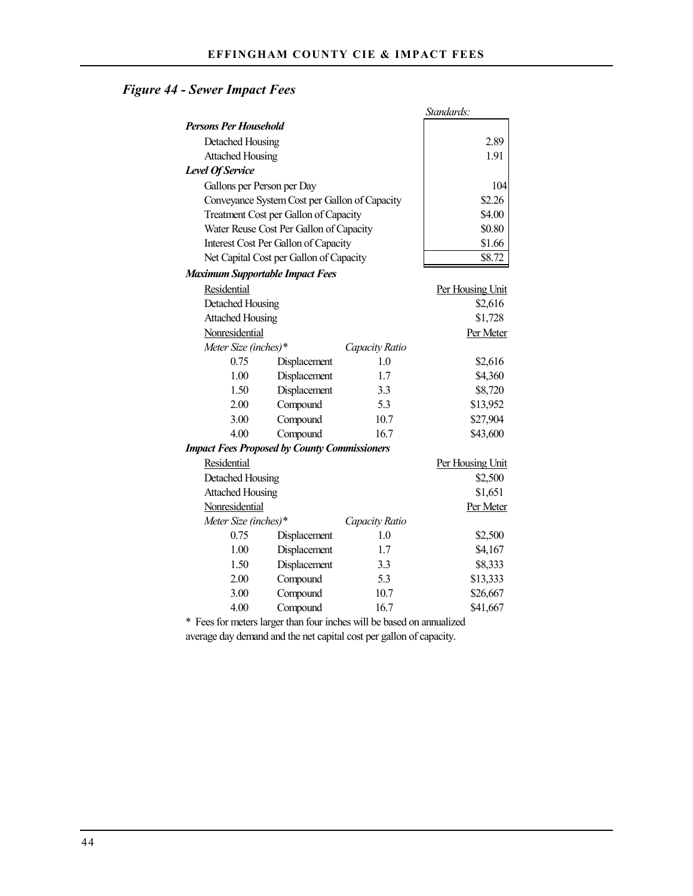### *Figure 44 - Sewer Impact Fees*

| | | | Standards: |
|---|---|---|---|
| ***Persons Per Household*** | | | |
| Detached Housing | | | 2.89 |
| Attached Housing | | | 1.91 |
| ***Level Of Service*** | | | |
| Gallons per Person per Day | | | 104 |
| Conveyance System Cost per Gallon of Capacity | | | \$2.26 |
| Treatment Cost per Gallon of Capacity | | | \$4.00 |
| Water Reuse Cost Per Gallon of Capacity | | | \$0.80 |
| Interest Cost Per Gallon of Capacity | | | \$1.66 |
| Net Capital Cost per Gallon of Capacity | | | \$8.72 |
| ***Maximum Supportable Impact Fees*** | | | |
| Residential | | | Per Housing Unit |
| Detached Housing | | | \$2,616 |
| Attached Housing | | | \$1,728 |
| Nonresidential | | | Per Meter |
| *Meter Size (inches)** | | *Capacity Ratio* | |
| 0.75 | Displacement | 1.0 | \$2,616 |
| 1.00 | Displacement | 1.7 | \$4,360 |
| 1.50 | Displacement | 3.3 | \$8,720 |
| 2.00 | Compound | 5.3 | \$13,952 |
| 3.00 | Compound | 10.7 | \$27,904 |
| 4.00 | Compound | 16.7 | \$43,600 |
| ***Impact Fees Proposed by County Commissioners*** | | | |
| Residential | | | Per Housing Unit |
| Detached Housing | | | \$2,500 |
| Attached Housing | | | \$1,651 |
| Nonresidential | | | Per Meter |
| *Meter Size (inches)** | | *Capacity Ratio* | |
| 0.75 | Displacement | 1.0 | \$2,500 |
| 1.00 | Displacement | 1.7 | \$4,167 |
| 1.50 | Displacement | 3.3 | \$8,333 |
| 2.00 | Compound | 5.3 | \$13,333 |
| 3.00 | Compound | 10.7 | \$26,667 |
| 4.00 | Compound | 16.7 | \$41,667 |

* Fees for meters larger than four inches will be based on annualized average day demand and the net capital cost per gallon of capacity.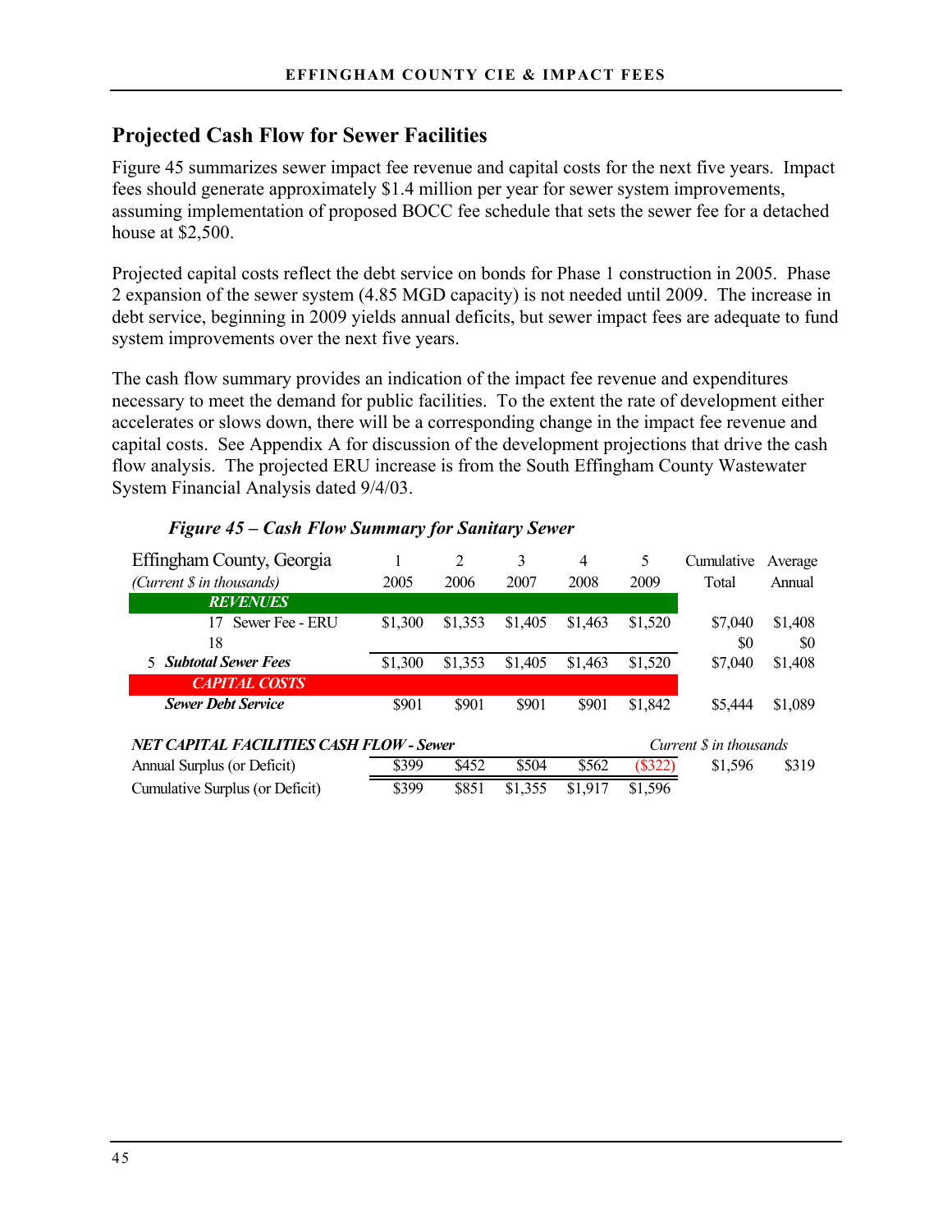## Projected Cash Flow for Sewer Facilities

Figure 45 summarizes sewer impact fee revenue and capital costs for the next five years. Impact fees should generate approximately $1.4 million per year for sewer system improvements, assuming implementation of proposed BOCC fee schedule that sets the sewer fee for a detached house at $2,500.

Projected capital costs reflect the debt service on bonds for Phase 1 construction in 2005. Phase 2 expansion of the sewer system (4.85 MGD capacity) is not needed until 2009. The increase in debt service, beginning in 2009 yields annual deficits, but sewer impact fees are adequate to fund system improvements over the next five years.

The cash flow summary provides an indication of the impact fee revenue and expenditures necessary to meet the demand for public facilities. To the extent the rate of development either accelerates or slows down, there will be a corresponding change in the impact fee revenue and capital costs. See Appendix A for discussion of the development projections that drive the cash flow analysis. The projected ERU increase is from the South Effingham County Wastewater System Financial Analysis dated 9/4/03.

***Figure 45 – Cash Flow Summary for Sanitary Sewer***

| Effingham County, Georgia | 1 | 2 | 3 | 4 | 5 | Cumulative | Average |
|---|---|---|---|---|---|---|---|
| *(Current $ in thousands)* | 2005 | 2006 | 2007 | 2008 | 2009 | Total | Annual |
| ***REVENUES*** | | | | | | | |
| 17 Sewer Fee - ERU | $1,300 | $1,353 | $1,405 | $1,463 | $1,520 | $7,040 | $1,408 |
| 18 | | | | | | $0 | $0 |
| 5 ***Subtotal Sewer Fees*** | $1,300 | $1,353 | $1,405 | $1,463 | $1,520 | $7,040 | $1,408 |
| ***CAPITAL COSTS*** | | | | | | | |
| ***Sewer Debt Service*** | $901 | $901 | $901 | $901 | $1,842 | $5,444 | $1,089 |
| ***NET CAPITAL FACILITIES CASH FLOW - Sewer*** | | | | | | *Current $ in thousands* | |
| Annual Surplus (or Deficit) | $399 | $452 | $504 | $562 | ($322) | $1,596 | $319 |
| Cumulative Surplus (or Deficit) | $399 | $851 | $1,355 | $1,917 | $1,596 | | |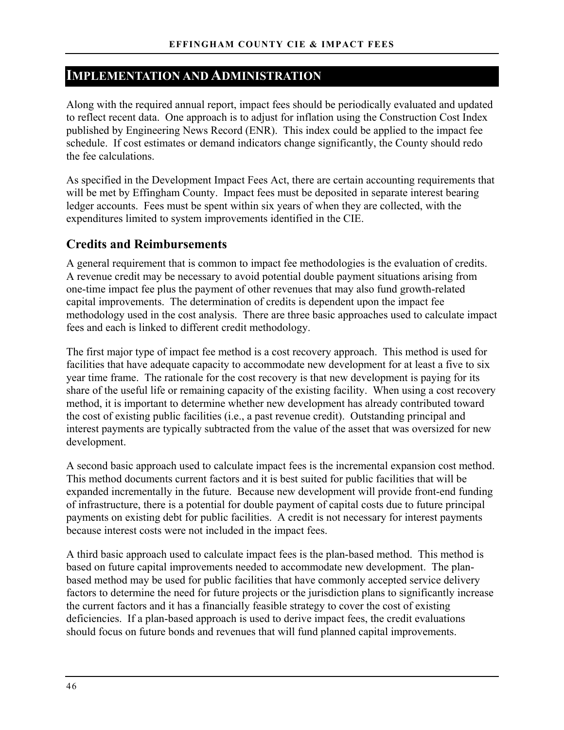# Implementation and Administration

Along with the required annual report, impact fees should be periodically evaluated and updated to reflect recent data. One approach is to adjust for inflation using the Construction Cost Index published by Engineering News Record (ENR). This index could be applied to the impact fee schedule. If cost estimates or demand indicators change significantly, the County should redo the fee calculations.

As specified in the Development Impact Fees Act, there are certain accounting requirements that will be met by Effingham County. Impact fees must be deposited in separate interest bearing ledger accounts. Fees must be spent within six years of when they are collected, with the expenditures limited to system improvements identified in the CIE.

## Credits and Reimbursements

A general requirement that is common to impact fee methodologies is the evaluation of credits. A revenue credit may be necessary to avoid potential double payment situations arising from one-time impact fee plus the payment of other revenues that may also fund growth-related capital improvements. The determination of credits is dependent upon the impact fee methodology used in the cost analysis. There are three basic approaches used to calculate impact fees and each is linked to different credit methodology.

The first major type of impact fee method is a cost recovery approach. This method is used for facilities that have adequate capacity to accommodate new development for at least a five to six year time frame. The rationale for the cost recovery is that new development is paying for its share of the useful life or remaining capacity of the existing facility. When using a cost recovery method, it is important to determine whether new development has already contributed toward the cost of existing public facilities (i.e., a past revenue credit). Outstanding principal and interest payments are typically subtracted from the value of the asset that was oversized for new development.

A second basic approach used to calculate impact fees is the incremental expansion cost method. This method documents current factors and it is best suited for public facilities that will be expanded incrementally in the future. Because new development will provide front-end funding of infrastructure, there is a potential for double payment of capital costs due to future principal payments on existing debt for public facilities. A credit is not necessary for interest payments because interest costs were not included in the impact fees.

A third basic approach used to calculate impact fees is the plan-based method. This method is based on future capital improvements needed to accommodate new development. The plan-based method may be used for public facilities that have commonly accepted service delivery factors to determine the need for future projects or the jurisdiction plans to significantly increase the current factors and it has a financially feasible strategy to cover the cost of existing deficiencies. If a plan-based approach is used to derive impact fees, the credit evaluations should focus on future bonds and revenues that will fund planned capital improvements.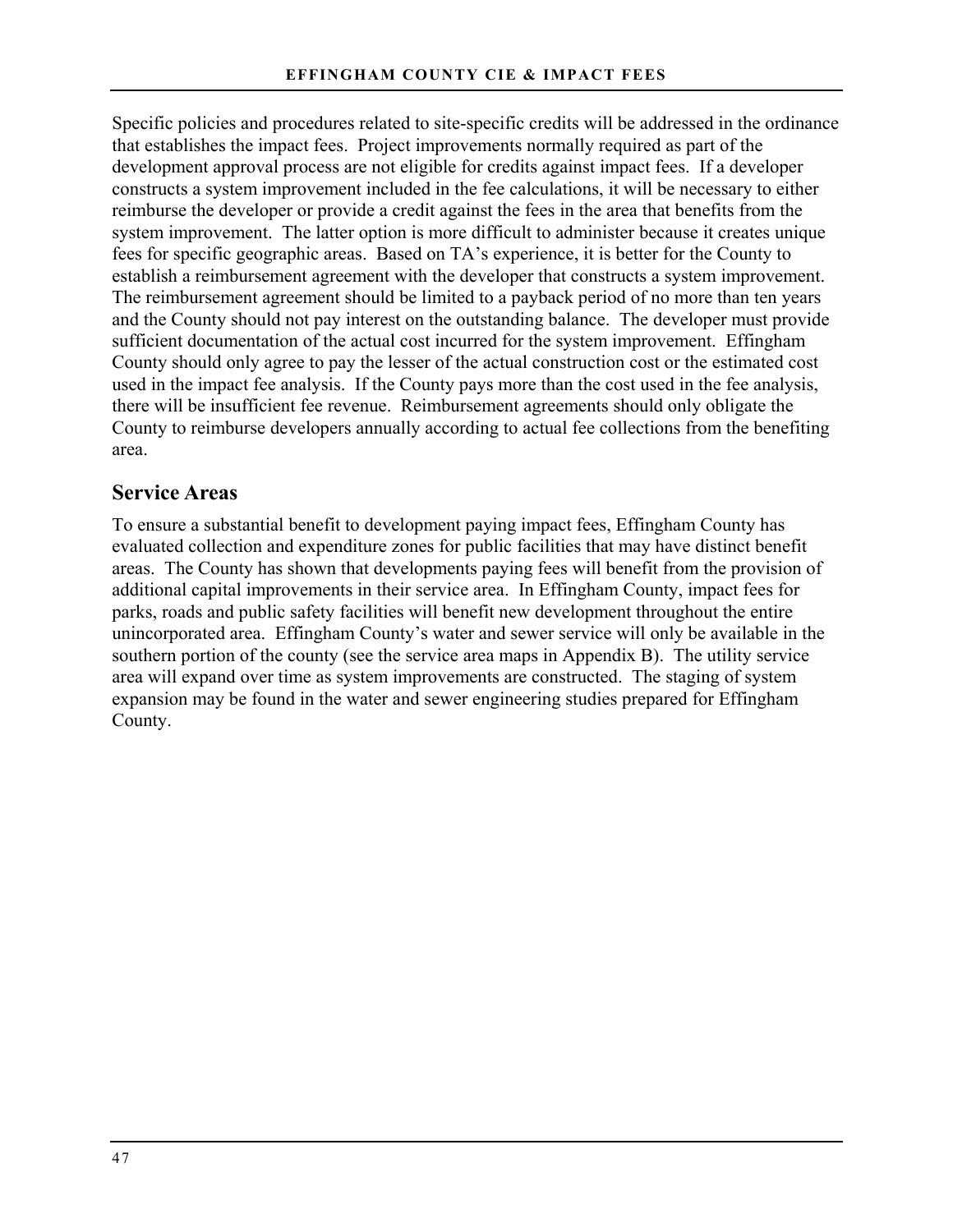Specific policies and procedures related to site-specific credits will be addressed in the ordinance that establishes the impact fees. Project improvements normally required as part of the development approval process are not eligible for credits against impact fees. If a developer constructs a system improvement included in the fee calculations, it will be necessary to either reimburse the developer or provide a credit against the fees in the area that benefits from the system improvement. The latter option is more difficult to administer because it creates unique fees for specific geographic areas. Based on TA's experience, it is better for the County to establish a reimbursement agreement with the developer that constructs a system improvement. The reimbursement agreement should be limited to a payback period of no more than ten years and the County should not pay interest on the outstanding balance. The developer must provide sufficient documentation of the actual cost incurred for the system improvement. Effingham County should only agree to pay the lesser of the actual construction cost or the estimated cost used in the impact fee analysis. If the County pays more than the cost used in the fee analysis, there will be insufficient fee revenue. Reimbursement agreements should only obligate the County to reimburse developers annually according to actual fee collections from the benefiting area.

## Service Areas

To ensure a substantial benefit to development paying impact fees, Effingham County has evaluated collection and expenditure zones for public facilities that may have distinct benefit areas. The County has shown that developments paying fees will benefit from the provision of additional capital improvements in their service area. In Effingham County, impact fees for parks, roads and public safety facilities will benefit new development throughout the entire unincorporated area. Effingham County's water and sewer service will only be available in the southern portion of the county (see the service area maps in Appendix B). The utility service area will expand over time as system improvements are constructed. The staging of system expansion may be found in the water and sewer engineering studies prepared for Effingham County.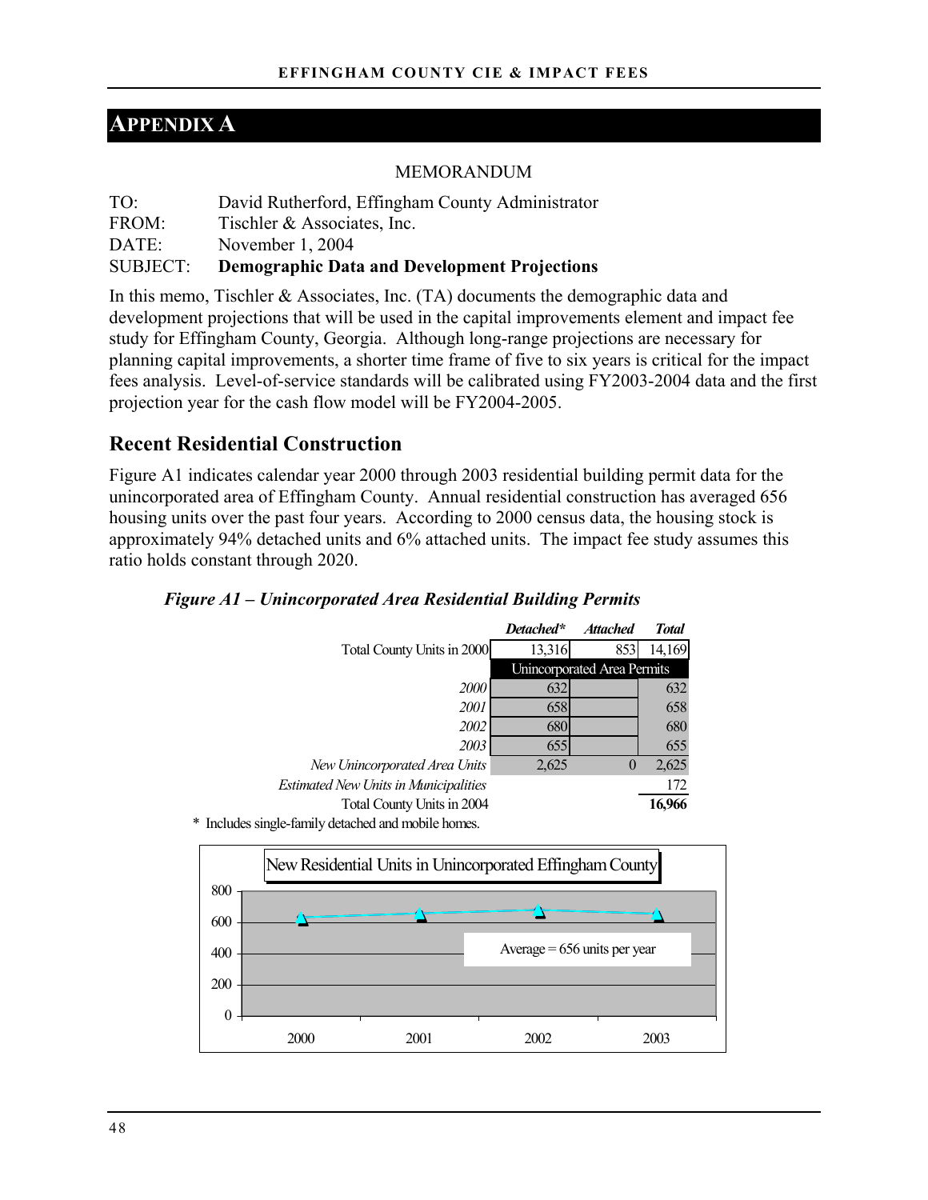# APPENDIX A

MEMORANDUM

TO: David Rutherford, Effingham County Administrator
FROM: Tischler & Associates, Inc.
DATE: November 1, 2004
SUBJECT: **Demographic Data and Development Projections**

In this memo, Tischler & Associates, Inc. (TA) documents the demographic data and development projections that will be used in the capital improvements element and impact fee study for Effingham County, Georgia. Although long-range projections are necessary for planning capital improvements, a shorter time frame of five to six years is critical for the impact fees analysis. Level-of-service standards will be calibrated using FY2003-2004 data and the first projection year for the cash flow model will be FY2004-2005.

## Recent Residential Construction

Figure A1 indicates calendar year 2000 through 2003 residential building permit data for the unincorporated area of Effingham County. Annual residential construction has averaged 656 housing units over the past four years. According to 2000 census data, the housing stock is approximately 94% detached units and 6% attached units. The impact fee study assumes this ratio holds constant through 2020.

***Figure A1 – Unincorporated Area Residential Building Permits***

| | ***Detached**** | ***Attached*** | ***Total*** |
|---|---|---|---|
| Total County Units in 2000 | 13,316 | 853 | 14,169 |
| | Unincorporated Area Permits | | |
| *2000* | 632 | | 632 |
| *2001* | 658 | | 658 |
| *2002* | 680 | | 680 |
| *2003* | 655 | | 655 |
| *New Unincorporated Area Units* | 2,625 | 0 | 2,625 |
| *Estimated New Units in Municipalities* | | | 172 |
| Total County Units in 2004 | | | **16,966** |

\* Includes single-family detached and mobile homes.

New Residential Units in Unincorporated Effingham County

| Year | Units |
|---|---|
| 2000 | 632 |
| 2001 | 658 |
| 2002 | 680 |
| 2003 | 655 |

Average = 656 units per year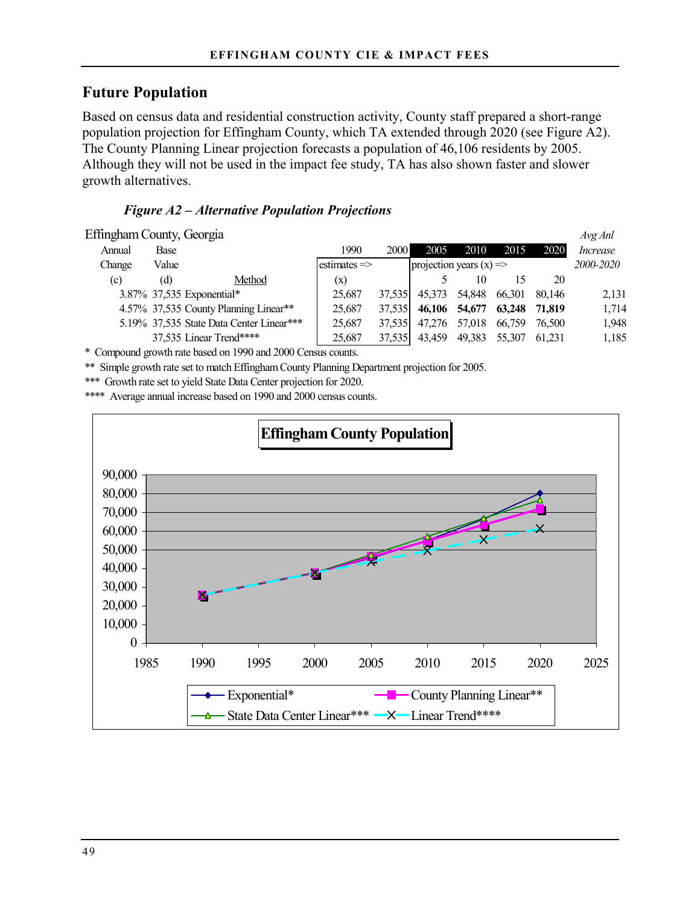## Future Population

Based on census data and residential construction activity, County staff prepared a short-range population projection for Effingham County, which TA extended through 2020 (see Figure A2). The County Planning Linear projection forecasts a population of 46,106 residents by 2005. Although they will not be used in the impact fee study, TA has also shown faster and slower growth alternatives.

***Figure A2 – Alternative Population Projections***

Effingham County, Georgia

| Annual Change | Base Value | Method | 1990 | 2000 | 2005 | 2010 | 2015 | 2020 | *Avg Anl Increase 2000-2020* |
|---|---|---|---|---|---|---|---|---|---|
| | | | estimates => | | projection years (x) => | | | | |
| (c) | (d) | Method | (x) | | 5 | 10 | 15 | 20 | |
| 3.87% | 37,535 | Exponential* | 25,687 | 37,535 | 45,373 | 54,848 | 66,301 | 80,146 | 2,131 |
| 4.57% | 37,535 | County Planning Linear** | 25,687 | 37,535 | **46,106** | **54,677** | **63,248** | **71,819** | 1,714 |
| 5.19% | 37,535 | State Data Center Linear*** | 25,687 | 37,535 | 47,276 | 57,018 | 66,759 | 76,500 | 1,948 |
| | 37,535 | Linear Trend**** | 25,687 | 37,535 | 43,459 | 49,383 | 55,307 | 61,231 | 1,185 |

\* Compound growth rate based on 1990 and 2000 Census counts.

** Simple growth rate set to match Effingham County Planning Department projection for 2005.

*** Growth rate set to yield State Data Center projection for 2020.

**** Average annual increase based on 1990 and 2000 census counts.

**Effingham County Population**

Legend: Exponential*, County Planning Linear**, State Data Center Linear***, Linear Trend****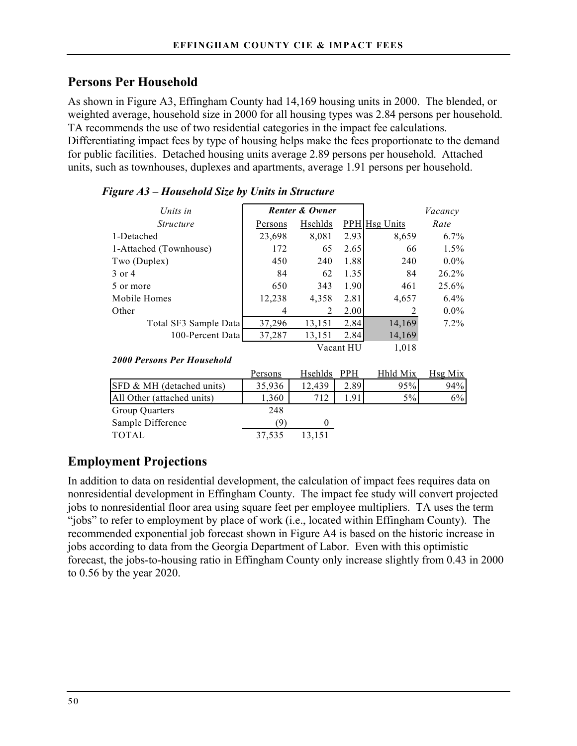## Persons Per Household

As shown in Figure A3, Effingham County had 14,169 housing units in 2000. The blended, or weighted average, household size in 2000 for all housing types was 2.84 persons per household. TA recommends the use of two residential categories in the impact fee calculations. Differentiating impact fees by type of housing helps make the fees proportionate to the demand for public facilities. Detached housing units average 2.89 persons per household. Attached units, such as townhouses, duplexes and apartments, average 1.91 persons per household.

***Figure A3 – Household Size by Units in Structure***

| *Units in* | ***Renter & Owner*** | | | | *Vacancy* |
|---|---|---|---|---|---|
| *Structure* | Persons | Hsehlds | PPH | Hsg Units | *Rate* |
| 1-Detached | 23,698 | 8,081 | 2.93 | 8,659 | 6.7% |
| 1-Attached (Townhouse) | 172 | 65 | 2.65 | 66 | 1.5% |
| Two (Duplex) | 450 | 240 | 1.88 | 240 | 0.0% |
| 3 or 4 | 84 | 62 | 1.35 | 84 | 26.2% |
| 5 or more | 650 | 343 | 1.90 | 461 | 25.6% |
| Mobile Homes | 12,238 | 4,358 | 2.81 | 4,657 | 6.4% |
| Other | 4 | 2 | 2.00 | 2 | 0.0% |
| Total SF3 Sample Data | 37,296 | 13,151 | 2.84 | 14,169 | 7.2% |
| 100-Percent Data | 37,287 | 13,151 | 2.84 | 14,169 | |
| | | | Vacant HU | 1,018 | |

***2000 Persons Per Household***

| | Persons | Hsehlds | PPH | Hhld Mix | Hsg Mix |
|---|---|---|---|---|---|
| SFD & MH (detached units) | 35,936 | 12,439 | 2.89 | 95% | 94% |
| All Other (attached units) | 1,360 | 712 | 1.91 | 5% | 6% |
| Group Quarters | 248 | | | | |
| Sample Difference | (9) | 0 | | | |
| TOTAL | 37,535 | 13,151 | | | |

## Employment Projections

In addition to data on residential development, the calculation of impact fees requires data on nonresidential development in Effingham County. The impact fee study will convert projected jobs to nonresidential floor area using square feet per employee multipliers. TA uses the term "jobs" to refer to employment by place of work (i.e., located within Effingham County). The recommended exponential job forecast shown in Figure A4 is based on the historic increase in jobs according to data from the Georgia Department of Labor. Even with this optimistic forecast, the jobs-to-housing ratio in Effingham County only increase slightly from 0.43 in 2000 to 0.56 by the year 2020.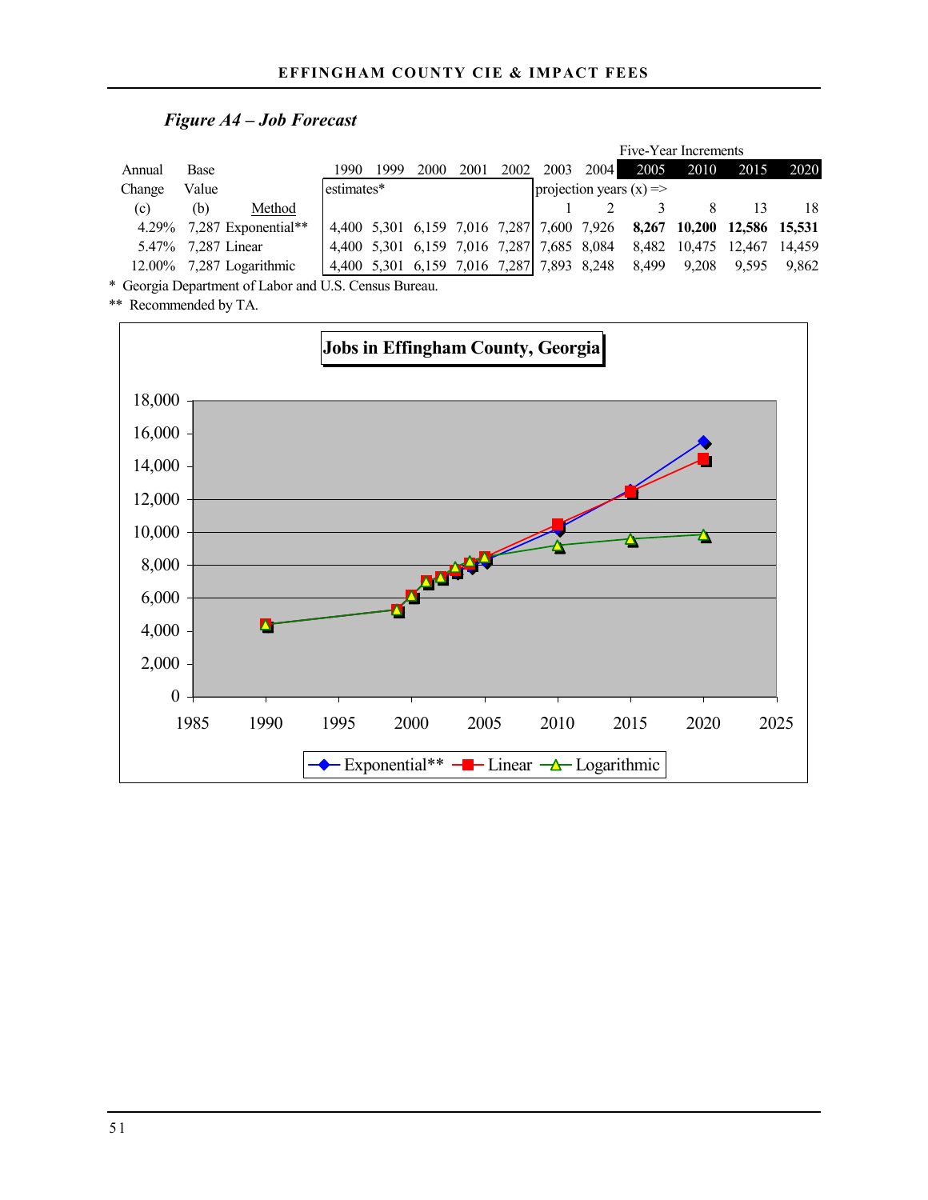*Figure A4 – Job Forecast*

| Annual Change (c) | Base Value (b) | Method | 1990 | 1999 | 2000 | 2001 | 2002 | 2003 | 2004 | 2005 | 2010 | 2015 | 2020 |
|---|---|---|---|---|---|---|---|---|---|---|---|---|---|
| | | | estimates* | | | | | projection years (x) => | | Five-Year Increments | | | |
| | | | | | | | | 1 | 2 | 3 | 8 | 13 | 18 |
| 4.29% | 7,287 | Exponential** | 4,400 | 5,301 | 6,159 | 7,016 | 7,287 | 7,600 | 7,926 | **8,267** | **10,200** | **12,586** | **15,531** |
| 5.47% | 7,287 | Linear | 4,400 | 5,301 | 6,159 | 7,016 | 7,287 | 7,685 | 8,084 | 8,482 | 10,475 | 12,467 | 14,459 |
| 12.00% | 7,287 | Logarithmic | 4,400 | 5,301 | 6,159 | 7,016 | 7,287 | 7,893 | 8,248 | 8,499 | 9,208 | 9,595 | 9,862 |

\* Georgia Department of Labor and U.S. Census Bureau.

** Recommended by TA.

**Jobs in Effingham County, Georgia**

Legend: Exponential**, Linear, Logarithmic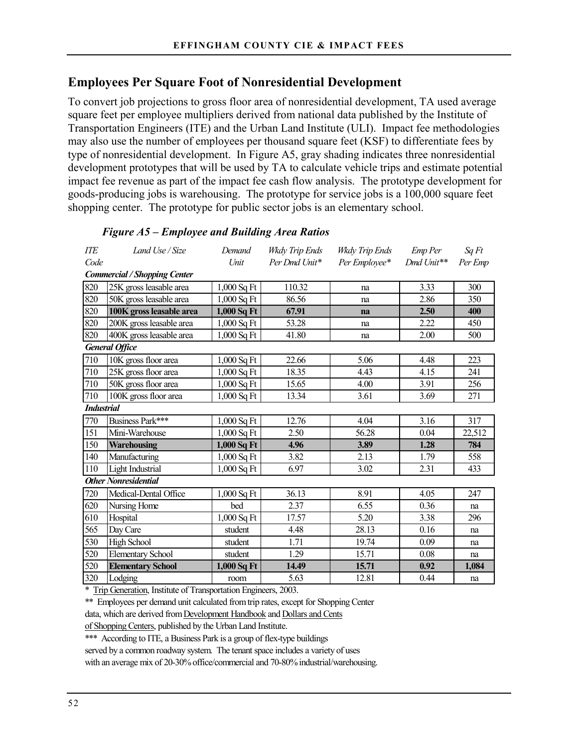## Employees Per Square Foot of Nonresidential Development

To convert job projections to gross floor area of nonresidential development, TA used average square feet per employee multipliers derived from national data published by the Institute of Transportation Engineers (ITE) and the Urban Land Institute (ULI). Impact fee methodologies may also use the number of employees per thousand square feet (KSF) to differentiate fees by type of nonresidential development. In Figure A5, gray shading indicates three nonresidential development prototypes that will be used by TA to calculate vehicle trips and estimate potential impact fee revenue as part of the impact fee cash flow analysis. The prototype development for goods-producing jobs is warehousing. The prototype for service jobs is a 100,000 square feet shopping center. The prototype for public sector jobs is an elementary school.

### *Figure A5 – Employee and Building Area Ratios*

| *ITE Code* | *Land Use / Size* | *Demand Unit* | *Wkdy Trip Ends Per Dmd Unit** | *Wkdy Trip Ends Per Employee** | *Emp Per Dmd Unit*** | *Sq Ft Per Emp* |
|---|---|---|---|---|---|---|
| ***Commercial / Shopping Center*** | | | | | | |
| 820 | 25K gross leasable area | 1,000 Sq Ft | 110.32 | na | 3.33 | 300 |
| 820 | 50K gross leasable area | 1,000 Sq Ft | 86.56 | na | 2.86 | 350 |
| **820** | **100K gross leasable area** | **1,000 Sq Ft** | **67.91** | **na** | **2.50** | **400** |
| 820 | 200K gross leasable area | 1,000 Sq Ft | 53.28 | na | 2.22 | 450 |
| 820 | 400K gross leasable area | 1,000 Sq Ft | 41.80 | na | 2.00 | 500 |
| ***General Office*** | | | | | | |
| 710 | 10K gross floor area | 1,000 Sq Ft | 22.66 | 5.06 | 4.48 | 223 |
| 710 | 25K gross floor area | 1,000 Sq Ft | 18.35 | 4.43 | 4.15 | 241 |
| 710 | 50K gross floor area | 1,000 Sq Ft | 15.65 | 4.00 | 3.91 | 256 |
| 710 | 100K gross floor area | 1,000 Sq Ft | 13.34 | 3.61 | 3.69 | 271 |
| ***Industrial*** | | | | | | |
| 770 | Business Park*** | 1,000 Sq Ft | 12.76 | 4.04 | 3.16 | 317 |
| 151 | Mini-Warehouse | 1,000 Sq Ft | 2.50 | 56.28 | 0.04 | 22,512 |
| **150** | **Warehousing** | **1,000 Sq Ft** | **4.96** | **3.89** | **1.28** | **784** |
| 140 | Manufacturing | 1,000 Sq Ft | 3.82 | 2.13 | 1.79 | 558 |
| 110 | Light Industrial | 1,000 Sq Ft | 6.97 | 3.02 | 2.31 | 433 |
| ***Other Nonresidential*** | | | | | | |
| 720 | Medical-Dental Office | 1,000 Sq Ft | 36.13 | 8.91 | 4.05 | 247 |
| 620 | Nursing Home | bed | 2.37 | 6.55 | 0.36 | na |
| 610 | Hospital | 1,000 Sq Ft | 17.57 | 5.20 | 3.38 | 296 |
| 565 | Day Care | student | 4.48 | 28.13 | 0.16 | na |
| 530 | High School | student | 1.71 | 19.74 | 0.09 | na |
| 520 | Elementary School | student | 1.29 | 15.71 | 0.08 | na |
| **520** | **Elementary School** | **1,000 Sq Ft** | **14.49** | **15.71** | **0.92** | **1,084** |
| 320 | Lodging | room | 5.63 | 12.81 | 0.44 | na |

\* Trip Generation, Institute of Transportation Engineers, 2003.

\*\* Employees per demand unit calculated from trip rates, except for Shopping Center data, which are derived from Development Handbook and Dollars and Cents of Shopping Centers, published by the Urban Land Institute.

\*\*\* According to ITE, a Business Park is a group of flex-type buildings served by a common roadway system. The tenant space includes a variety of uses with an average mix of 20-30% office/commercial and 70-80% industrial/warehousing.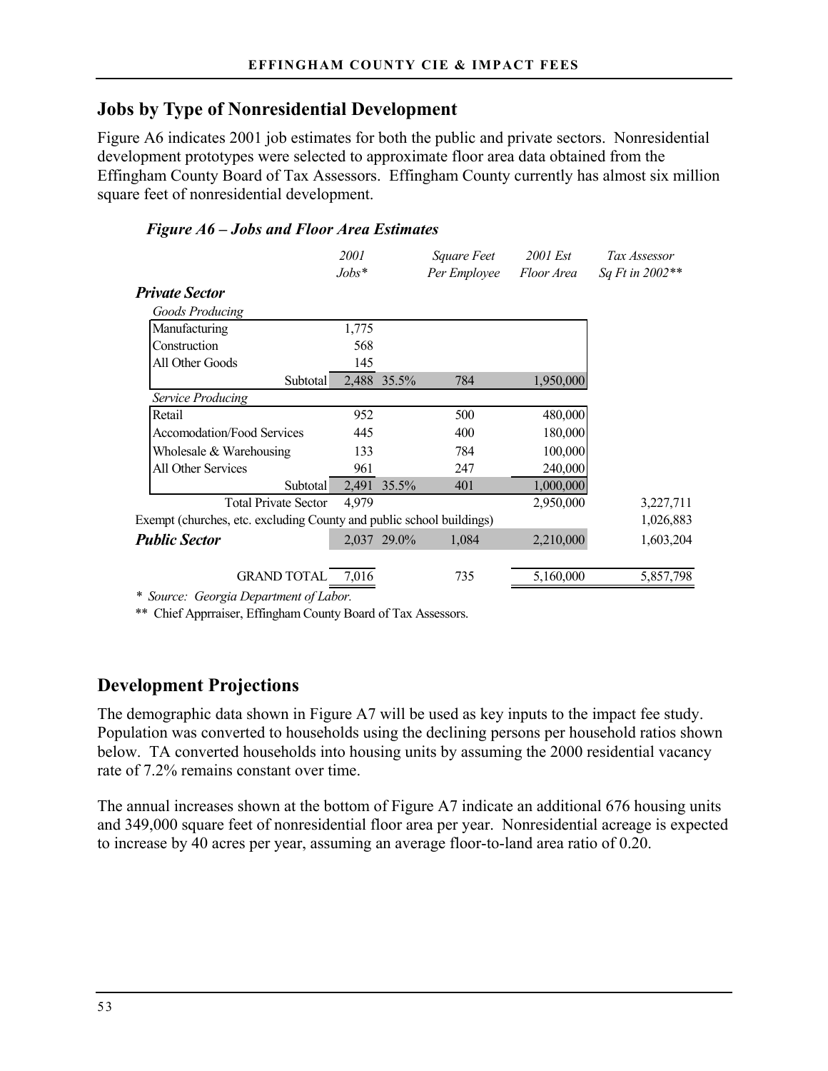## Jobs by Type of Nonresidential Development

Figure A6 indicates 2001 job estimates for both the public and private sectors. Nonresidential development prototypes were selected to approximate floor area data obtained from the Effingham County Board of Tax Assessors. Effingham County currently has almost six million square feet of nonresidential development.

*Figure A6 – Jobs and Floor Area Estimates*

| | *2001 Jobs** | | *Square Feet Per Employee* | *2001 Est Floor Area* | *Tax Assessor Sq Ft in 2002*** |
|---|---|---|---|---|---|
| ***Private Sector*** | | | | | |
| *Goods Producing* | | | | | |
| Manufacturing | 1,775 | | | | |
| Construction | 568 | | | | |
| All Other Goods | 145 | | | | |
| Subtotal | 2,488 | 35.5% | 784 | 1,950,000 | |
| *Service Producing* | | | | | |
| Retail | 952 | | 500 | 480,000 | |
| Accomodation/Food Services | 445 | | 400 | 180,000 | |
| Wholesale & Warehousing | 133 | | 784 | 100,000 | |
| All Other Services | 961 | | 247 | 240,000 | |
| Subtotal | 2,491 | 35.5% | 401 | 1,000,000 | |
| Total Private Sector | 4,979 | | | 2,950,000 | 3,227,711 |
| Exempt (churches, etc. excluding County and public school buildings) | | | | | 1,026,883 |
| ***Public Sector*** | 2,037 | 29.0% | 1,084 | 2,210,000 | 1,603,204 |
| GRAND TOTAL | 7,016 | | 735 | 5,160,000 | 5,857,798 |

\* *Source: Georgia Department of Labor.*

** Chief Apprraiser, Effingham County Board of Tax Assessors.

## Development Projections

The demographic data shown in Figure A7 will be used as key inputs to the impact fee study. Population was converted to households using the declining persons per household ratios shown below. TA converted households into housing units by assuming the 2000 residential vacancy rate of 7.2% remains constant over time.

The annual increases shown at the bottom of Figure A7 indicate an additional 676 housing units and 349,000 square feet of nonresidential floor area per year. Nonresidential acreage is expected to increase by 40 acres per year, assuming an average floor-to-land area ratio of 0.20.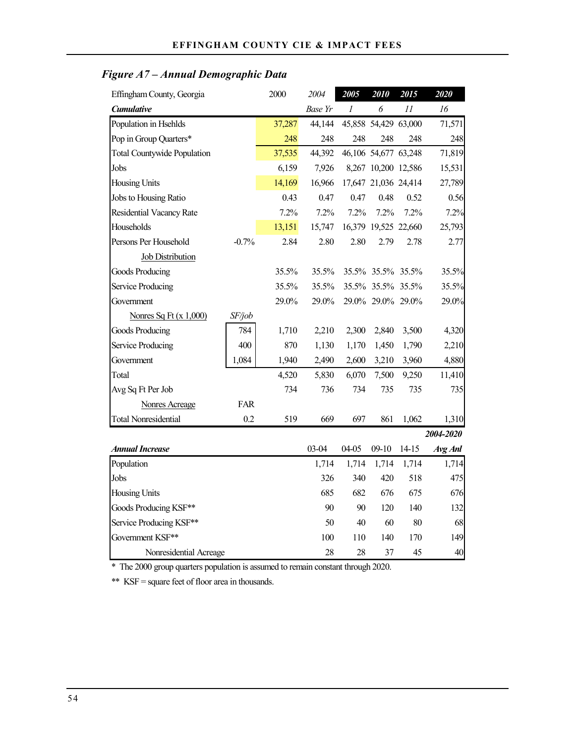## *Figure A7 – Annual Demographic Data*

| Effingham County, Georgia | | 2000 | *2004* | ***2005*** | ***2010*** | ***2015*** | ***2020*** |
|---|---|---|---|---|---|---|---|
| ***Cumulative*** | | | *Base Yr* | *1* | *6* | *11* | *16* |
| Population in Hsehlds | | 37,287 | 44,144 | 45,858 | 54,429 | 63,000 | 71,571 |
| Pop in Group Quarters* | | 248 | 248 | 248 | 248 | 248 | 248 |
| Total Countywide Population | | 37,535 | 44,392 | 46,106 | 54,677 | 63,248 | 71,819 |
| Jobs | | 6,159 | 7,926 | 8,267 | 10,200 | 12,586 | 15,531 |
| Housing Units | | 14,169 | 16,966 | 17,647 | 21,036 | 24,414 | 27,789 |
| Jobs to Housing Ratio | | 0.43 | 0.47 | 0.47 | 0.48 | 0.52 | 0.56 |
| Residential Vacancy Rate | | 7.2% | 7.2% | 7.2% | 7.2% | 7.2% | 7.2% |
| Households | | 13,151 | 15,747 | 16,379 | 19,525 | 22,660 | 25,793 |
| Persons Per Household | -0.7% | 2.84 | 2.80 | 2.80 | 2.79 | 2.78 | 2.77 |
| Job Distribution | | | | | | | |
| Goods Producing | | 35.5% | 35.5% | 35.5% | 35.5% | 35.5% | 35.5% |
| Service Producing | | 35.5% | 35.5% | 35.5% | 35.5% | 35.5% | 35.5% |
| Government | | 29.0% | 29.0% | 29.0% | 29.0% | 29.0% | 29.0% |
| Nonres Sq Ft (x 1,000) | *SF/job* | | | | | | |
| Goods Producing | 784 | 1,710 | 2,210 | 2,300 | 2,840 | 3,500 | 4,320 |
| Service Producing | 400 | 870 | 1,130 | 1,170 | 1,450 | 1,790 | 2,210 |
| Government | 1,084 | 1,940 | 2,490 | 2,600 | 3,210 | 3,960 | 4,880 |
| Total | | 4,520 | 5,830 | 6,070 | 7,500 | 9,250 | 11,410 |
| Avg Sq Ft Per Job | | 734 | 736 | 734 | 735 | 735 | 735 |
| Nonres Acreage | FAR | | | | | | |
| Total Nonresidential | 0.2 | 519 | 669 | 697 | 861 | 1,062 | 1,310 |

| | | | | | ***2004-2020*** |
|---|---|---|---|---|---|
| ***Annual Increase*** | 03-04 | 04-05 | 09-10 | 14-15 | ***Avg Anl*** |
| Population | 1,714 | 1,714 | 1,714 | 1,714 | 1,714 |
| Jobs | 326 | 340 | 420 | 518 | 475 |
| Housing Units | 685 | 682 | 676 | 675 | 676 |
| Goods Producing KSF** | 90 | 90 | 120 | 140 | 132 |
| Service Producing KSF** | 50 | 40 | 60 | 80 | 68 |
| Government KSF** | 100 | 110 | 140 | 170 | 149 |
| Nonresidential Acreage | 28 | 28 | 37 | 45 | 40 |

\* The 2000 group quarters population is assumed to remain constant through 2020.

** KSF = square feet of floor area in thousands.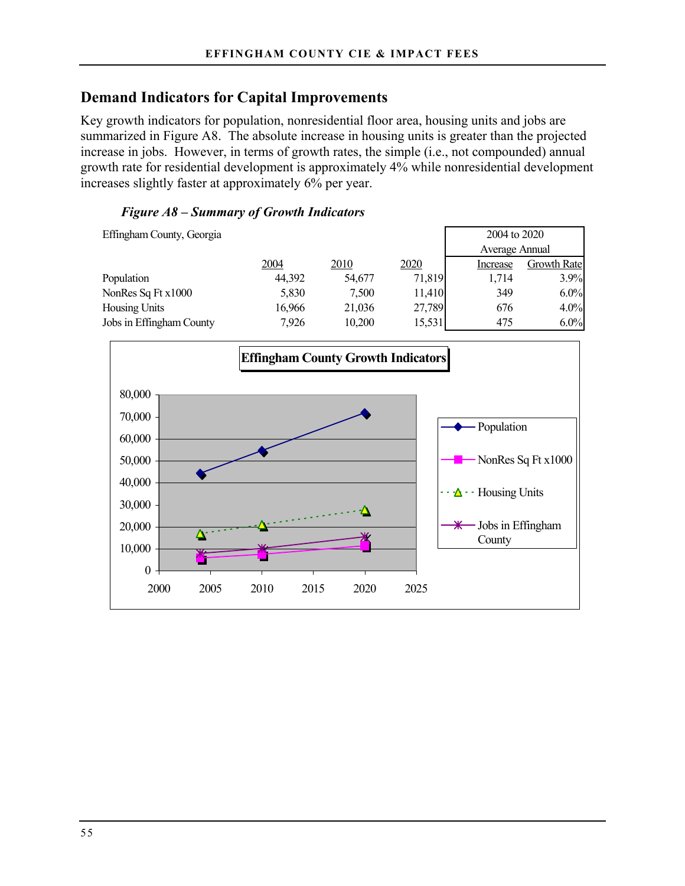## Demand Indicators for Capital Improvements

Key growth indicators for population, nonresidential floor area, housing units and jobs are summarized in Figure A8. The absolute increase in housing units is greater than the projected increase in jobs. However, in terms of growth rates, the simple (i.e., not compounded) annual growth rate for residential development is approximately 4% while nonresidential development increases slightly faster at approximately 6% per year.

*Figure A8 – Summary of Growth Indicators*

| Effingham County, Georgia | | | | 2004 to 2020 Average Annual | |
|---|---|---|---|---|---|
| | 2004 | 2010 | 2020 | Increase | Growth Rate |
| Population | 44,392 | 54,677 | 71,819 | 1,714 | 3.9% |
| NonRes Sq Ft x1000 | 5,830 | 7,500 | 11,410 | 349 | 6.0% |
| Housing Units | 16,966 | 21,036 | 27,789 | 676 | 4.0% |
| Jobs in Effingham County | 7,926 | 10,200 | 15,531 | 475 | 6.0% |

**Effingham County Growth Indicators**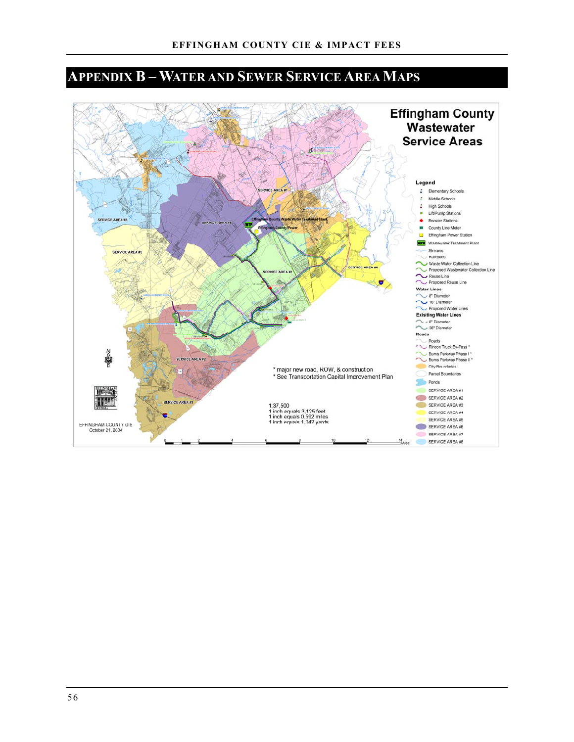# APPENDIX B – WATER AND SEWER SERVICE AREA MAPS

Effingham County Wastewater Service Areas

Legend

Elementary Schools
Middle Schools
High Schools
Lift/Pump Stations
Booster Stations
County Line Meter
Effingham Power Station
Wastewater Treatment Plant
Streams
Railroads
Waste Water Collection Line
Proposed Wastewater Collection Line
Reuse Line
Proposed Reuse Line

Water Lines
8" Diameter
16" Diameter
Proposed Water Lines

Exisiting Water Lines
8" Diameter
36" Diameter

Roads
Roads
Rincon Truck By-Pass *
Burns Parkway Phase I *
Burns Parkway Phase II *
City Boundaries
Parcel Boundaries
Ponds
SERVICE AREA #1
SERVICE AREA #2
SERVICE AREA #3
SERVICE AREA #4
SERVICE AREA #5
SERVICE AREA #6
SERVICE AREA #7
SERVICE AREA #8

SERVICE AREA #1
SERVICE AREA #2
SERVICE AREA #3
SERVICE AREA #4
SERVICE AREA #5
SERVICE AREA #6
SERVICE AREA #7
SERVICE AREA #8

Effingham County Waste Water Treatment Plant
Effingham County Power

\* major new road, ROW, & construction
\* See Transportation Capital Improvement Plan

1:37,500
1 inch equals 3,125 feet
1 inch equals 0.592 miles
1 inch equals 1,042 yards

0 1 2 4 6 8 10 12 14 Miles

EFFINGHAM COUNTY GIS
October 21, 2004